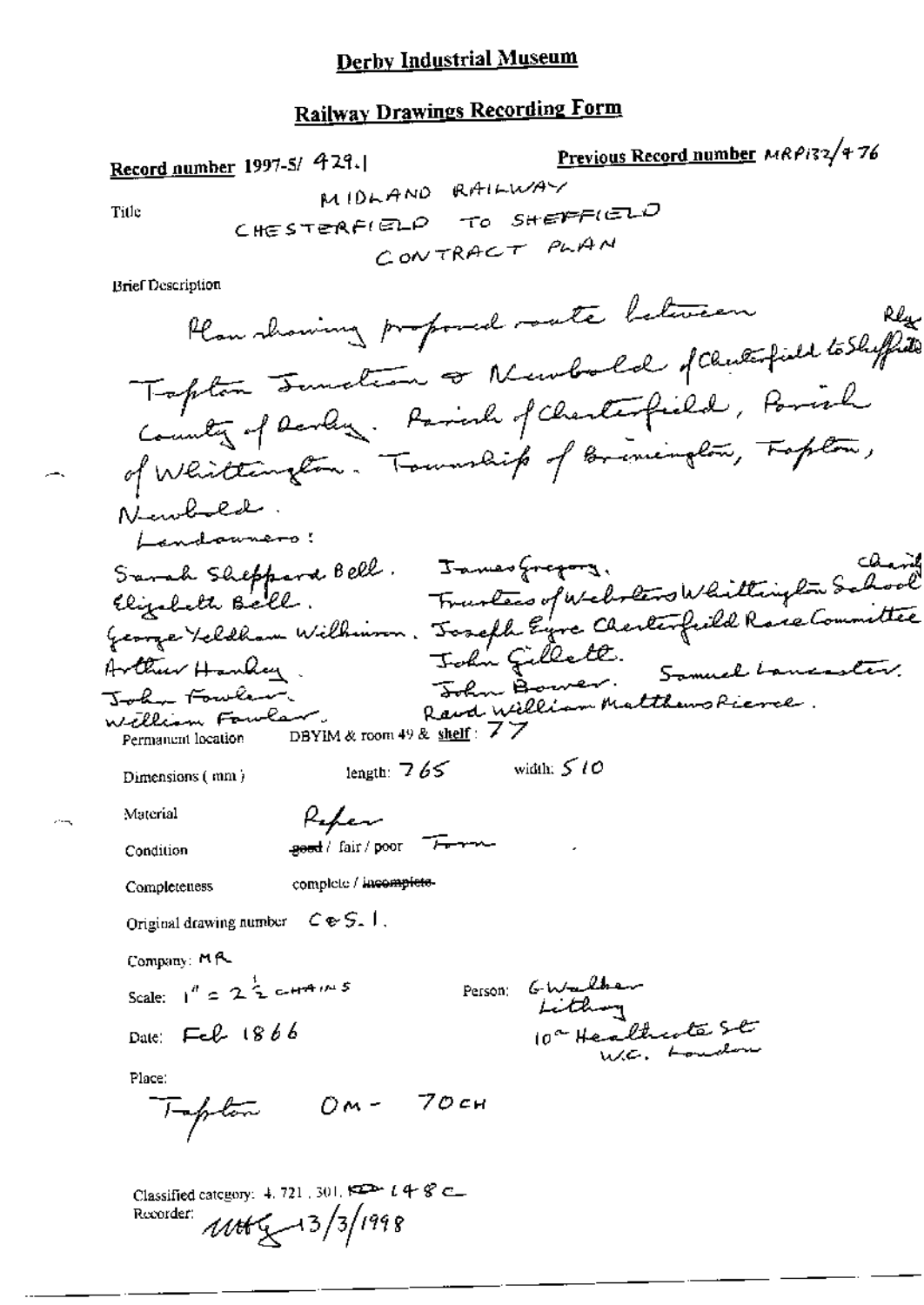# Derby Industrial Museum

## Railway Drawings Recording Form

**Record number** 1997-5/ 429.1

**Previous Record number** MRP132/476

Title

MIDLAND RAILWAY
CHESTERFIELD TO SHEFFIELD
CONTRACT PLAN

Brief Description

Plan showing proposed route between Tapton Junction & Newbold of Chesterfield to Sheffield Rly. County of Derby. Parish of Chesterfield, Parish of Whittington. Township of Brimington, Tapton, Newbold.

Landowners:

Sarah Sheppard Bell. Elizabeth Bell. George Yeldham Wilkinson. Arthur Hanley. John Fowler. William Fowler. James Gregory. Trustees of Websters Whittington School charity. Joseph Eyre Chesterfield Race Committee. John Gillett. Samuel Lancaster. John Bower. Revd William Matthews Pierce.

Permanent location DBYIM & room 49 & shelf: 77

Dimensions (mm) length: 765 width: 510

Material Paper

Condition ~~good~~ / fair / poor Torn

Completeness complete / ~~incomplete~~

Original drawing number C&S.1.

Company: MR

Scale: 1" = 2½ CHAINS

Person: G Walker Lithog 10a Heathcote St W.C. London

Date: Feb 1866

Place:

Tapton 0M - 70CH

Classified category: 4. 721. 301. FD 148 C

Recorder: MHG 13/3/1998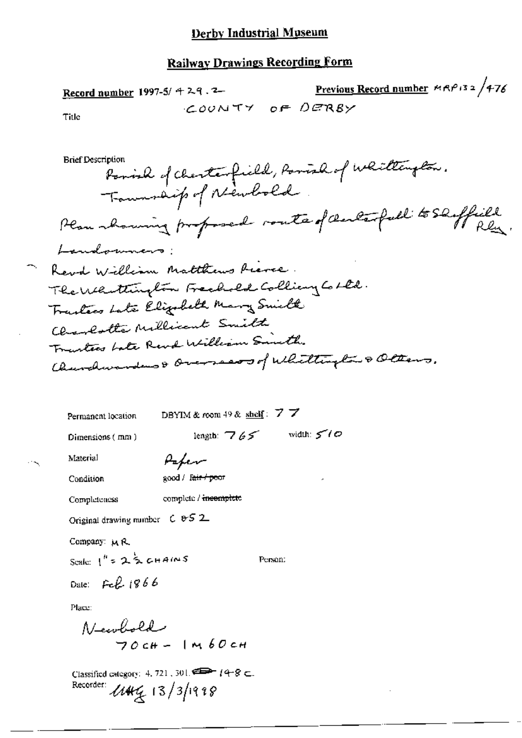# Derby Industrial Museum

## Railway Drawings Recording Form

**Record number** 1997-5/ 429.2

**Previous Record number** MRP132 /476

Title

COUNTY OF DERBY

Brief Description

Parish of Chesterfield, Parish of Whittington. Township of Newbold

Plan showing proposed route of Chesterfield to Sheffield Rly.

Landowners:

Revd William Matthews Pierce.
The Whittington Freehold Colliery Co Ltd.
Trustees Late Elizabeth Mary Smith
Charlotte Millicent Smith
Trustees Late Revd William Smith.
Churchwardens & Overseers of Whittington & Others.

Permanent location: DBYIM & room 49 & **shelf**: 77

Dimensions (mm): length: 765 width: 510

Material: Paper

Condition: good / ~~fair / poor~~

Completeness: complete / ~~incomplete~~

Original drawing number: C 852

Company: MR

Scale: 1" = 2½ CHAINS

Person:

Date: Feb 1866

Place:

Newbold
70CH - 1M 60CH

Classified category: 4.721.301. 148C.

Recorder: UMG 13/3/1998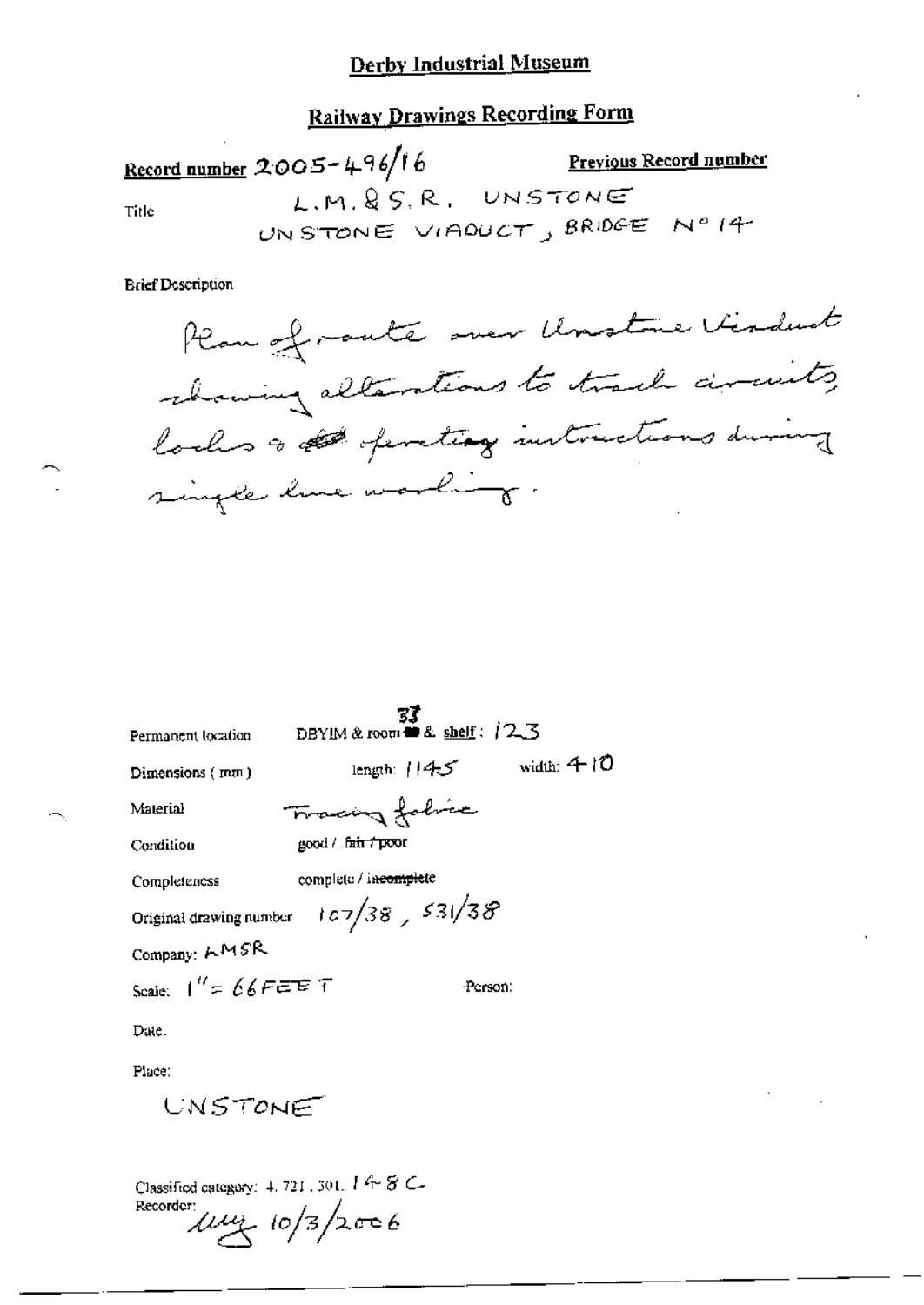# Derby Industrial Museum

## Railway Drawings Recording Form

**Record number** 2005-496/16

**Previous Record number**

Title: L.M.&S.R. UNSTONE
UNSTONE VIADUCT, BRIDGE No 14

Brief Description

Plan of route over Unstone Viaduct showing alterations to track circuits, locks & ~~[illegible]~~ operating instructions during single line working.

Permanent location: DBYIM & room 37 & shelf: 123

Dimensions (mm): length: 1145 width: 410

Material: Tracing fabric

Condition: good / ~~fair / poor~~

Completeness: complete / ~~incomplete~~

Original drawing number: 107/38, 531/38

Company: LMSR

Scale: 1" = 66 FEET

Person:

Date.

Place:

UNSTONE

Classified category: 4.721.301.148C

Recorder: [signature] 10/3/2006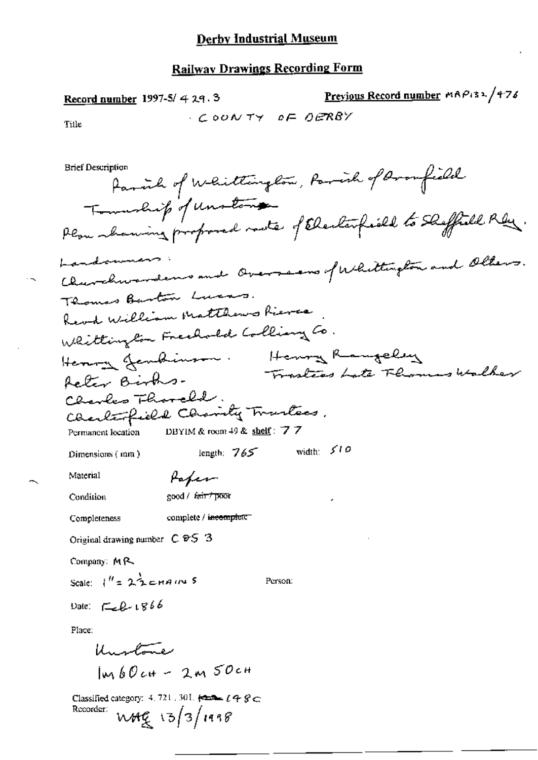# Derby Industrial Museum

## Railway Drawings Recording Form

**Record number** 1997-5/ 429.3

**Previous Record number** MAP132/476

Title

COUNTY OF DERBY

Brief Description

Parish of Whittington, Parish of Brimfield
Township of Unstone
Plan showing proposed route of Chesterfield to Sheffield Rly.

Landowners:
Churchwardens and Overseers of Whittington and Others.
Thomas Burton Lucas.
Revd William Matthews Pierce.
Whittington Freehold Colliery Co.
Henry Jenkinson. Henry Rangeley
Peter Birks. Trustees Late Thomas Walker
Charles Thorold.
Chesterfield Charity Trustees.

Permanent location DBYIM & room 49 & shelf: 77

Dimensions (mm) length: 765 width: 510

Material Paper

Condition good / ~~fair / poor~~

Completeness complete / ~~incomplete~~

Original drawing number C&S 3

Company: MR

Scale: 1" = 2½ CHAINS

Person:

Date: Feb 1866

Place:

Unstone
1m 60ch - 2m 50ch

Classified category: 4.721.301. ~~___~~ 148C

Recorder: WAG 13/3/1998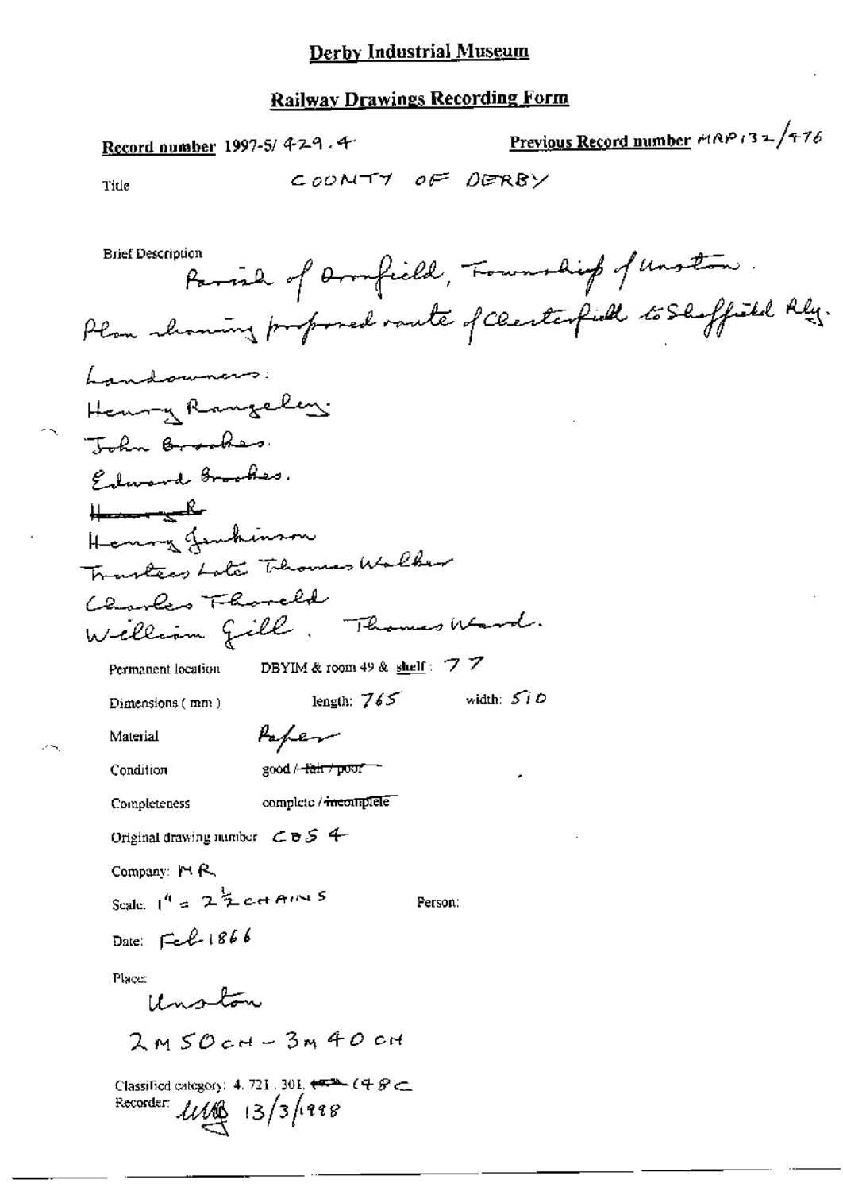# Derby Industrial Museum

## Railway Drawings Recording Form

**Record number** 1997-5/ 429.4

**Previous Record number** MRP132/476

Title: COUNTY OF DERBY

Brief Description:
Parish of Dronfield, Township of Unston.
Plan showing proposed route of Chesterfield to Sheffield Rly.

Landowners:
Henry Rangeley.
John Brookes.
Edward Brookes.
~~Henry R~~
Henry Jenkinson
Trustees Late Thomas Walker
Charles Thorold
William Gill. Thomas Ward.

Permanent location: DBYIM & room 49 & shelf: 77

Dimensions (mm): length: 765 width: 510

Material: Paper

Condition: good / ~~fair / poor~~

Completeness: complete / ~~incomplete~~

Original drawing number: CBS 4

Company: MR

Scale: 1" = 2½ CHAINS

Person:

Date: Feb 1866

Place:
Unston

2M 50CH – 3M 40CH

Classified category: 4. 721. 301. ~~...~~ 148C

Recorder: MB 13/3/1998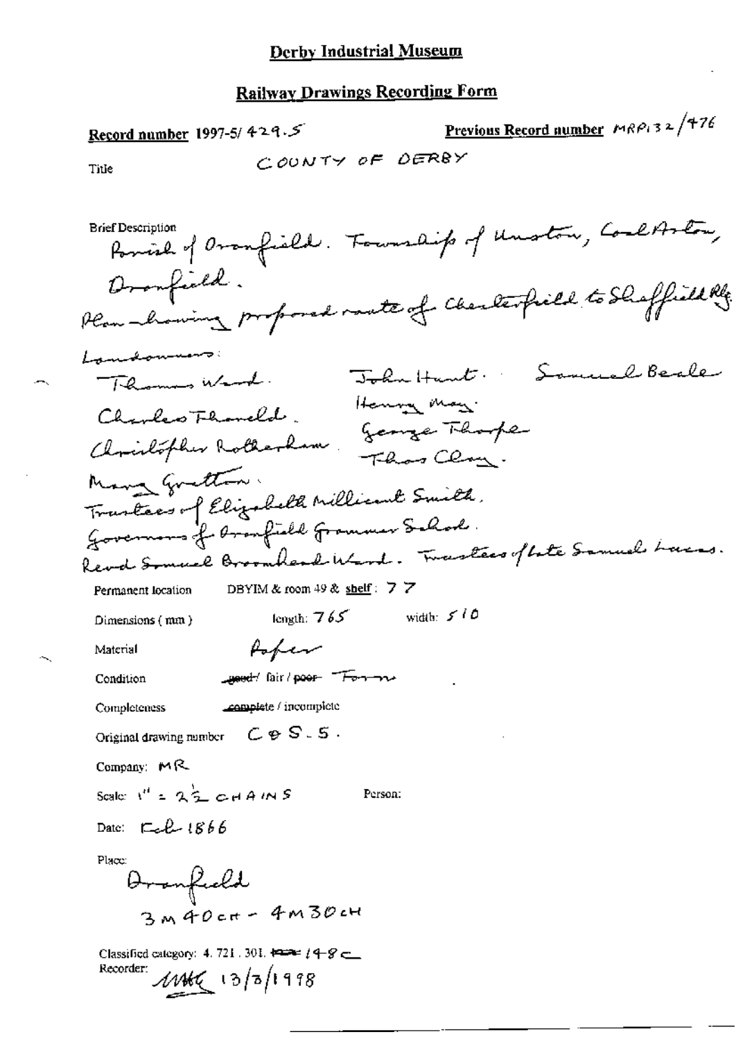# Derby Industrial Museum

## Railway Drawings Recording Form

**Record number** 1997-5/ 429.5

**Previous Record number** MRP132/476

**Title** COUNTY OF DERBY

**Brief Description**
Parish of Dronfield. Township of Unston, Coal Aston, Dronfield.
Plan showing proposed route of Chesterfield to Sheffield Rly.

Landowners:
Thomas Ward. John Hunt. Samuel Beale
Charles Thorold. Henry May.
Christopher Rotherham. George Thorpe
Thos Clay.
Mary Gratton.
Trustees of Elizabeth Millicent Smith.
Governors of Dronfield Grammar School.
Revd Samuel Broomhead Ward. Trustees of late Samuel Lucas.

Permanent location DBYIM & room 49 & shelf: 77

Dimensions (mm) length: 765 width: 510

Material Paper

Condition ~~good~~ / fair / ~~poor~~ ~~Torn~~

Completeness complete / incomplete

Original drawing number C&S. 5.

Company: MR

Scale: 1" = 2½ CHAINS Person:

Date: Feb 1866

Place:
Dronfield
3M 40CH - 4M 30CH

Classified category: 4. 721. 301. ~~...~~ 148C
Recorder: MHC 13/3/1998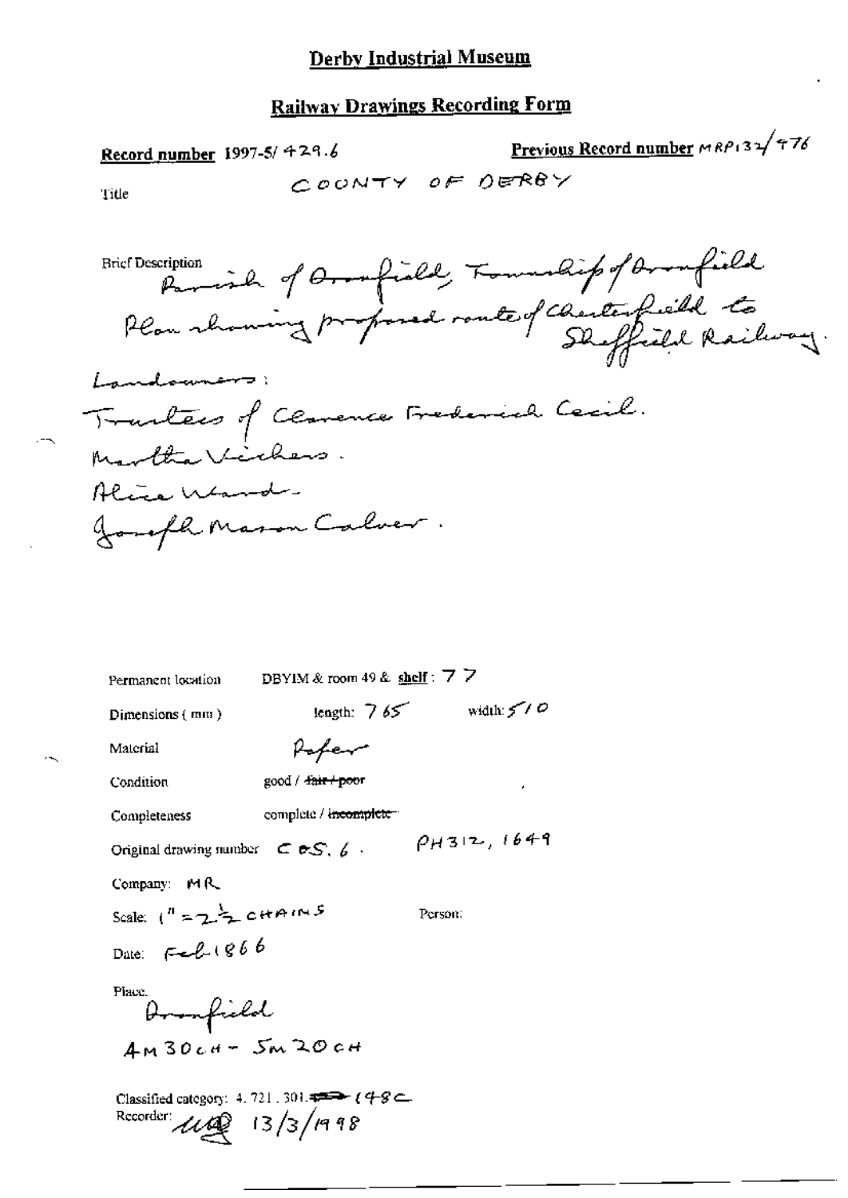# Derby Industrial Museum

## Railway Drawings Recording Form

**Record number** 1997-5/ 429.6

**Previous Record number** MRP132/476

Title: COUNTY OF DERBY

Brief Description: Parish of Brimfield, Township of Brimfield
Plan showing proposed route of Chesterfield to Sheffield Railway.

Landowners:
Trustees of Clarence Frederick Cecil.
Martha Vickers.
Alice Ward.
Joseph Mason Calver.

Permanent location: DBYIM & room 49 & **shelf**: 77

Dimensions (mm): length: 765 width: 510

Material: Paper

Condition: good / ~~fair / poor~~

Completeness: complete / ~~incomplete~~

Original drawing number: C o S. 6. PH312, 1649

Company: MR

Scale: 1" = 2½ CHAINS

Person:

Date: Feb 1866

Place: Brimfield
4M 30CH - 5M 20CH

Classified category: 4. 721. 301. ⇒ 148C

Recorder: [initials] 13/3/1998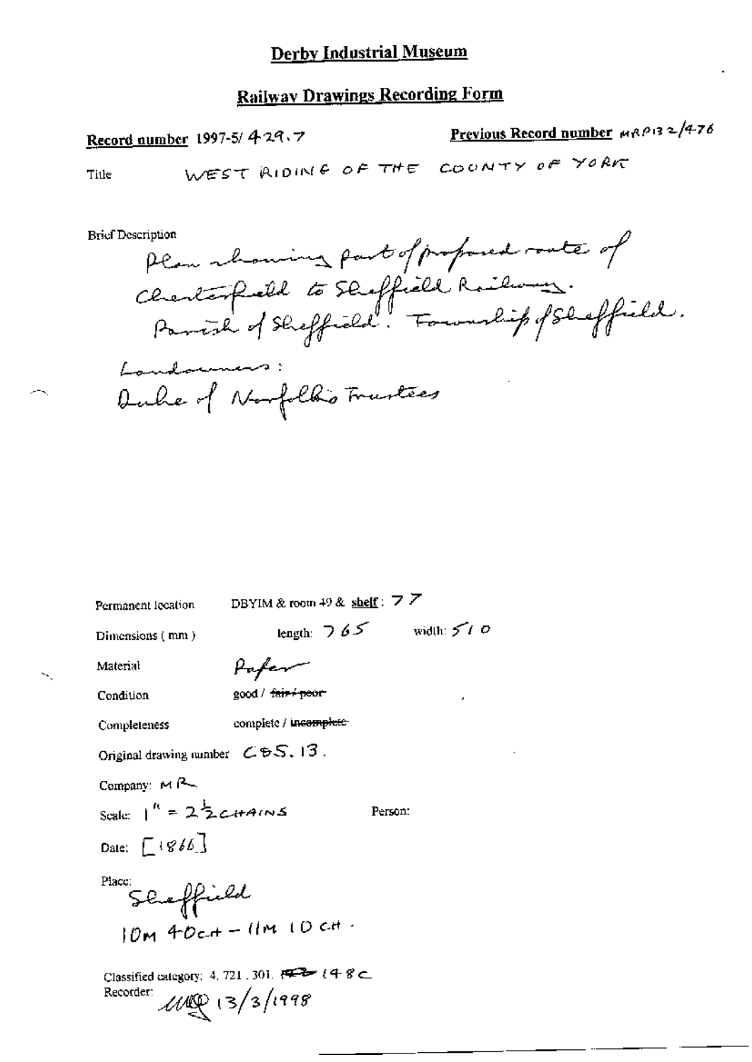# Derby Industrial Museum

## Railway Drawings Recording Form

**Record number** 1997-5/ 429.7

**Previous Record number** MRP132/476

Title WEST RIDING OF THE COUNTY OF YORK

Brief Description

Plan showing part of proposed route of Chesterfield to Sheffield Railway. Parish of Sheffield. Township of Sheffield.

Landowners:
Duke of Norfolk's Trustees

Permanent location DBYIM & room 49 & shelf: 77

Dimensions (mm) length: 765 width: 510

Material Paper

Condition good / ~~fair / poor~~

Completeness complete / ~~incomplete~~

Original drawing number C85.13.

Company: MR

Scale: 1" = $2\frac{1}{2}$ CHAINS

Person:

Date: [1866]

Place: Sheffield
10M 40CH – 11M 10CH.

Classified category: 4. 721. 301. ~~FE~~ 148C

Recorder: ULP 13/3/1998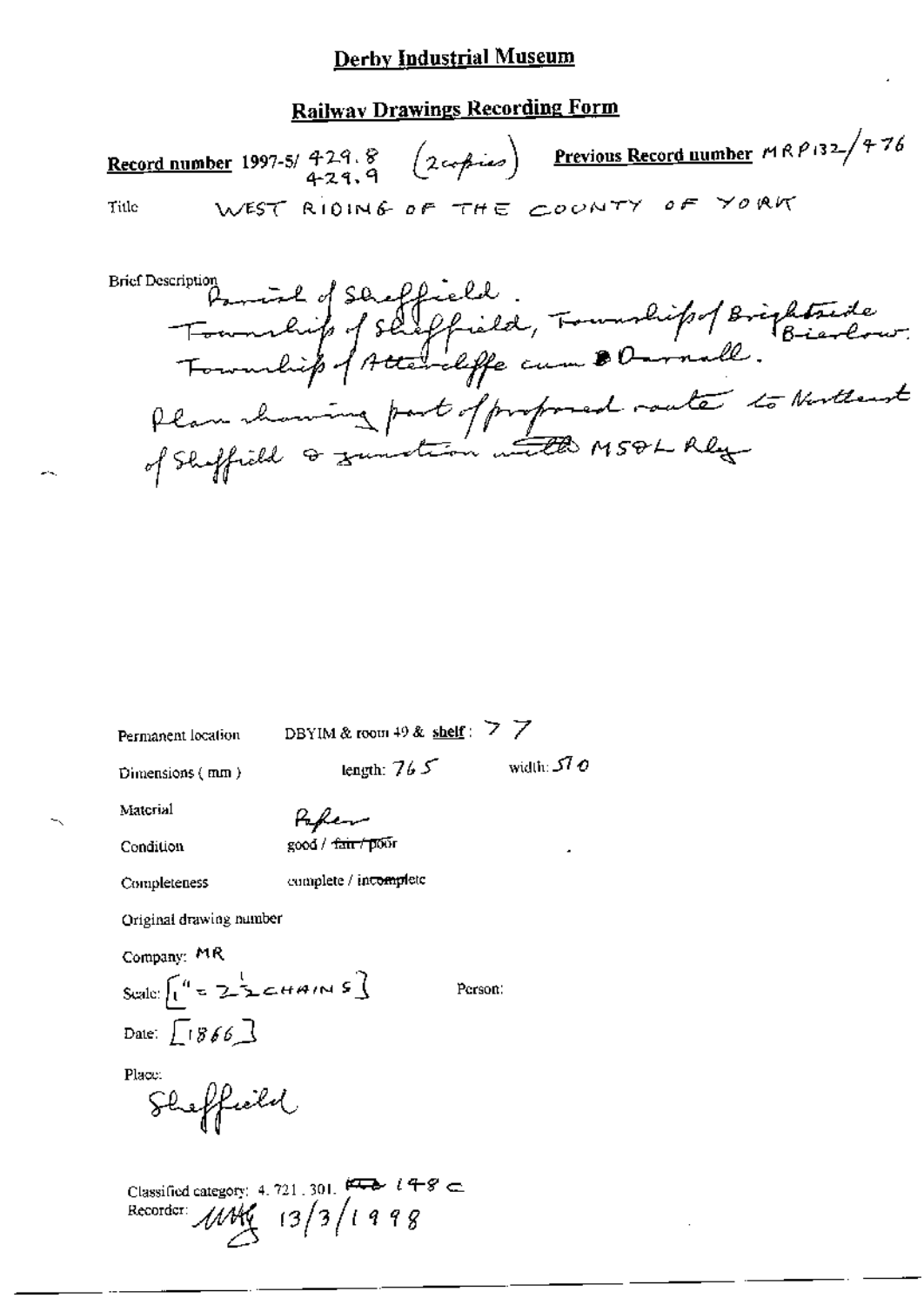# Derby Industrial Museum

## Railway Drawings Recording Form

**Record number** 1997-5/ 429.8 / 429.9 (2 copies) **Previous Record number** MRP132/476

Title WEST RIDING OF THE COUNTY OF YORK

Brief Description Parish of Sheffield. Township of Sheffield, Township of Brightside Bierlow. Township of Attercliffe cum Darnall. Plan showing part of proposed route to Northeast of Sheffield & junction with MS&L Rly

Permanent location DBYIM & room 49 & **shelf**: 77

Dimensions ( mm ) length: 765 width: 570

Material Paper

Condition good / ~~fair / poor~~

Completeness complete / incomplete

Original drawing number

Company: MR

Scale: [1" = 2½ CHAINS]

Person:

Date: [1866]

Place: Sheffield

Classified category: 4. 721. 301. ~~FD~~ 148 C

Recorder: MMG 13/3/1998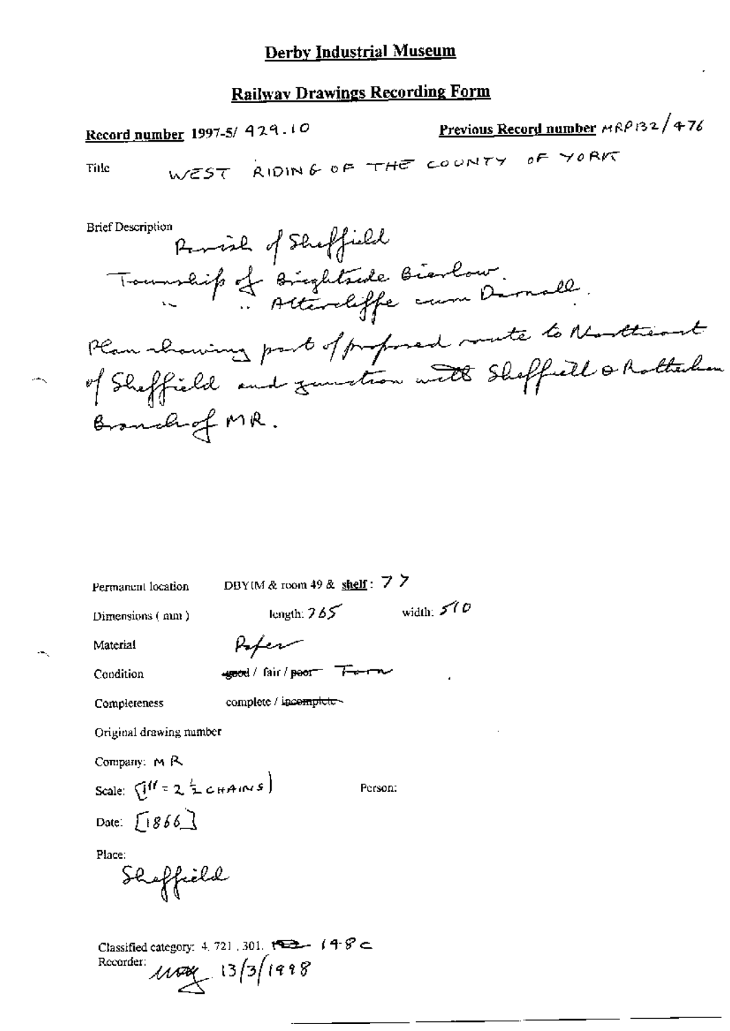# Derby Industrial Museum

## Railway Drawings Recording Form

**Record number** 1997-5/ 429.10

**Previous Record number** MRP132/476

Title WEST RIDING OF THE COUNTY OF YORK

Brief Description
Parish of Sheffield
Township of Brightside Bierlow.
" " Attercliffe cum Darnall.
Plan showing part of proposed route to Northeast of Sheffield and junction with Sheffield & Rotherham Branch of MR.

Permanent location DBYIM & room 49 & **shelf**: 77

Dimensions ( mm ) length: 765 width: 510

Material Paper

Condition ~~good~~ / fair / ~~poor~~ Torn

Completeness complete / ~~incomplete~~

Original drawing number

Company: MR

Scale: [1" = 2 ½ CHAINS]

Person:

Date: [1866]

Place:
Sheffield

Classified category: 4. 721 . 301. ~~182~~ 148C

Recorder: MAY 13/3/1998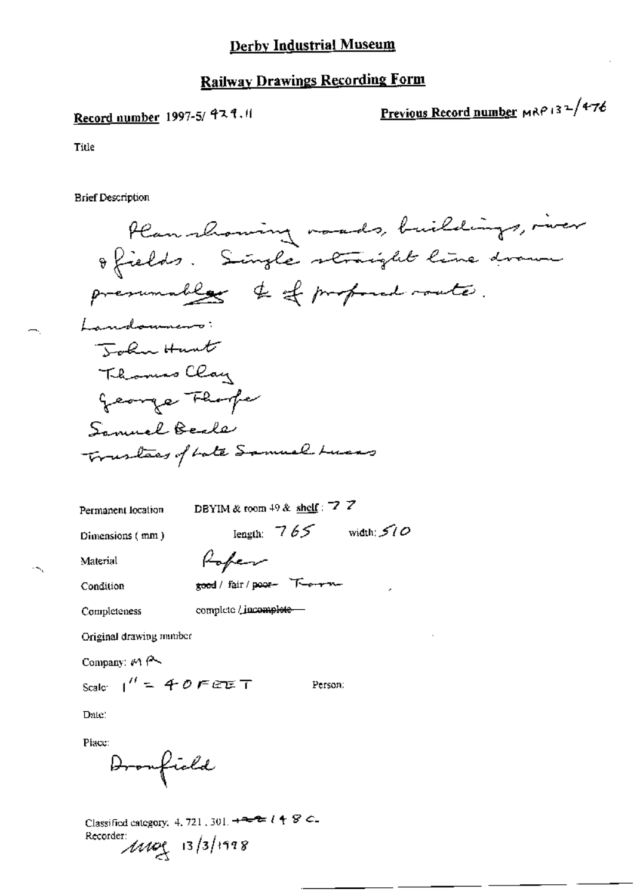# Derby Industrial Museum

## Railway Drawings Recording Form

**Record number** 1997-5/ 479.11

**Previous Record number** MRP132/476

Title

Brief Description

Plan showing roads, buildings, river & fields. Single straight line drawn presumably ℄ of proposed route.

Landowners:

John Hunt

Thomas Clay

George Thorpe

Samuel Beale

Trustees of late Samuel Lucas

Permanent location: DBYIM & room 49 & shelf: 77

Dimensions (mm): length: 765 width: 510

Material: Paper

Condition: ~~good~~ / fair / ~~poor~~ Torn

Completeness: complete / ~~incomplete~~

Original drawing number

Company: MR

Scale: 1" = 40 FEET

Person:

Date:

Place: Dronfield

Classified category: 4.721.301. ~~...~~ 148C.

Recorder: MOG 13/3/1998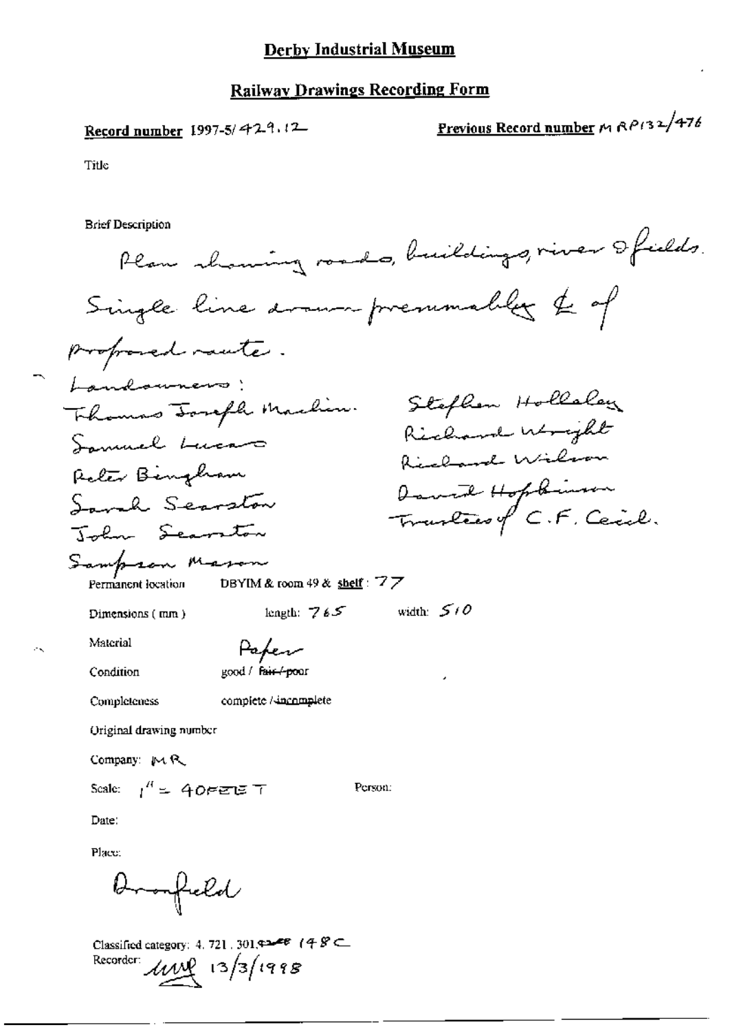# Derby Industrial Museum

## Railway Drawings Recording Form

**Record number** 1997-5/429.12

**Previous Record number** MRP132/476

Title

Brief Description

Plan showing roads, buildings, river & fields. Single line drawn presumably ℄ of proposed route.

Landowners:

Thomas Joseph Machin.
Samuel Lucas
Peter Bingham
Sarah Searston
John Searston
Sampson Mason
Stephen Hollaley
Richard Wright
Richard Wilson
David Hopkinson
Trustees of C.F. Cecil.

Permanent location DBYIM & room 49 & **shelf** : 77

Dimensions (mm) length: 765 width: 510

Material Paper

Condition good / ~~fair / poor~~

Completeness complete / ~~incomplete~~

Original drawing number

Company: MR

Scale: 1" = 40FEET

Person:

Date:

Place:

Dronfield

Classified category: 4. 721. 301.~~42~~ 148C

Recorder: mwl 13/3/1998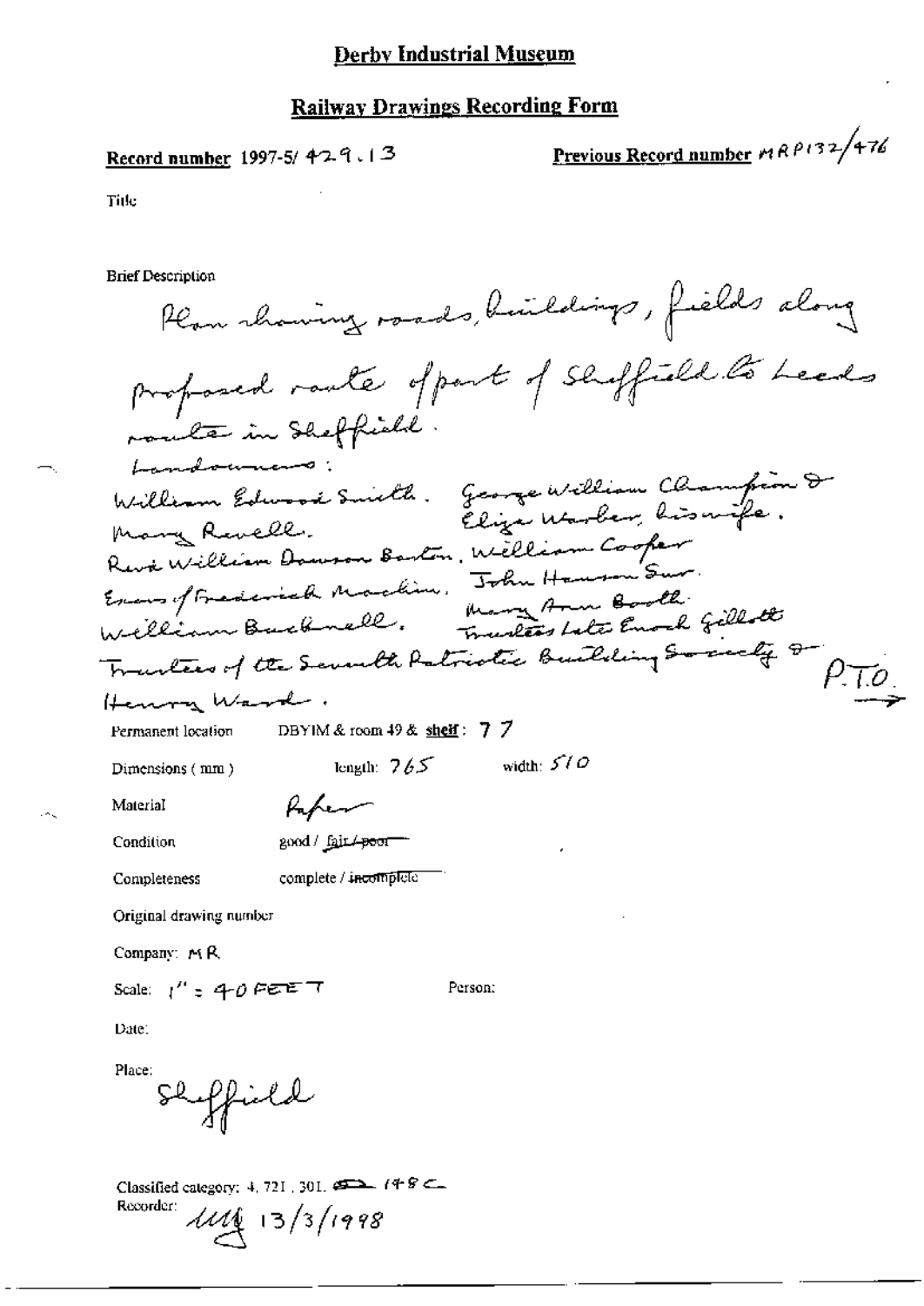# Derby Industrial Museum

## Railway Drawings Recording Form

**Record number** 1997-5/ 429.13

**Previous Record number** MRP132/476

Title

Brief Description

Plan showing roads, buildings, fields along proposed route of part of Sheffield to Leeds route in Sheffield.

Landowners:
William Edward Smith. George William Champion & Eliza Warber, his wife.
Mary Revell.
Revd William Dawson Barton. William Cooper
Exors of Frederick Machin. John Hanson Snr.
William Bucknell. Mary Ann Booth.
Trustees late Enoch Gillott
Trustees of the Seventh Patriotic Building Society & Henry Ward.

P.T.O. →

Permanent location DBYIM & room 49 & **shelf**: 77

Dimensions (mm) length: 765 width: 510

Material Paper

Condition good / fair / ~~poor~~

Completeness complete / ~~incomplete~~

Original drawing number

Company: MR

Scale: 1" = 40 FEET

Person:

Date:

Place: Sheffield

Classified category: 4. 721. 301. ~~~~ 148 C

Recorder: mg 13/3/1998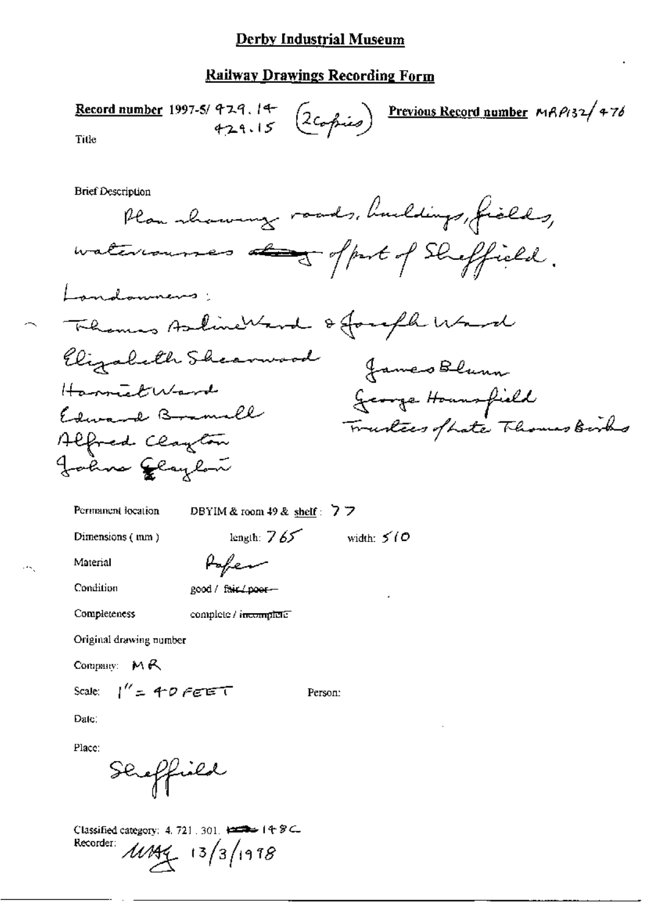# Derby Industrial Museum

## Railway Drawings Recording Form

**Record number** 1997-5/ 429.14 (2 copies) **Previous Record number** MRP132/476
429.15

Title

Brief Description

Plan showing roads, buildings, fields, watercourses ~~along~~ of part of Sheffield.

Landowners:

Thomas Asline Ward & Joseph Ward
Elizabeth Shearwood
Harriet Ward
Edward Bramall
Alfred Clayton
Johns Clayton
James Blunn
George Hounsfield
Trustees of late Thomas Birks

Permanent location DBYIM & room 49 & shelf: 77

Dimensions (mm) length: 765 width: 510

Material Paper

Condition good / ~~fair / poor~~

Completeness complete / ~~incomplete~~

Original drawing number

Company: MR

Scale: 1" = 40 FEET Person:

Date:

Place:

Sheffield

Classified category: 4. 721. 301. ~~▬~~ 148C

Recorder: MAY 13/3/1998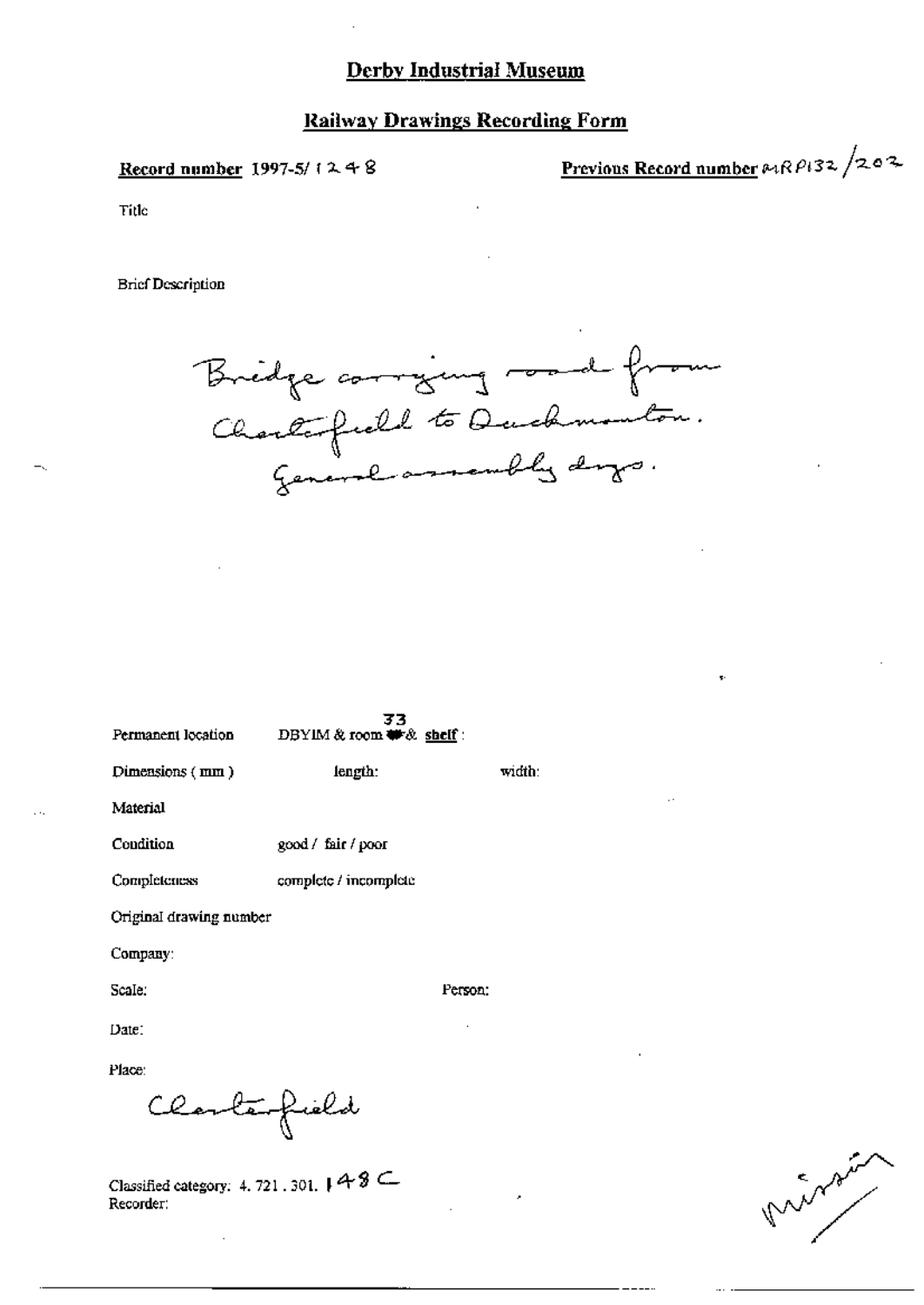# Derby Industrial Museum

## Railway Drawings Recording Form

**Record number** 1997-5/1248

**Previous Record number** MRP132/202

Title

Brief Description

Bridge carrying road from Chesterfield to Duckmanton. General assembly dwgs.

Permanent location DBYIM & room 33 & **shelf** :

Dimensions (mm) length: width:

Material

Condition good / fair / poor

Completeness complete / incomplete

Original drawing number

Company:

Scale: Person:

Date:

Place:

Chesterfield

Classified category: 4.721.301.148C

Recorder:

Missing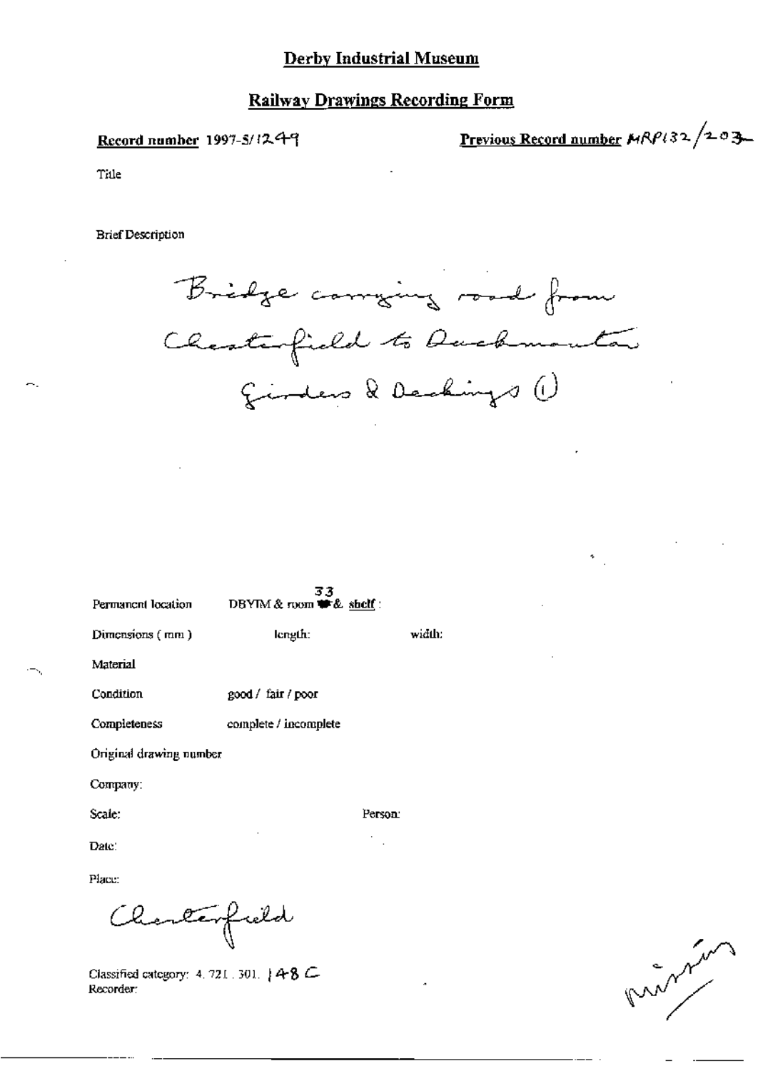# Derby Industrial Museum

## Railway Drawings Recording Form

**Record number** 1997-5/1249

**Previous Record number** MRP132/203

Title

Brief Description

Bridge carrying road from Chesterfield to Duckmanton Girders & Deckings (1)

Permanent location DBYIM & room 33 & shelf :

Dimensions ( mm ) length: width:

Material

Condition good / fair / poor

Completeness complete / incomplete

Original drawing number

Company:

Scale: Person:

Date:

Place:

Chesterfield

Classified category: 4. 721. 301. 148 C

Recorder: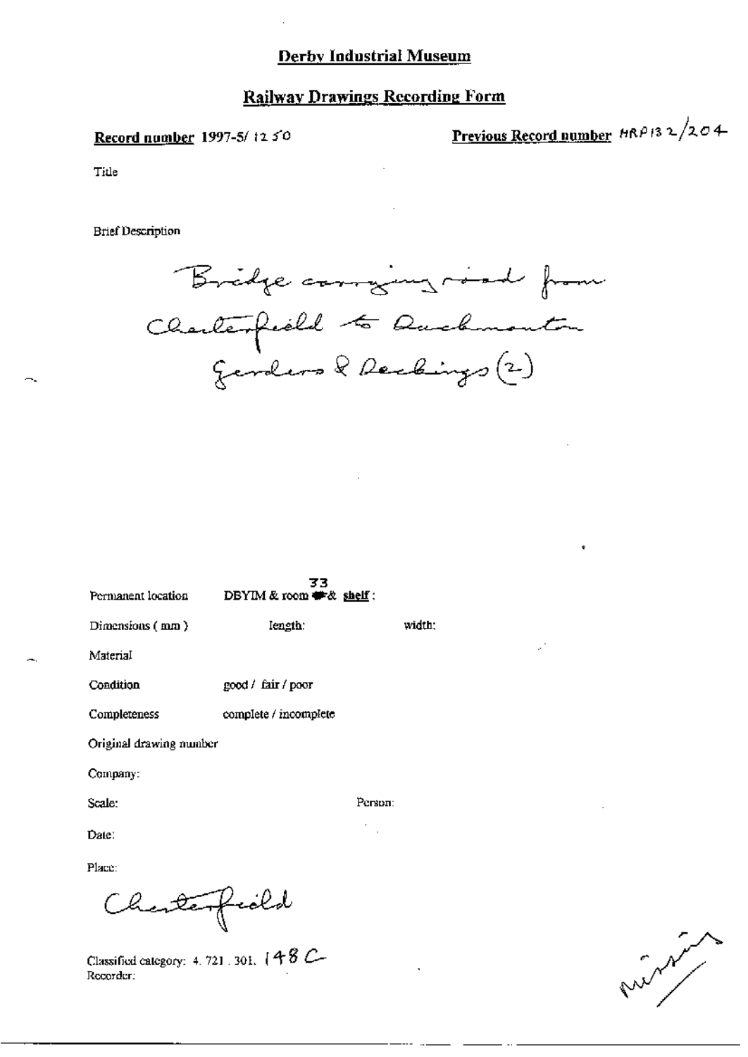**Derby Industrial Museum**

**Railway Drawings Recording Form**

**Record number** 1997-5/ 1250

**Previous Record number** MRP132/204

Title

Brief Description

Bridge carrying road from Chesterfield to Duckmanton Girders & Deckings (2)

Permanent location DBYIM & room 33 & shelf:

Dimensions (mm) length: width:

Material

Condition good / fair / poor

Completeness complete / incomplete

Original drawing number

Company:

Scale: Person:

Date:

Place:

Chesterfield

Classified category: 4. 721. 301. 148 C

Recorder:

missing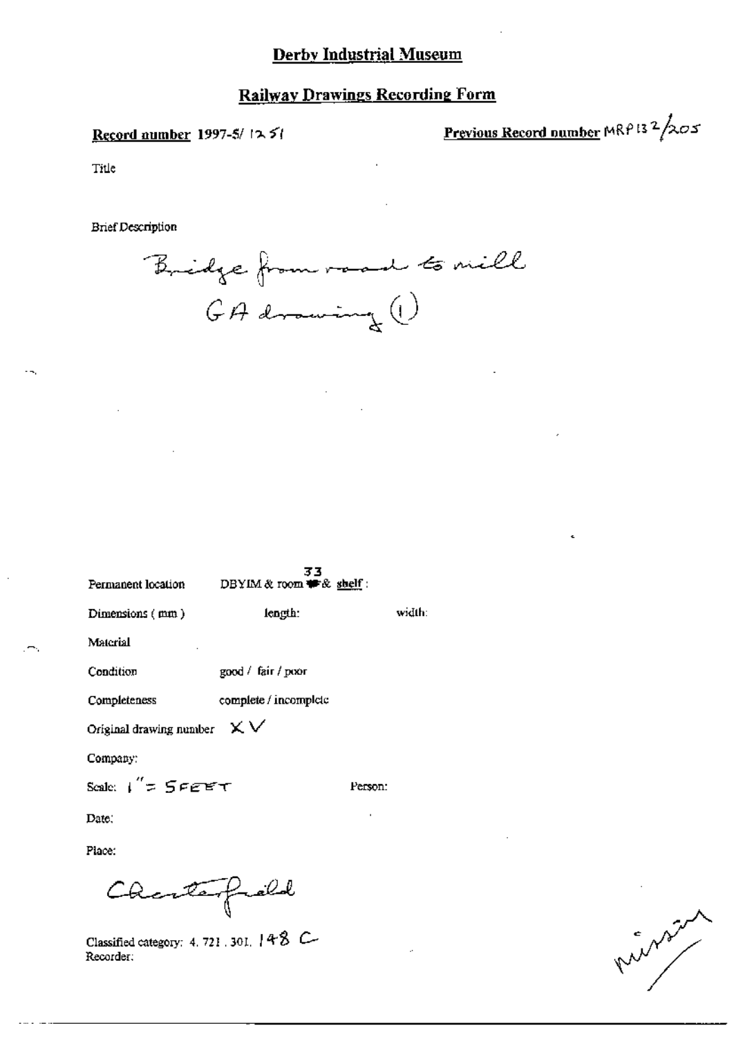## Derby Industrial Museum

## Railway Drawings Recording Form

**Record number** 1997-5/ 1251

**Previous Record number** MRP132/205

Title

Brief Description

Bridge from road to mill
GA drawing (1)

Permanent location DBYIM & room 33 & shelf :

Dimensions ( mm ) length: width:

Material

Condition good / fair / poor

Completeness complete / incomplete

Original drawing number XV

Company:

Scale: 1" = 5FEET Person:

Date:

Place:

Chesterfield

Classified category: 4. 721 . 301. 148 C
Recorder:

missing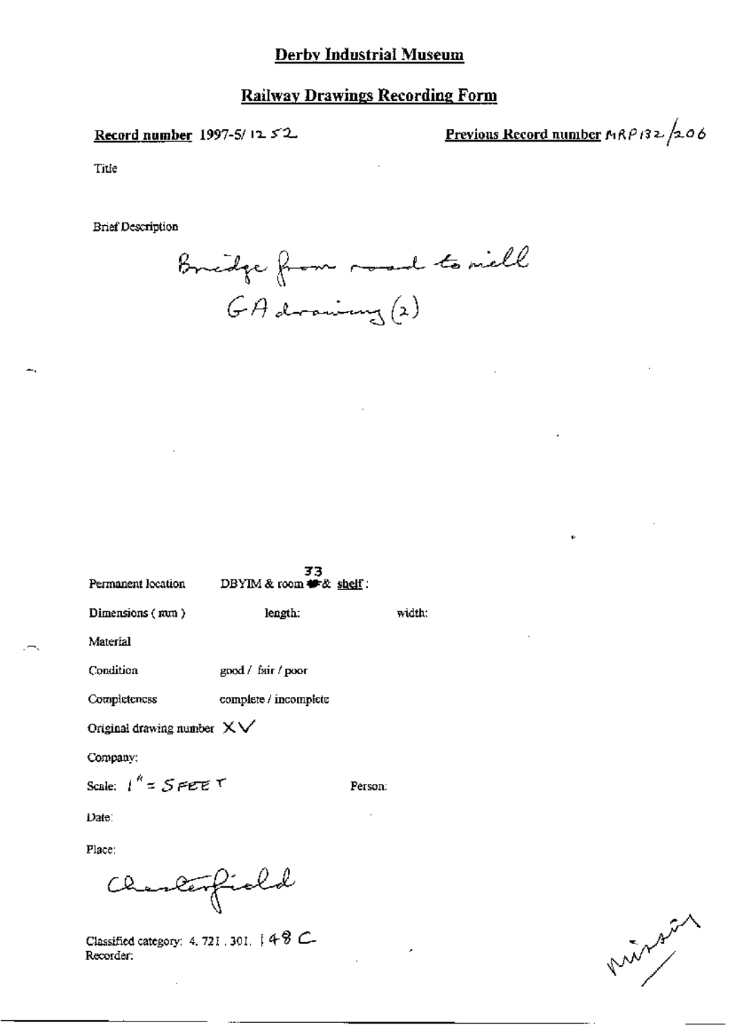# Derby Industrial Museum

## Railway Drawings Recording Form

**Record number** 1997-5/ 1252

**Previous Record number** MRP132/206

Title

Brief Description

Bridge from road to mill
GA drawing (2)

Permanent location DBYIM & room 33 & shelf :

Dimensions ( mm ) length: width:

Material

Condition good / fair / poor

Completeness complete / incomplete

Original drawing number XV

Company:

Scale: 1" = 5 FEET

Person:

Date:

Place:

Chesterfield

Classified category: 4. 721 . 301. 148 C

Recorder:

missing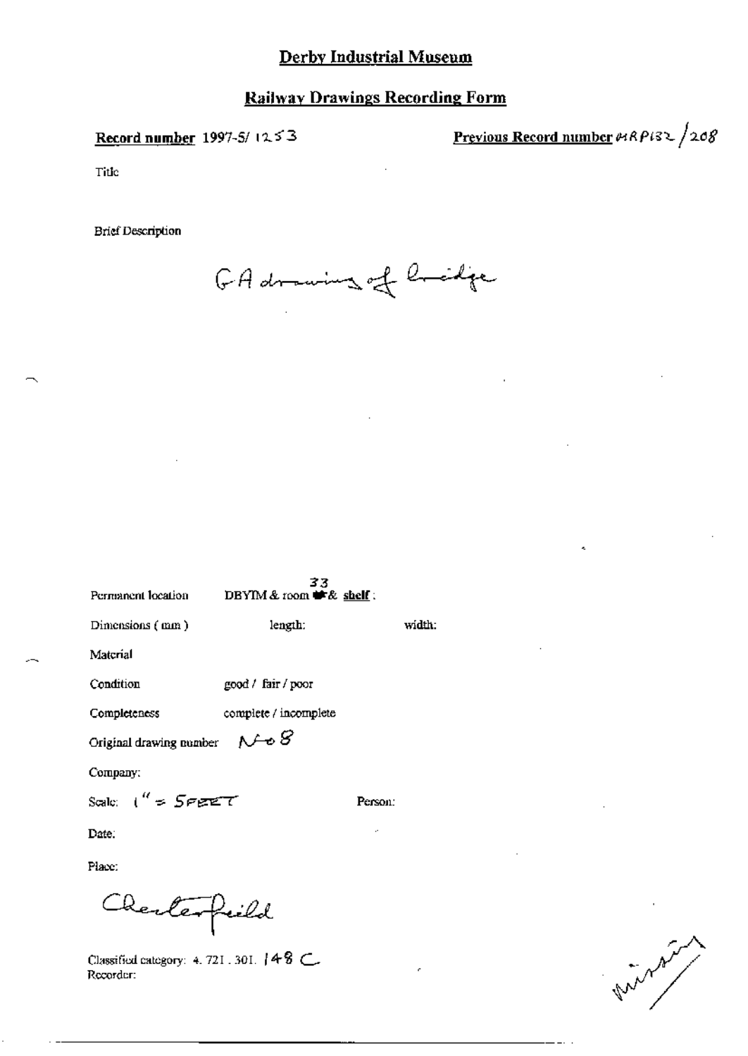# Derby Industrial Museum

## Railway Drawings Recording Form

**Record number** 1997-5/ 1253

**Previous Record number** MRP132/208

Title

Brief Description

GA drawing of bridge

Permanent location DBYIM & room 33 & **shelf** :

Dimensions (mm) length: width:

Material

Condition good / fair / poor

Completeness complete / incomplete

Original drawing number No 8

Company:

Scale: 1" = 5FEET

Person:

Date:

Place:

Chesterfield

Classified category: 4. 721. 301. 148 C

Recorder:

missing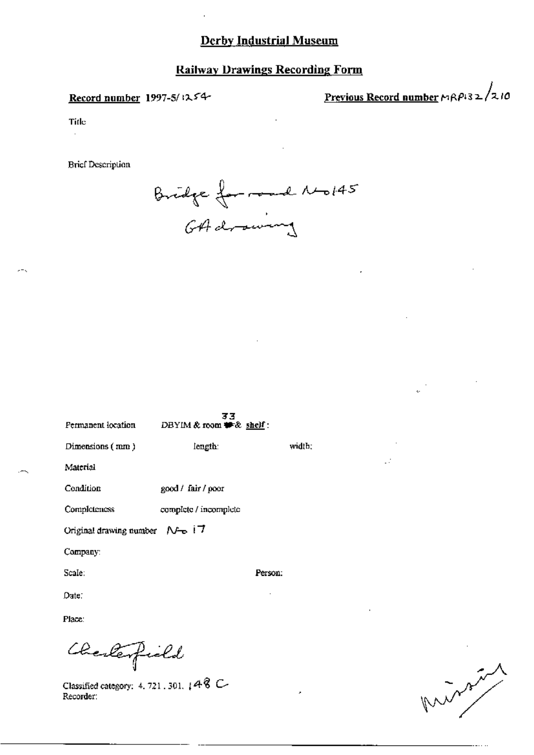## Derby Industrial Museum

## Railway Drawings Recording Form

**Record number** 1997-5/1254

**Previous Record number** MRP132/210

Title

Brief Description

Bridge for road No145
GA drawing

Permanent location DBYIM & room 33 & **shelf**:

Dimensions (mm) length: width:

Material

Condition good / fair / poor

Completeness complete / incomplete

Original drawing number No 17

Company:

Scale: Person:

Date:

Place:

Chesterfield

Classified category: 4. 721. 301. 148 C

Recorder:

missing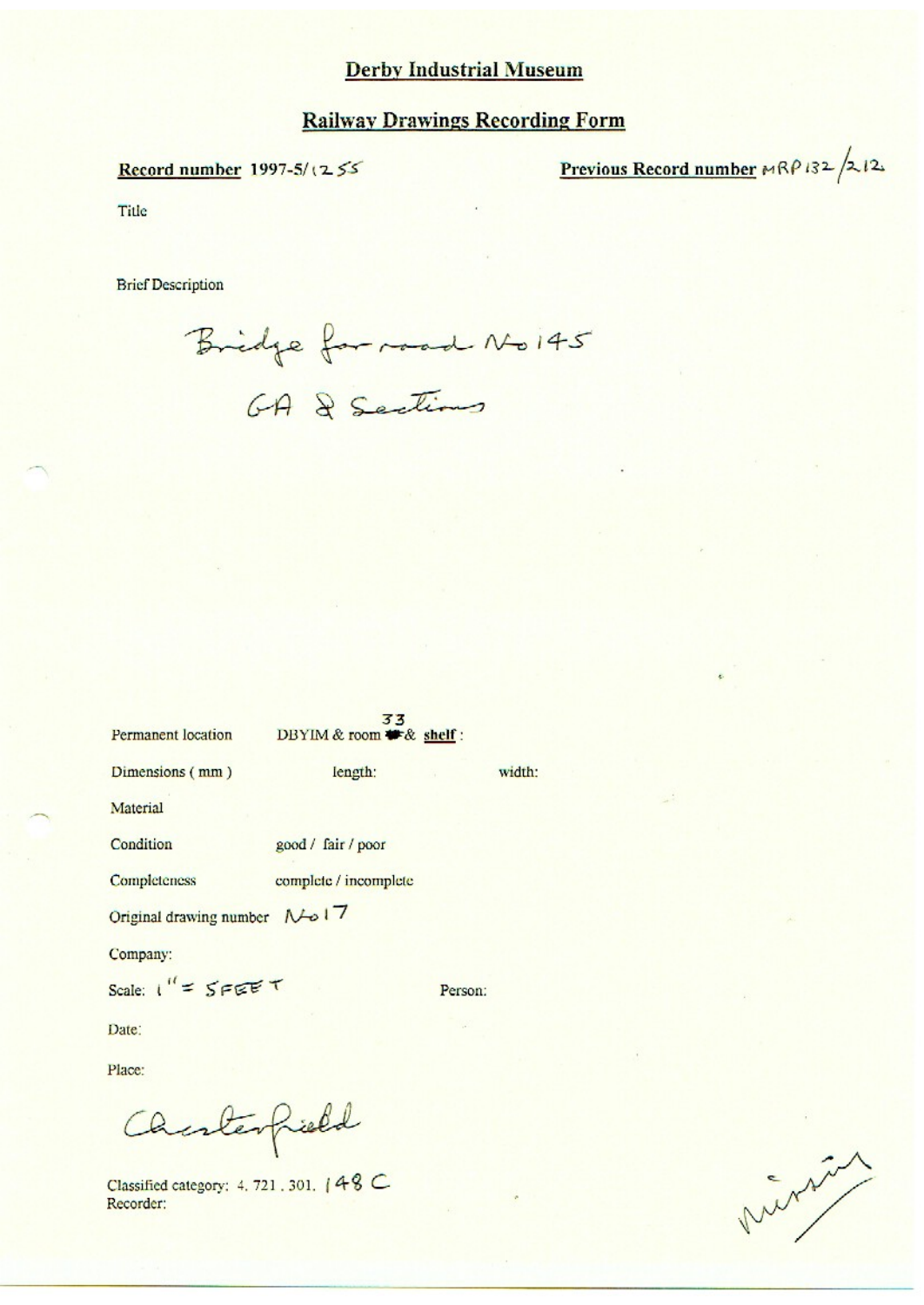# Derby Industrial Museum

## Railway Drawings Recording Form

**Record number** 1997-5/1255

**Previous Record number** MRP132/212

Title

Brief Description

Bridge for road No 145
GA & Sections

Permanent location DBYIM & room 33 & **shelf** :

Dimensions ( mm ) length: width:

Material

Condition good / fair / poor

Completeness complete / incomplete

Original drawing number No 17

Company:

Scale: 1" = 5FEET

Person:

Date:

Place:

Chesterfield

Classified category: 4. 721. 301. 148 C

Recorder:

missing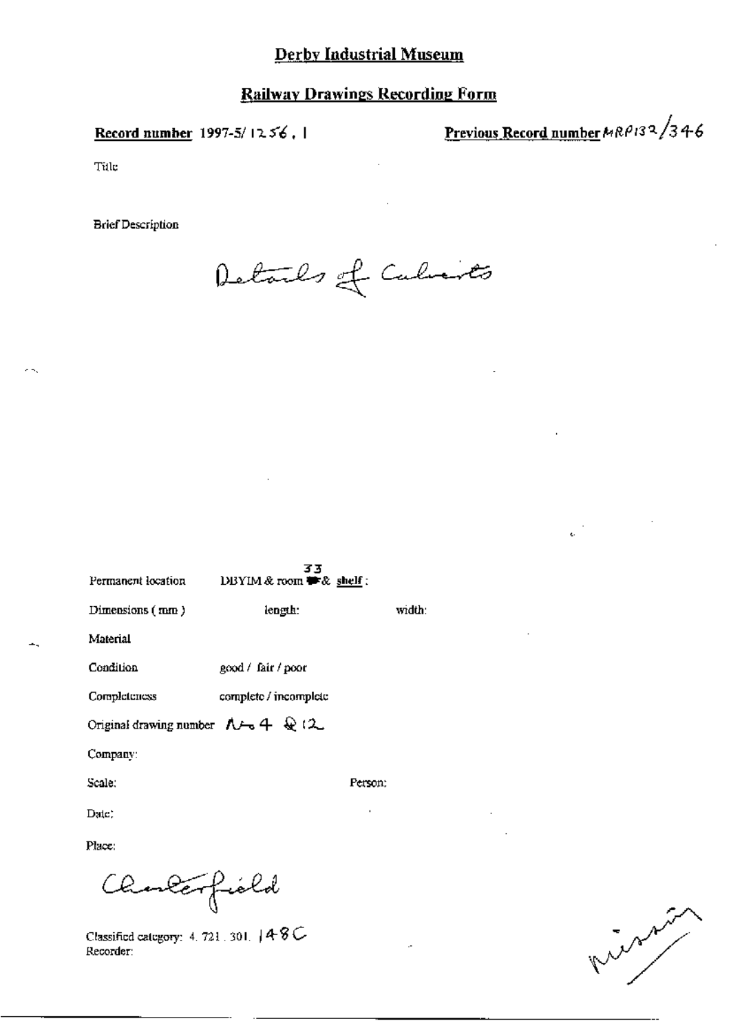# Derby Industrial Museum

## Railway Drawings Recording Form

**Record number** 1997-5/ 1256 . 1

**Previous Record number** MRP132/346

Title

Brief Description

Details of Culverts

Permanent location DBYIM & room 33 & **shelf** :

Dimensions ( mm ) length: width:

Material

Condition good / fair / poor

Completeness complete / incomplete

Original drawing number No 4 & 12

Company:

Scale: Person:

Date:

Place:

Chesterfield

Classified category: 4. 721. 301. 148C

Recorder:

missing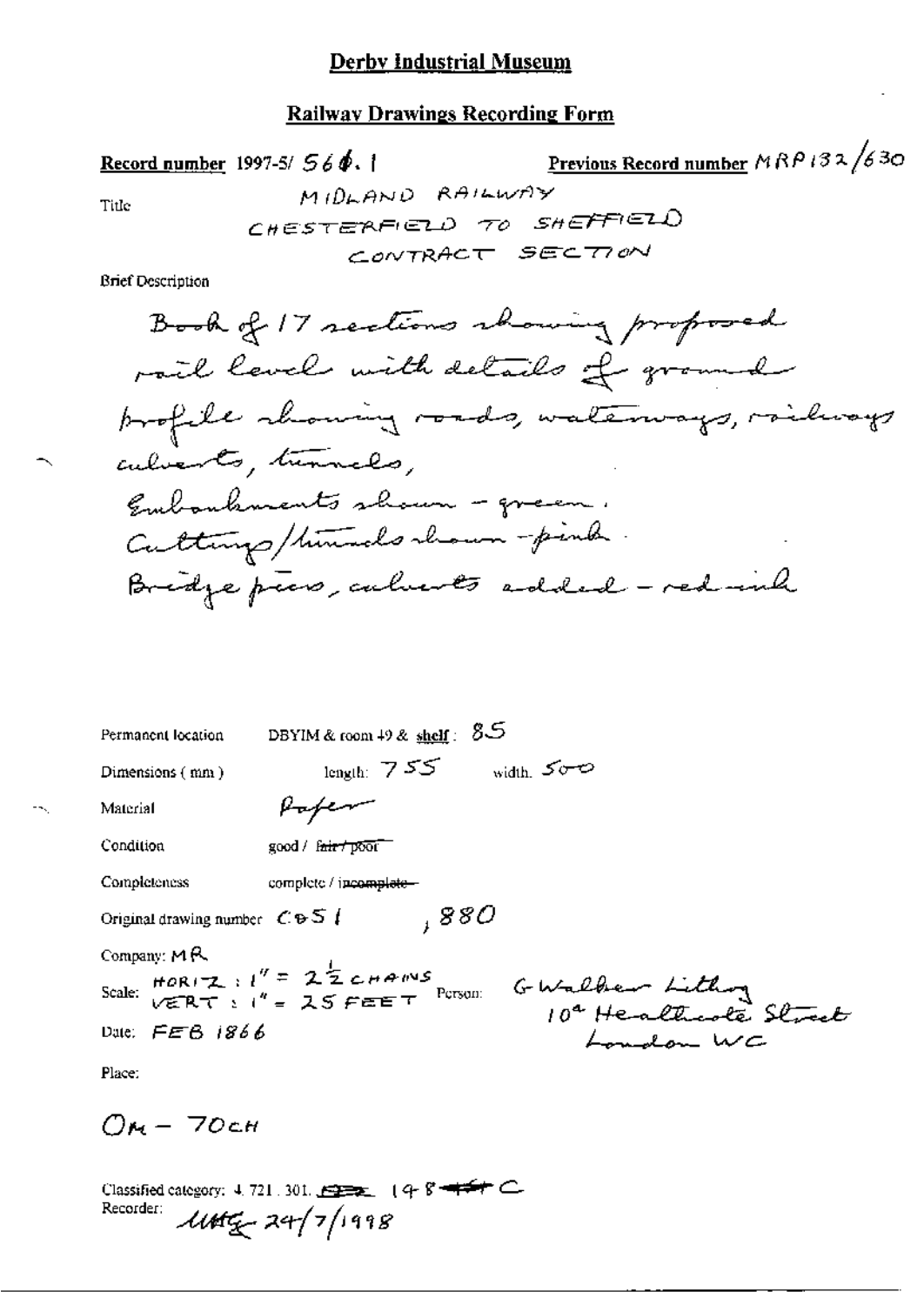# Derby Industrial Museum

## Railway Drawings Recording Form

**Record number** 1997-5/ 560.1

**Previous Record number** MRP132/630

Title

MIDLAND RAILWAY
CHESTERFIELD TO SHEFFIELD
CONTRACT SECTION

Brief Description

Book of 17 sections showing proposed rail level with details of ground profile showing roads, waterways, railways culverts, tunnels,
Embankments shown - green.
Cuttings/tunnels shown - pink.
Bridge piers, culverts added - red ink

Permanent location: DBYIM & room 49 & **shelf**: 85

Dimensions (mm): length: 755 width: 500

Material: Paper

Condition: good / ~~fair / poor~~

Completeness: complete / ~~incomplete~~

Original drawing number: C05 1 ,880

Company: MR

Scale: HORIZ: 1" = 2½ CHAINS VERT: 1" = 25 FEET

Person: G Walker Lithog 10a Heathcote Street London WC

Date: FEB 1866

Place:

OM - 70CH

Classified category: 4.721.301. ~~~~ 198 ~~~~ C

Recorder: UHG 24/7/1998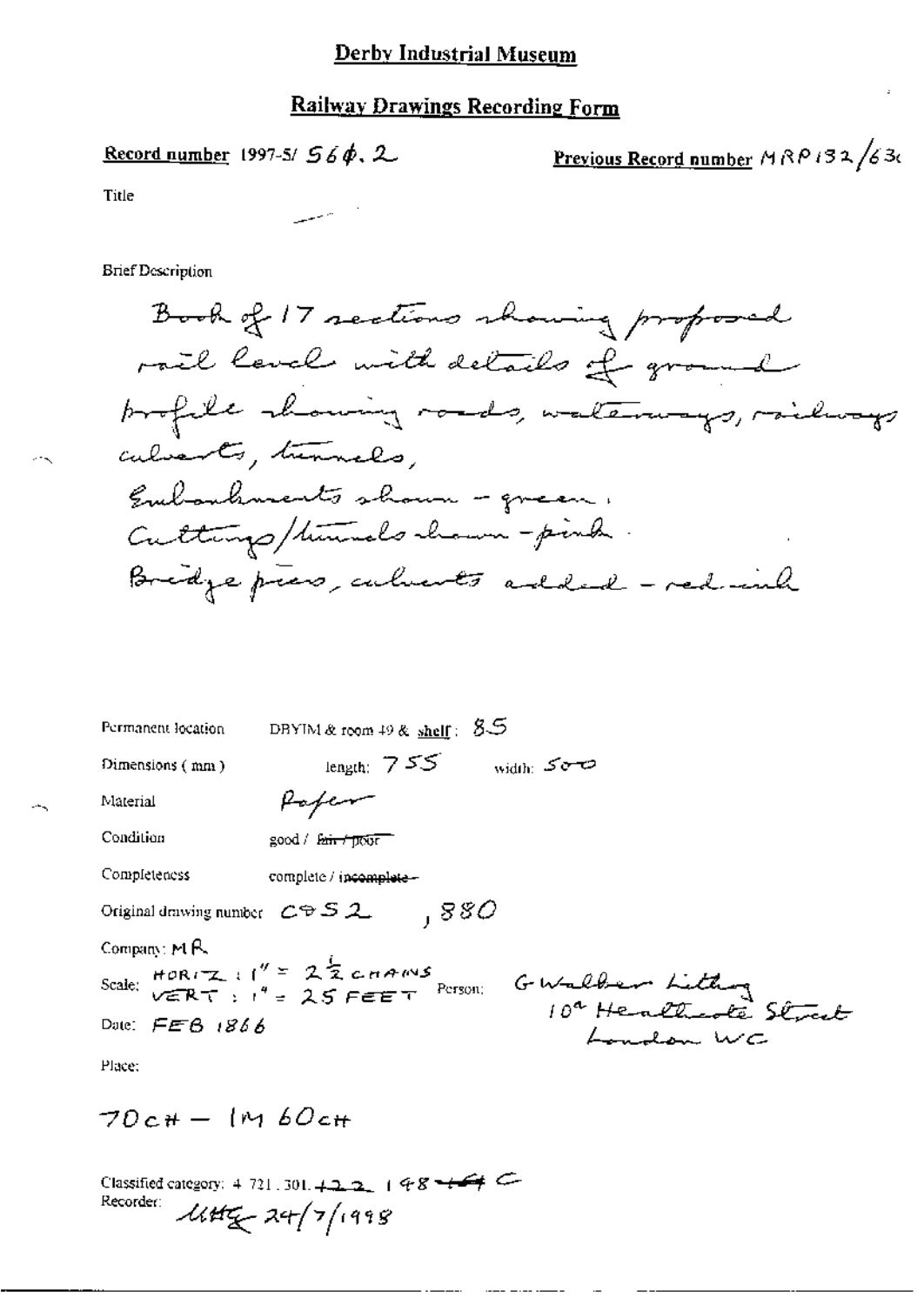# Derby Industrial Museum

## Railway Drawings Recording Form

**Record number** 1997-5/ 560. 2

**Previous Record number** MRP132/630

Title

Brief Description

Book of 17 sections showing proposed rail level with details of ground profile showing roads, waterways, railways culverts, tunnels,
Embankments shown - green.
Cuttings/tunnels shown - pink.
Bridge piers, culverts added - red ink

Permanent location: DBYIM & room 49 & shelf: 85

Dimensions (mm): length: 755 width: 500

Material: Paper

Condition: good / ~~fair / poor~~

Completeness: complete / ~~incomplete~~

Original drawing number: C&S 2 , 880

Company: MR

Scale: HORIZ : 1" = $2\frac{1}{2}$ CHAINS; VERT : 1" = 25 FEET

Person: G Walker Lithog 10a Heathcote Street London WC

Date: FEB 1866

Place:

70CH — 1M 60CH

Classified category: 4.721.301. ~~122~~ 148 ~~164~~ C

Recorder: MHG 24/7/1998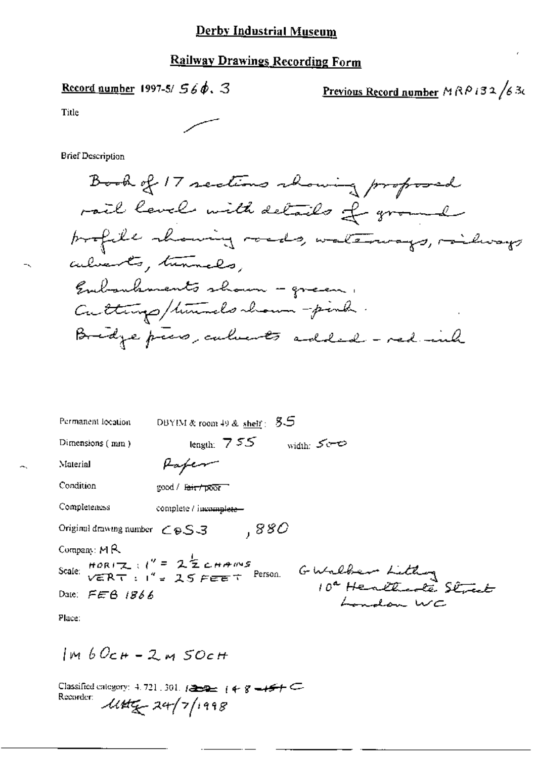# Derby Industrial Museum

## Railway Drawings Recording Form

**Record number** 1997-5/ 56∅. 3

**Previous Record number** MRP132/63c

Title

Brief Description

Book of 17 sections showing proposed rail level with details of ground profile showing roads, waterways, railways culverts, tunnels,
Embankments shown - green.
Cuttings/tunnels shown - pink.
Bridge piers, culverts added - red ink

Permanent location: DBYIM & room 49 & shelf: 85

Dimensions (mm): length: 755 width: 500

Material: Paper

Condition: good / ~~fair / poor~~

Completeness: complete / ~~incomplete~~

Original drawing number: C∅S3 , 880

Company: MR

Scale: HORIZ : 1" = 2½ CHAINS
VERT : 1" = 25 FEET

Person: G Walker Lithog 10a Heathcote Street London WC

Date: FEB 1866

Place:

1M 60CH - 2M 50CH

Classified category: 4.721.301. ~~1??~~ 148 ~~+154~~ C

Recorder: UMG 24/7/1998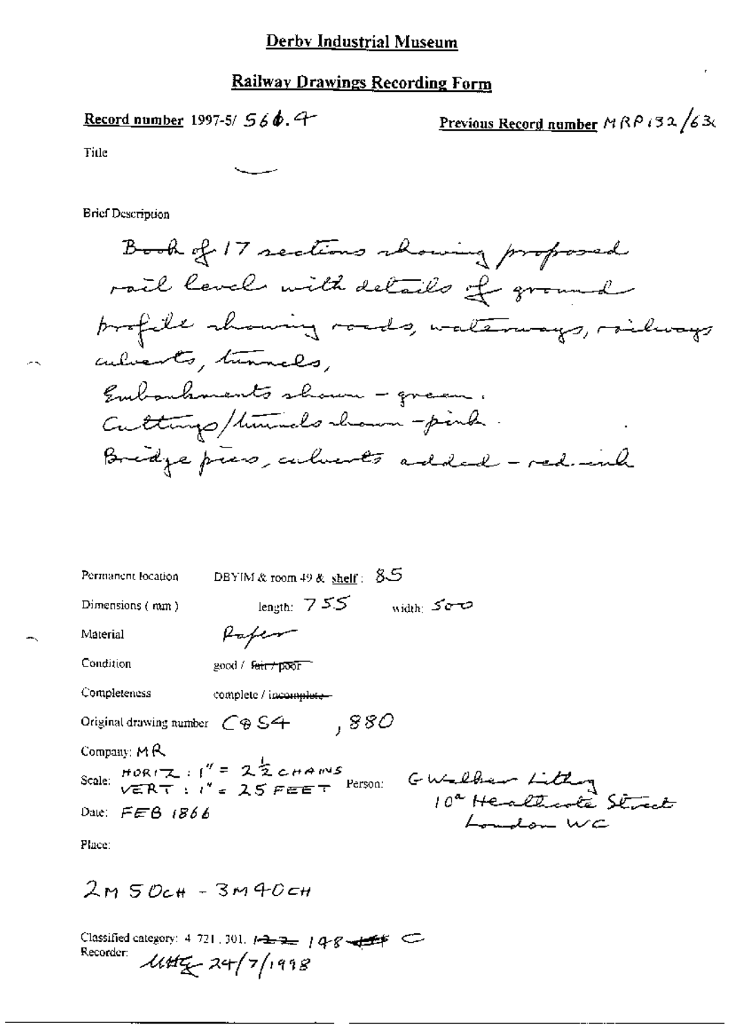# Derby Industrial Museum

## Railway Drawings Recording Form

**Record number** 1997-5/ 566.4

**Previous Record number** MRP132/636

Title

Brief Description

Book of 17 sections showing proposed rail level with details of ground profile showing roads, waterways, railways culverts, tunnels,
Embankments shown - green.
Cuttings/tunnels shown - pink.
Bridge piers, culverts added - red-ink

Permanent location DBYIM & room 49 & **shelf**: 85

Dimensions (mm) length: 755 width: 500

Material Paper

Condition good / ~~fair / poor~~

Completeness complete / ~~incomplete~~

Original drawing number C&S4 , 880

Company: MR

Scale: HORIZ : 1" = 2½ CHAINS
VERT : 1" = 25 FEET

Person: G Walker Lilley
10a Heathcote Street
London WC

Date: FEB 1866

Place:

2M 50CH - 3M 40CH

Classified category: 4. 721. 301. ~~122~~ 148 ~~455~~ C

Recorder: ~~uhtz~~ 24/7/1998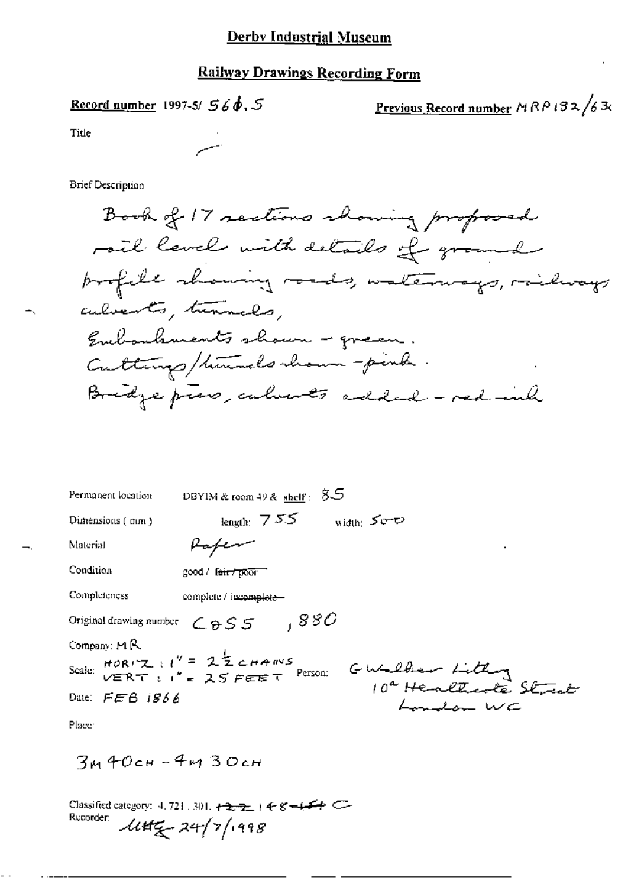# Derby Industrial Museum

## Railway Drawings Recording Form

**Record number** 1997-5/ 560.5

**Previous Record number** MRP132/630

Title

Brief Description

Book of 17 sections showing proposed rail level with details of ground profile showing roads, waterways, railways culverts, tunnels,
Embankments shown - green.
Cuttings/tunnels shown - pink.
Bridge piers, culverts added - red ink

Permanent location: DBYIM & room 49 & shelf: 85

Dimensions (mm): length: 755 width: 500

Material: Paper

Condition: good / ~~fair / poor~~

Completeness: complete / ~~incomplete~~

Original drawing number: C055, 880

Company: MR

Scale: HORIZ: 1" = $2\frac{1}{2}$ CHAINS; VERT: 1" = 25 FEET

Person: G Walker Lithog, 10a Heathcote Street, London WC

Date: FEB 1866

Place:

3M 40CH - 4M 30CH

Classified category: 4.721.301. ~~122~~ 148 ~~154~~ C

Recorder: MHG 24/7/1998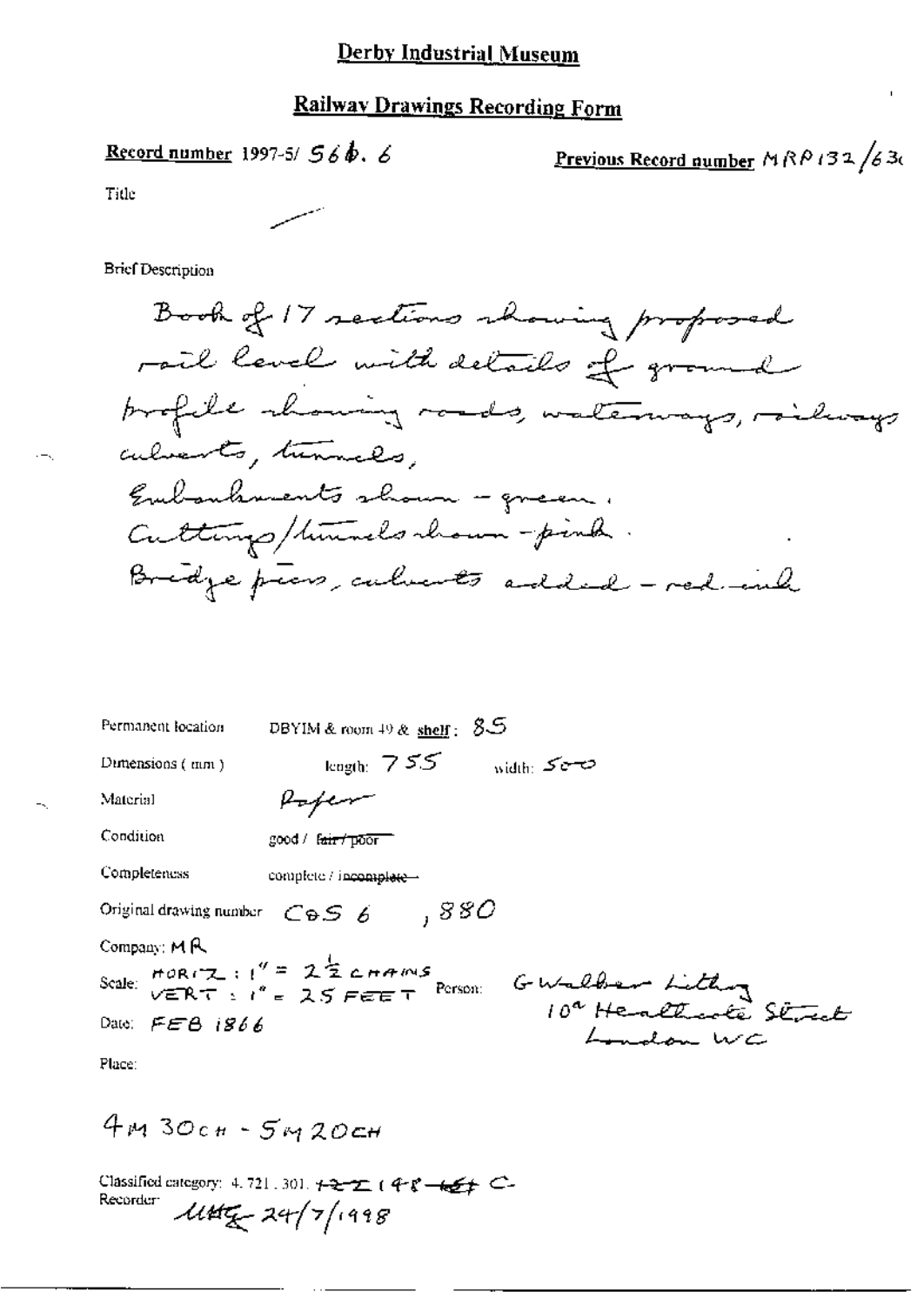# Derby Industrial Museum

## Railway Drawings Recording Form

**Record number** 1997-5/ 56b. 6

**Previous Record number** MRP132/63

Title

Brief Description

Book of 17 sections showing proposed rail level with details of ground profile showing roads, waterways, railways culverts, tunnels,
Embankments shown - green.
Cuttings/tunnels shown - pink.
Bridge piers, culverts added - red ink

Permanent location DBYIM & room 49 & shelf: 85

Dimensions (mm) length: 755 width: 500

Material Paper

Condition good / ~~fair / poor~~

Completeness complete / ~~incomplete~~

Original drawing number C&S 6 , 880

Company: MR

Scale: HORIZ: 1" = 2½ CHAINS
VERT: 1" = 25 FEET

Person: G Walker Lithog
10a Heathcote Street
London WC

Date: FEB 1866

Place:

4M 30CH - 5M 20CH

Classified category: 4. 721. 301. ~~122~~ (48 ~~65~~) C-

Recorder: UMG 24/7/1998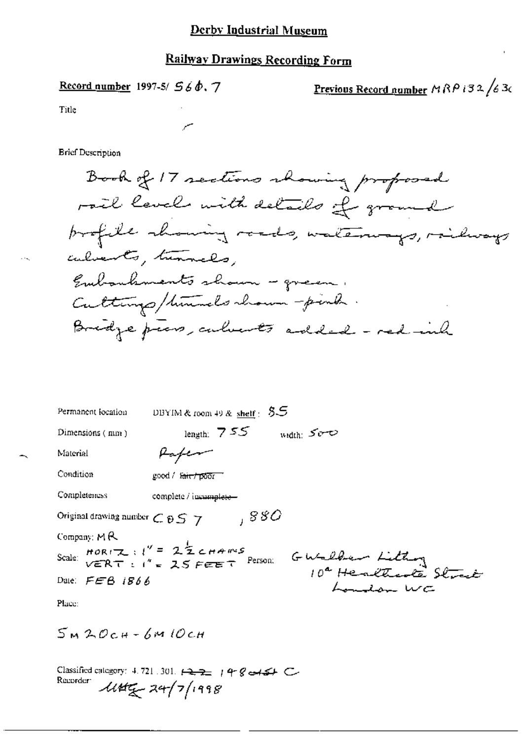# Derby Industrial Museum

## Railway Drawings Recording Form

**Record number** 1997-5/ 560.7

**Previous Record number** MRP132/630

Title

Brief Description

Book of 17 sections showing proposed rail level with details of ground profile showing roads, waterways, railways culverts, tunnels,
Embankments shown - green.
Cuttings/tunnels shown - pink.
Bridge piers, culverts added - red ink

Permanent location: DBYIM & room 49 & shelf: 85

Dimensions (mm): length: 755 width: 500

Material: Paper

Condition: good / ~~fair / poor~~

Completeness: complete / ~~incomplete~~

Original drawing number: C05 7 , 880

Company: MR

Scale: HORIZ: 1" = 2½ CHAINS
VERT: 1" = 25 FEET

Person: G Walker Lithog
10a Heathcote Street
London WC

Date: FEB 1866

Place:

5M 20CH - 6M 10CH

Classified category: 4.721.301. ~~122~~ 148 ~~454~~ C

Recorder: MAG 24/7/1998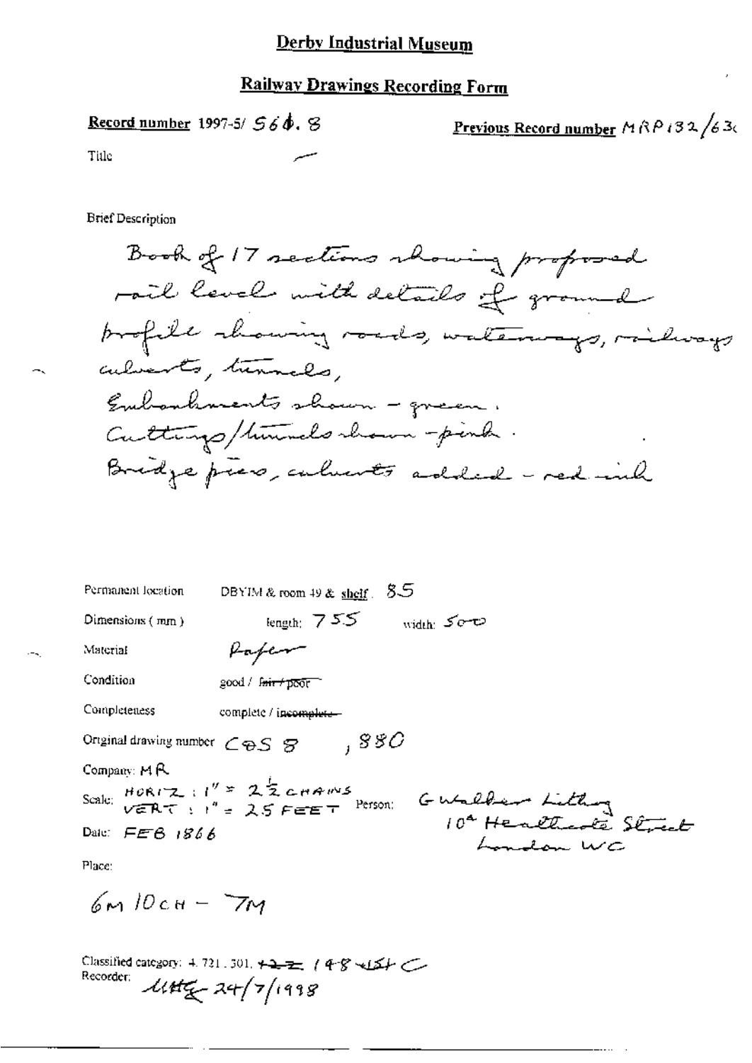# Derby Industrial Museum

## Railway Drawings Recording Form

**Record number** 1997-5/ 560. 8

**Previous Record number** MRP132/63

Title —

Brief Description

Book of 17 sections showing proposed rail level with details of ground profile showing roads, waterways, railways culverts, tunnels,
Embankments shown - green.
Cuttings/tunnels shown - pink.
Bridge piers, culverts added - red ink

Permanent location: DBYIM & room 49 & shelf: 85

Dimensions (mm): length: 755 width: 500

Material: Paper

Condition: good / ~~fair / poor~~

Completeness: complete / ~~incomplete~~

Original drawing number: C&S 8 , 880

Company: MR

Scale: HORIZ: 1" = 2½ CHAINS, VERT: 1" = 25 FEET

Person: G Walker Lithog 10a Heathcote Street London WC

Date: FEB 1866

Place:

6M 10CH - 7M

Classified category: 4. 721. 301. ~~122~~ 148-154 C

Recorder: MHG 24/7/1998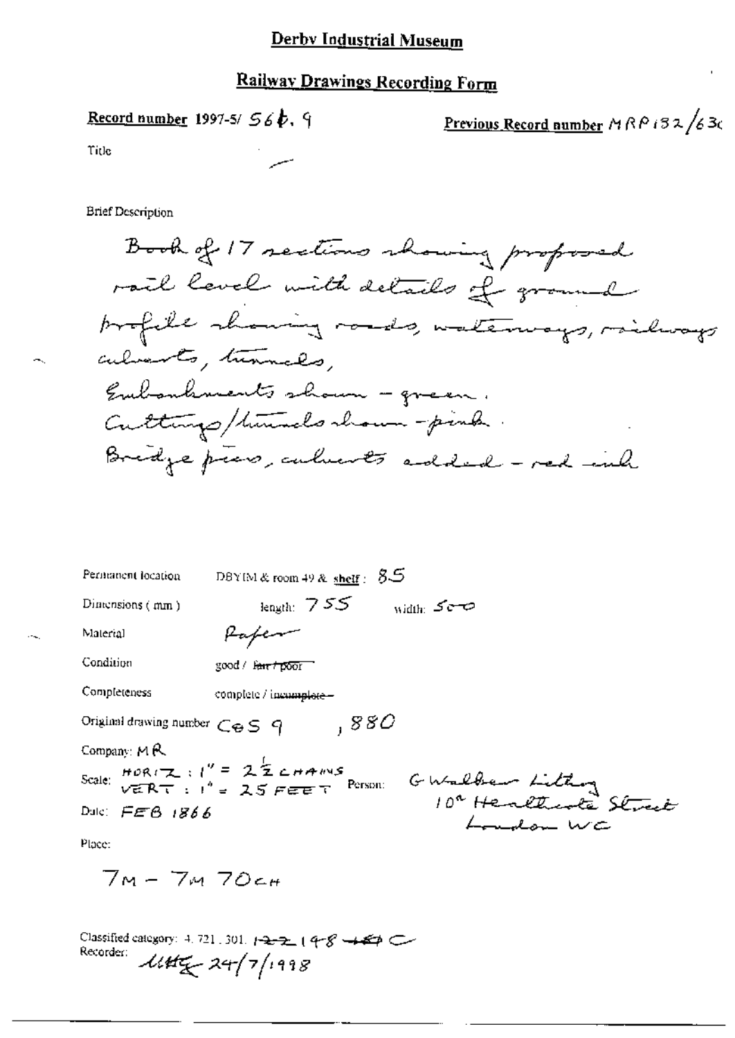# Derby Industrial Museum

## Railway Drawings Recording Form

**Record number** 1997-5/ 56t. 9

**Previous Record number** MRP132/63c

Title

Brief Description

Book of 17 sections showing proposed rail level with details of ground profile showing roads, waterways, railways culverts, tunnels,
Embankments shown - green.
Cuttings/tunnels shown - pink.
Bridge piers, culverts added - red ink

Permanent location: DBYIM & room 49 & shelf: 85

Dimensions (mm): length: 755 width: 500

Material: Paper

Condition: good / ~~fair / poor~~

Completeness: complete / ~~incomplete~~

Original drawing number: CoS 9 , 880

Company: MR

Scale: HORIZ: 1" = 2½ CHAINS, VERT: 1" = 25 FEET

Person: G Walker Litho, 10a Heathcote Street, London WC

Date: FEB 1866

Place:

7M - 7M 70CH

Classified category: 4. 721. 301. ~~122~~ 148 ~~180~~ C

Recorder: MHG 24/7/1998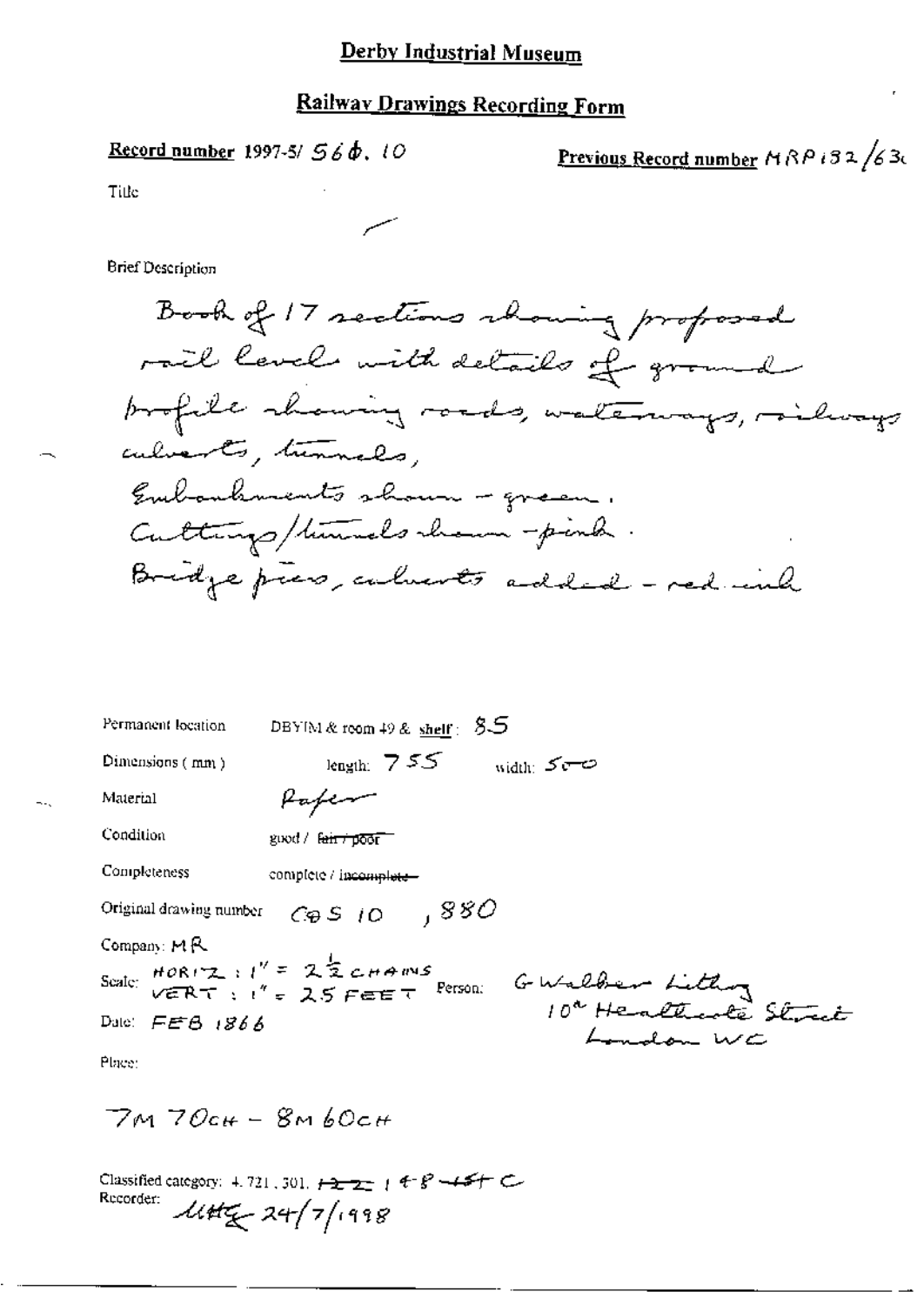# Derby Industrial Museum

## Railway Drawings Recording Form

**Record number** 1997-5/ 560. 10

**Previous Record number** MRP 132/63c

Title

Brief Description

Book of 17 sections showing proposed rail level with details of ground profile showing roads, waterways, railways culverts, tunnels,
Embankments shown - green.
Cuttings/tunnels shown - pink.
Bridge piers, culverts added - red ink

Permanent location DBYIM & room 49 & shelf: 85

Dimensions (mm) length: 755 width: 500

Material Paper

Condition good / ~~fair / poor~~

Completeness complete / ~~incomplete~~

Original drawing number C&S 10 , 880

Company: MR

Scale: HORIZ: 1" = 2½ CHAINS
VERT: 1" = 25 FEET

Person: G Walker Litho
10a Heathcote Street
London WC

Date: FEB 1866

Place:

7M 70CH - 8M 60CH

Classified category: 4.721.301. ~~122~~ 14-8 ~~45~~ C

Recorder: MHG 24/7/1998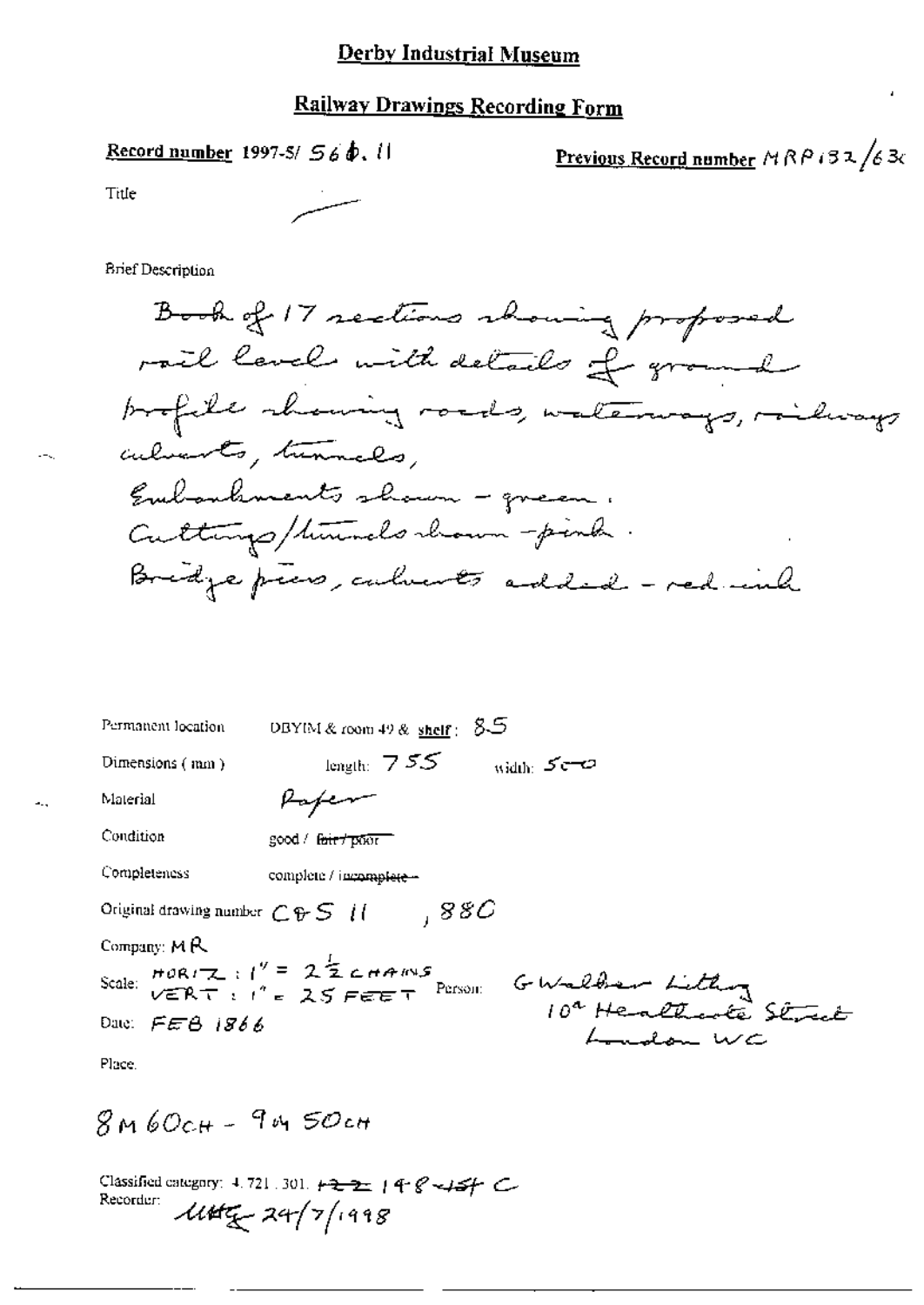# Derby Industrial Museum

## Railway Drawings Recording Form

**Record number** 1997-5/ 56$\phi$. 11

**Previous Record number** MRP132/63x

Title —

Brief Description

Book of 17 sections showing proposed rail level with details of ground profile showing roads, waterways, railways culverts, tunnels,
Embankments shown - green.
Cuttings/tunnels shown - pink.
Bridge piers, culverts added - red ink

Permanent location DBYIM & room 49 & **shelf**: 85

Dimensions (mm) length: 755 width: 500

Material Paper

Condition good / ~~fair / poor~~

Completeness complete / ~~incomplete~~

Original drawing number C&S 11 , 880

Company: MR

Scale: HORIZ : 1" = 2½ CHAINS
VERT : 1" = 25 FEET

Person: G Walker Lithog 10a Heathcote Street London WC

Date: FEB 1866

Place.

8M 60CH - 9M 50CH

Classified category: 4.721.301. ~~122~~ 148-154 C

Recorder: MHG 24/7/1998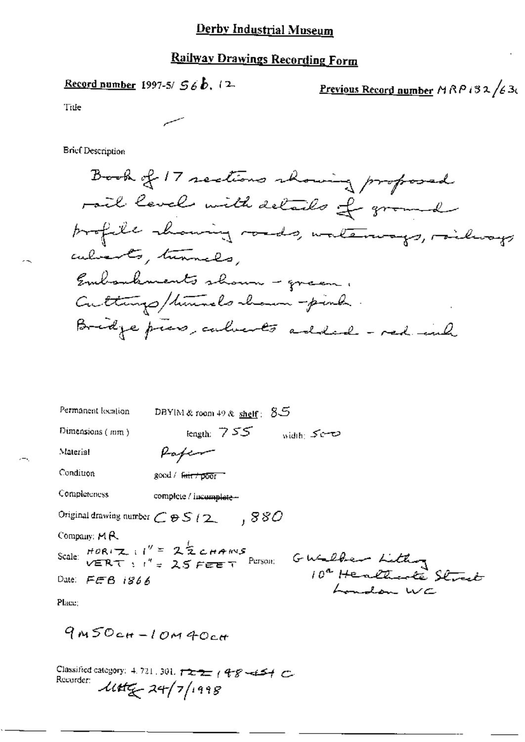# Derby Industrial Museum

## Railway Drawings Recording Form

**Record number** 1997-5/ 56b. 12 **Previous Record number** MRP132/630

Title

Brief Description

Book of 17 sections showing proposed rail level with details of ground profile showing roads, waterways, railways culverts, tunnels,
Embankments shown - green.
Cuttings/tunnels shown - pink.
Bridge piers, culverts added - red ink

Permanent location DBYIM & room 49 & shelf: 85

Dimensions (mm) length: 755 width: 500

Material Paper

Condition good / ~~fair / poor~~

Completeness complete / ~~incomplete~~

Original drawing number C85/2 , 880

Company: MR

Scale: HORIZ : 1" = 2½ CHAINS
VERT : 1" = 25 FEET

Person: G Walker Litho
10a Heathcote Street
London WC

Date: FEB 1866

Place:

9M50CH - 10M40CH

Classified category: 4. 721. 301. ~~T22~~ 148-154 C
Recorder: MHG 24/7/1998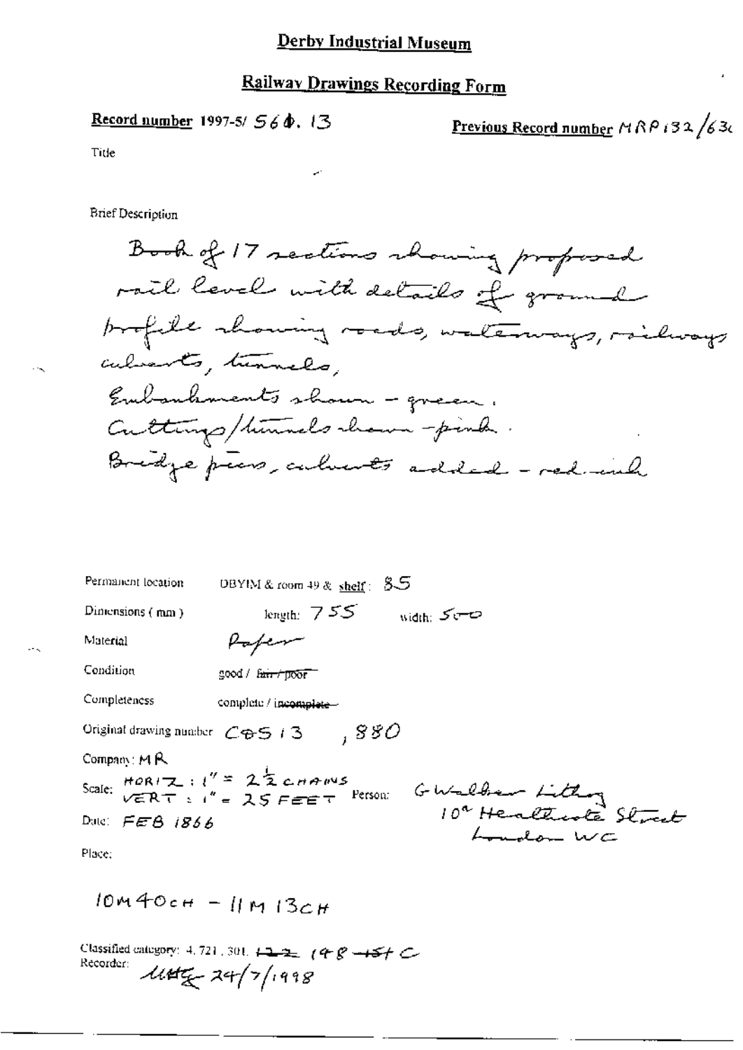# Derby Industrial Museum

## Railway Drawings Recording Form

**Record number** 1997-5/ 56Φ. 13

**Previous Record number** MRP132/63c

Title

Brief Description

Book of 17 sections showing proposed rail level with details of ground profile showing roads, waterways, railways culverts, tunnels,
Embankments shown - green.
Cuttings/tunnels shown - pink.
Bridge piers, culverts added - red ink

Permanent location: DBYIM & room 49 & shelf: 85

Dimensions (mm): length: 755 width: 500

Material: Paper

Condition: good / ~~fair / poor~~

Completeness: complete / ~~incomplete~~

Original drawing number: C05 13 , 880

Company: MR

Scale: HORIZ: 1" = 2½ CHAINS; VERT: 1" = 25 FEET

Person: G Walker Litho, 10a Heathcote Street, London WC

Date: FEB 1866

Place:

10M 40CH - 11M 13CH

Classified category: 4.721.301. ~~122~~ 148 ~~154~~ C

Recorder: MHG 24/7/1998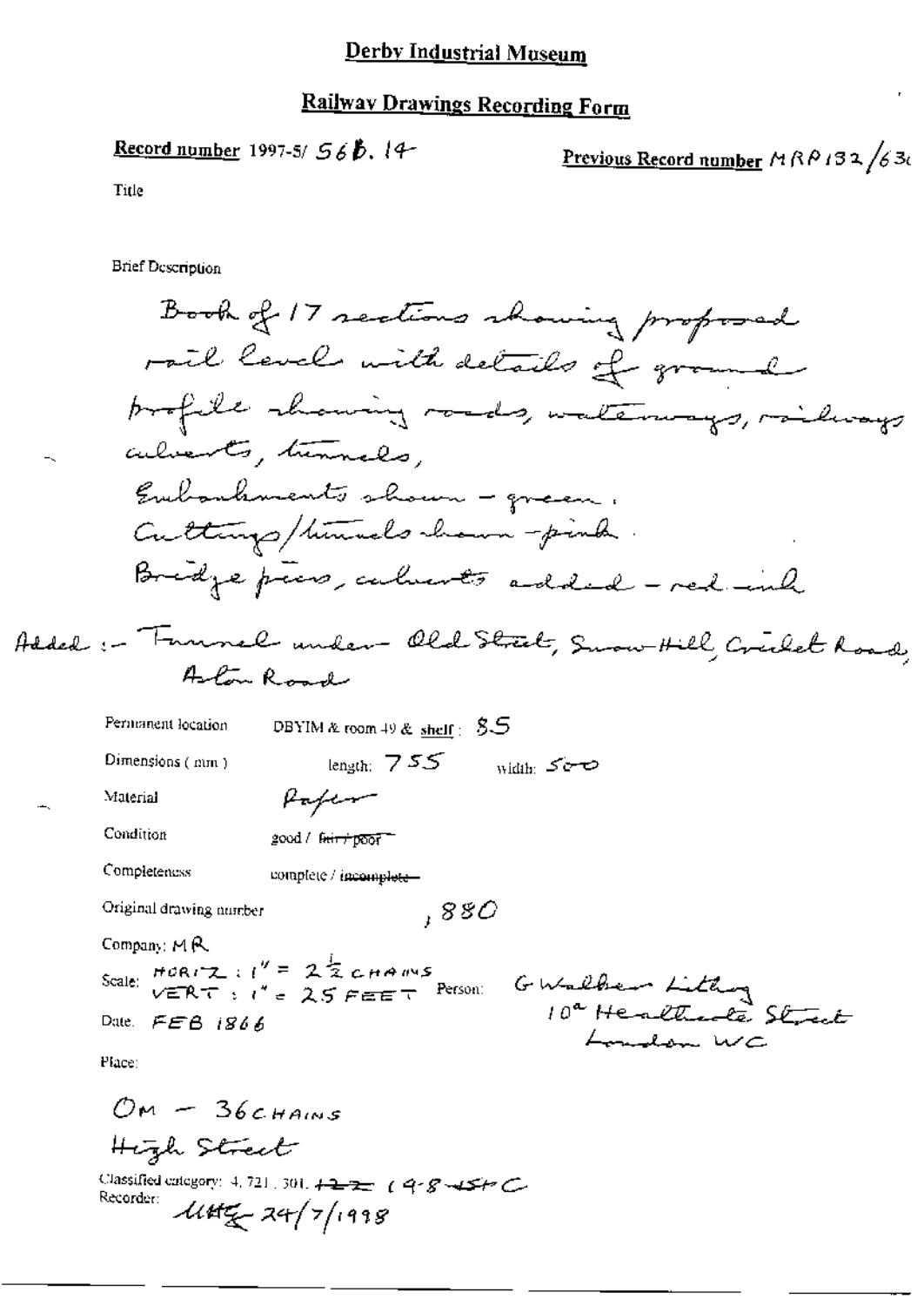# Derby Industrial Museum

## Railway Drawings Recording Form

**Record number** 1997-5/ 56b. 14 **Previous Record number** MRP132/63c

Title

Brief Description

Book of 17 sections showing proposed rail level with details of ground profile showing roads, waterways, railways culverts, tunnels,
Embankments shown - green.
Cuttings/tunnels shown - pink.
Bridge piers, culverts added - red ink

Added :- Tunnel under Old Street, Snow Hill, Cricket Road, Aston Road

Permanent location DBYIM & room 49 & shelf : 85

Dimensions (mm) length: 755 width: 500

Material Paper

Condition good / ~~fair / poor~~

Completeness complete / ~~incomplete~~

Original drawing number ,880

Company: MR

Scale: HORIZ : 1" = $2\frac{1}{2}$ CHAINS VERT : 1" = 25 FEET Person: G Walker Lithog 10a Heathcote Street London WC

Date: FEB 1866

Place:

OM - 36 CHAINS
High Street

Classified category: 4. 721. 301. ~~122~~ 14-8-45PC
Recorder: UHG 24/7/1998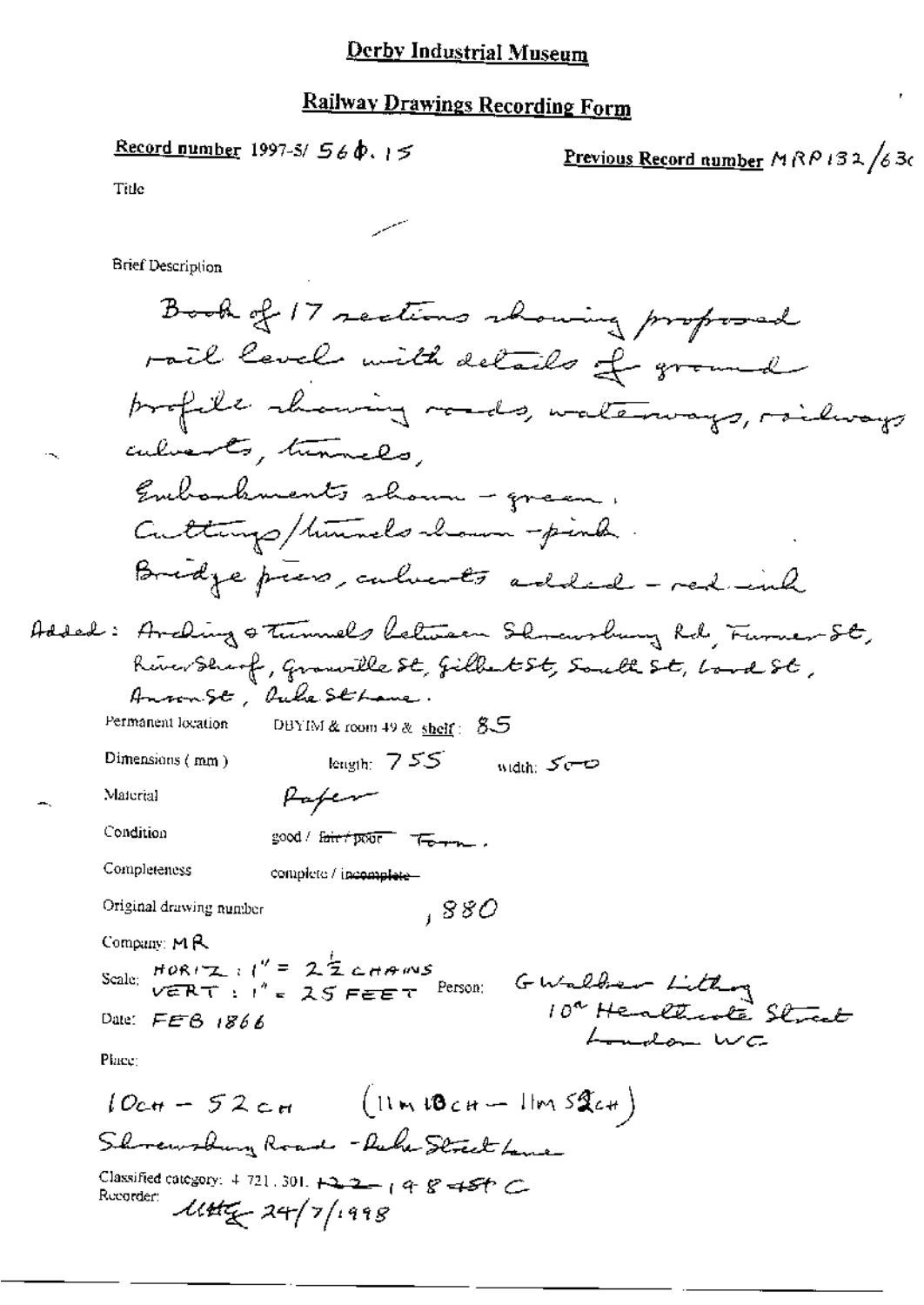# Derby Industrial Museum

## Railway Drawings Recording Form

**Record number** 1997-5/ 56Φ. 15

**Previous Record number** MRP 132/630

Title

Brief Description

Book of 17 sections showing proposed rail levels with details of ground profile showing roads, waterways, railways culverts, tunnels,
Embankments shown – green.
Cuttings/tunnels shown – pink.
Bridge piers, culverts added – red ink

Added: Arching & tunnels between Shrewsbury Rd, Furner St, River Sheaf, Granville St, Gilbert St, South St, Lord St, Anson St, Duke St Lane.

Permanent location: DBYIM & room 49 & shelf: 85

Dimensions (mm): length: 755 width: 500

Material: Paper

Condition: good / ~~fair / poor~~ Torn.

Completeness: complete / ~~incomplete~~

Original drawing number: , 880

Company: MR

Scale: HORIZ: 1" = $2\frac{1}{2}$ CHAINS, VERT: 1" = 25 FEET

Person: G Walker Lithog, 10a Heathcote Street London WC

Date: FEB 1866

Place:

10CH – 52CH (11m 10CH – 11m 52CH)
Shrewsbury Road – Duke Street Lane

Classified category: 4 721.301. ~~122~~ 198 45t C

Recorder: UHG 24/7/1998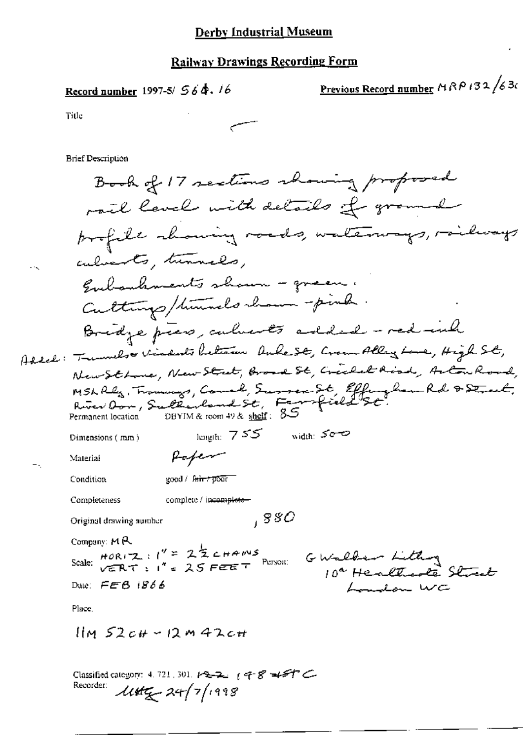# Derby Industrial Museum

## Railway Drawings Recording Form

**Record number** 1997-5/ 564.16

**Previous Record number** MRP132/630

Title

Brief Description

Book of 17 sections showing proposed rail levels with details of ground profile showing roads, waterways, railways culverts, tunnels,

Embankments shown - green.

Cuttings/tunnels shown - pink.

Bridge piers, culverts added - red ink

Added: Tunnels & viaducts between Duke St, Crown Alley Lane, High St, New St Lane, New Street, Broad St, Cricket Road, Acton Road, MSL Rly, Tramways, Canal, Sussex St, Effingham Rd & Street, River Don, Sutherland St, Fernfield St.

Permanent location DBYIM & room 49 & shelf: 85

Dimensions (mm) length: 755 width: 500

Material Paper

Condition good / ~~fair / poor~~

Completeness complete / ~~incomplete~~

Original drawing number, 880

Company: MR

Scale: HORIZ: 1" = 2 1/2 CHAINS; VERT: 1" = 25 FEET

Person: G Walker Lithog 10a Heathcote Street London WC

Date: FEB 1866

Place.

11M 52CH - 12M 42CH

Classified category: 4. 721. 301. ~~122~~ 198 ~~45~~ C

Recorder: ~~UHG~~ 24/7/1998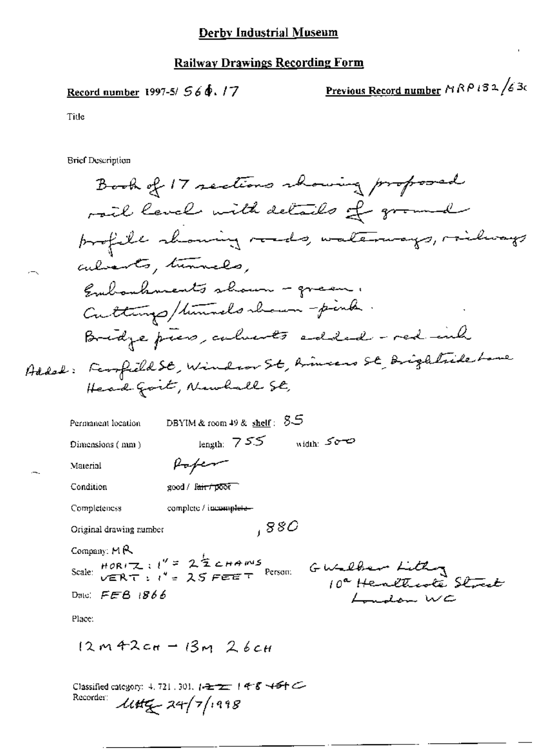# Derby Industrial Museum

## Railway Drawings Recording Form

**Record number** 1997-5/ 564. 17

**Previous Record number** MRP132/63c

Title

Brief Description

Book of 17 sections showing proposed rail level with details of ground profile showing roads, waterways, railways culverts, tunnels,
Embankments shown - green.
Cuttings/tunnels shown - pink.
Bridge piers, culverts added - red ink

Added: Fairfield St, Windsor St, Princess St, Brightside Lane Head Goit, Newhall St,

Permanent location: DBYIM & room 49 & shelf: 85

Dimensions (mm): length: 755 width: 500

Material: Paper

Condition: good / ~~fair / poor~~

Completeness: complete / ~~incomplete~~

Original drawing number: ,880

Company: MR

Scale: HORIZ: 1" = 2½ CHAINS, VERT: 1" = 25 FEET

Person: G Walker Lithog 10a Heathcote Street London WC

Date: FEB 1866

Place:

12M 42CH - 13M 26CH

Classified category: 4.721.301. ~~122~~ 148 45+C

Recorder: MHG 24/7/1998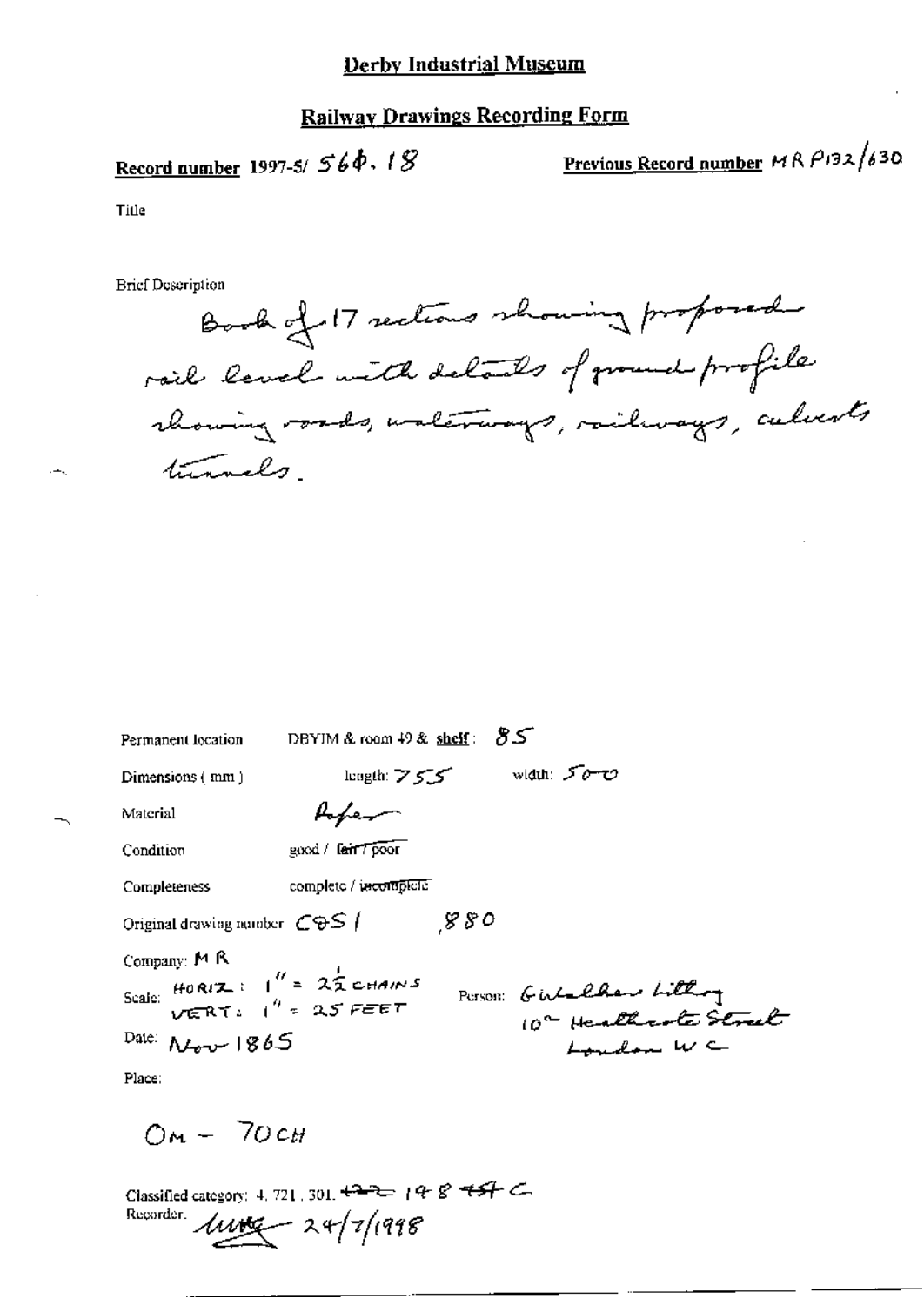# Derby Industrial Museum

## Railway Drawings Recording Form

**Record number** 1997-5/ 564.18

**Previous Record number** MR P132/630

Title

Brief Description

Book of 17 sections showing proposed rail level with details of ground profile showing roads, waterways, railways, culverts tunnels.

Permanent location DBYIM & room 49 & **shelf**: 85

Dimensions (mm) length: 755 width: 500

Material Paper

Condition good / ~~fair / poor~~

Completeness complete / ~~incomplete~~

Original drawing number C&S / 880

Company: MR

Scale: HORIZ: 1" = 2½ CHAINS
VERT: 1" = 25 FEET

Person: Gwalther Lithog
10a Heathcote Street
London WC

Date: Nov 1865

Place:

0M – 70CH

Classified category: 4. 721. 301. ~~422~~ 148 ~~454~~ C

Recorder: [signature] 24/7/1998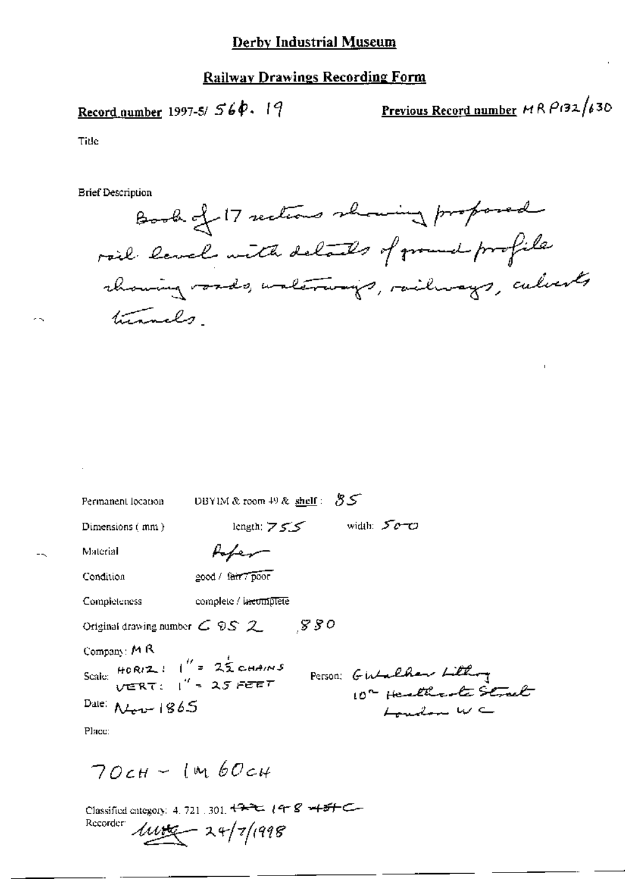# Derby Industrial Museum

## Railway Drawings Recording Form

**Record number** 1997-5/ 56p. 19

**Previous Record number** MR P132/630

Title

Brief Description

Book of 17 sections showing proposed rail level with details of ground profile showing roads, waterways, railways, culverts tunnels.

Permanent location DBYIM & room 49 & shelf: 85

Dimensions (mm) length: 755 width: 500

Material Paper

Condition good / ~~fair / poor~~

Completeness complete / ~~incomplete~~

Original drawing number C 95 2 880

Company: MR

Scale: HORIZ: 1" = 2½ CHAINS
VERT: 1" = 25 FEET

Person: G Walker Lithog
10 Heathcote Street
London WC

Date: Nov 1865

Place:

70CH – 1M 60CH

Classified category: 4. 721. 301. ~~172~~ 198 ~~45~~ C

Recorder: [signature] 24/7/1998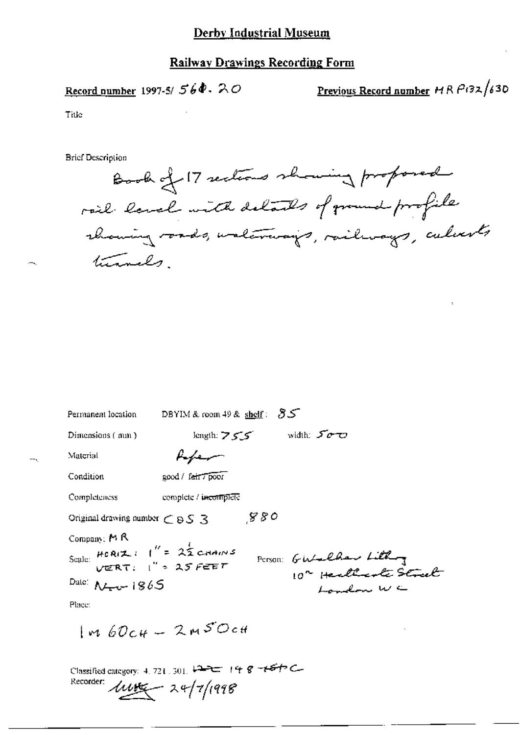# Derby Industrial Museum

## Railway Drawings Recording Form

**Record number** 1997-5/ 564. 20

**Previous Record number** MR P132/630

Title

Brief Description

Book of 17 sections showing proposed rail level with details of ground profile showing roads, waterways, railways, culverts tunnels.

Permanent location: DBYIM & room 49 & shelf: 85

Dimensions (mm): length: 755 width: 500

Material: Paper

Condition: good / ~~fair / poor~~

Completeness: complete / ~~incomplete~~

Original drawing number: C85 3 880

Company: MR

Scale: HORIZ: 1" = 2½ CHAINS VERT: 1" = 25 FEET

Person: G Walker Lithog 10 Heathcote Street London WC

Date: Nov 1865

Place:

1M 60CH – 2M 50CH

Classified category: 4. 721. 301. ~~12C~~ 148 ~~16PC~~

Recorder: [signature] 24/7/1998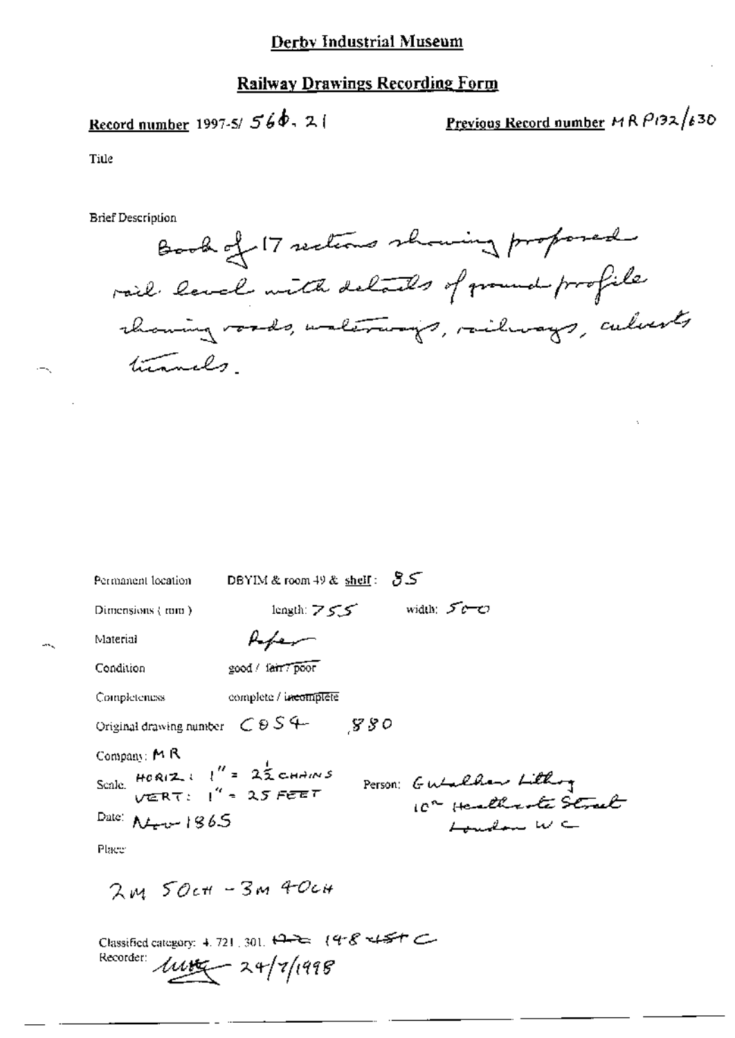# Derby Industrial Museum

## Railway Drawings Recording Form

**Record number** 1997-5/ 566. 21

**Previous Record number** MR P132/630

Title

Brief Description

Book of 17 sections showing proposed rail level with details of ground profile showing roads, waterways, railways, culverts tunnels.

Permanent location: DBYIM & room 49 & shelf: 85

Dimensions (mm): length: 755 width: 500

Material: Paper

Condition: good / ~~fair / poor~~

Completeness: complete / ~~incomplete~~

Original drawing number: C0S4 880

Company: MR

Scale: HORIZ: 1" = 2½ CHAINS
VERT: 1" = 25 FEET

Person: Gwalther Lithog
10 Heathcote Street
London WC

Date: Nov 1865

Place

2M 50CH - 3M 40CH

Classified category: 4. 721. 301. ~~12~~ 148 45C

Recorder: [signature] 24/7/1998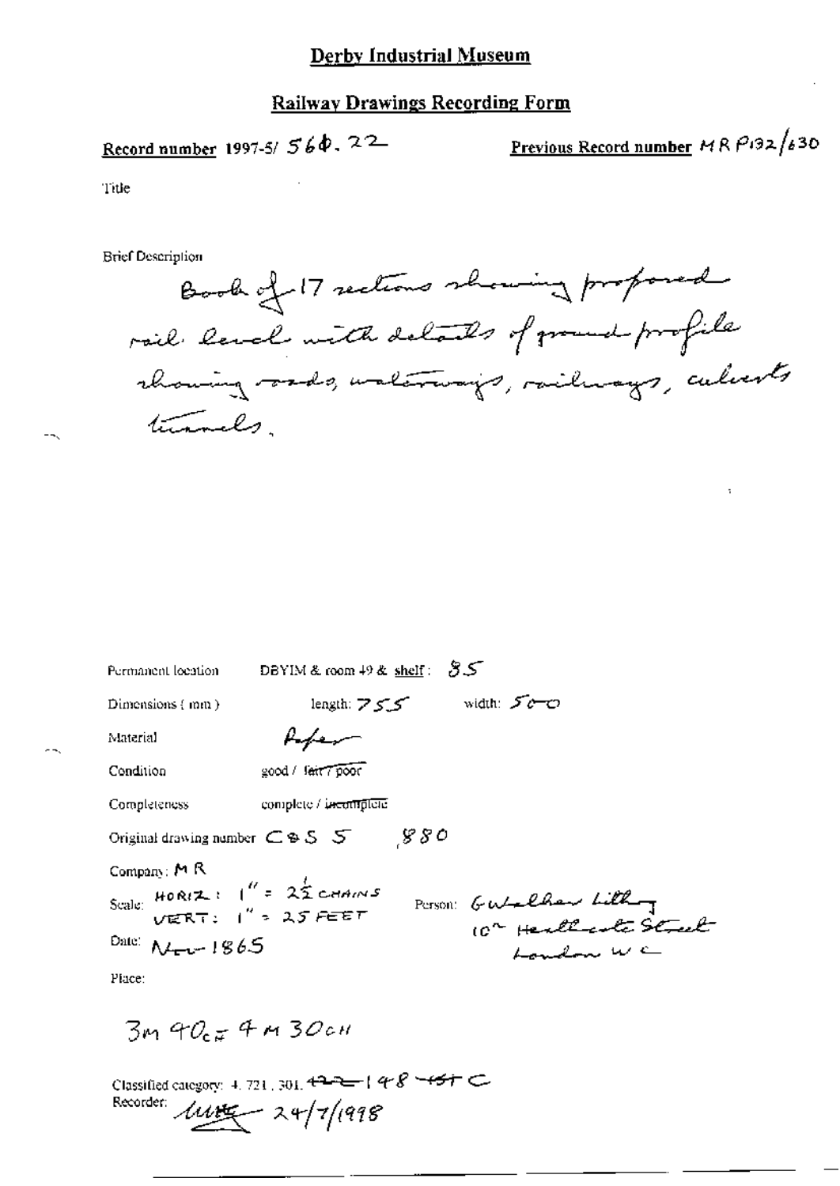# Derby Industrial Museum

## Railway Drawings Recording Form

**Record number** 1997-5/ 560.22

**Previous Record number** MR P132/630

Title

Brief Description

Book of 17 sections showing proposed rail level with details of ground profile showing roads, waterways, railways, culverts tunnels.

Permanent location DBYIM & room 49 & shelf: 85

Dimensions (mm) length: 755 width: 500

Material Paper

Condition good / ~~fair / poor~~

Completeness complete / ~~incomplete~~

Original drawing number C&S 5 880

Company: MR

Scale: HORIZ: 1" = 2½ CHAINS
VERT: 1" = 25 FEET

Person: Gwalter Lilley
10^a Heathcote Street
London WC

Date: Nov 1865

Place:

3m 40ch = 4m 30ch

Classified category: 4.721, 301.~~122~~ 148 ~~151~~ C

Recorder: ~~lllll~~ 24/7/1998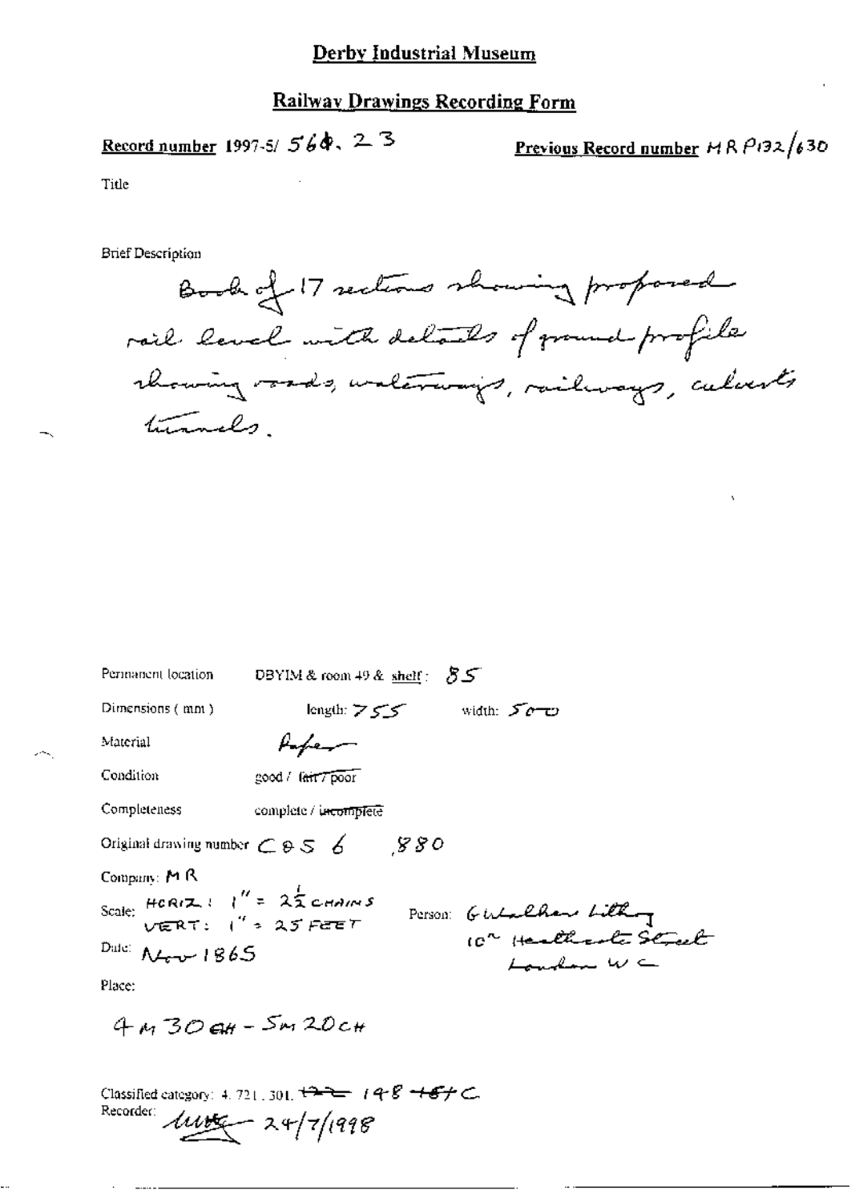# Derby Industrial Museum

## Railway Drawings Recording Form

**Record number** 1997-5/ 564. 23

**Previous Record number** MR P132/630

Title

Brief Description

Book of 17 sections showing proposed rail level with details of ground profile showing roads, waterways, railways, culverts tunnels.

Permanent location DBYIM & room 49 & shelf: 85

Dimensions (mm) length: 755 width: 500

Material Paper

Condition good / ~~fair / poor~~

Completeness complete / ~~incomplete~~

Original drawing number C & S 6 ,880

Company: MR

Scale: HORIZ: 1" = 2½ CHAINS
VERT: 1" = 25 FEET

Person: G Walker Lithog
10 Heathcote Street
London WC

Date: Nov 1865

Place:

4 M 30 CH - 5 M 20 CH

Classified category: 4. 721. 301. ~~172~~ 148 ~~+8~~ C
Recorder: 24/7/1998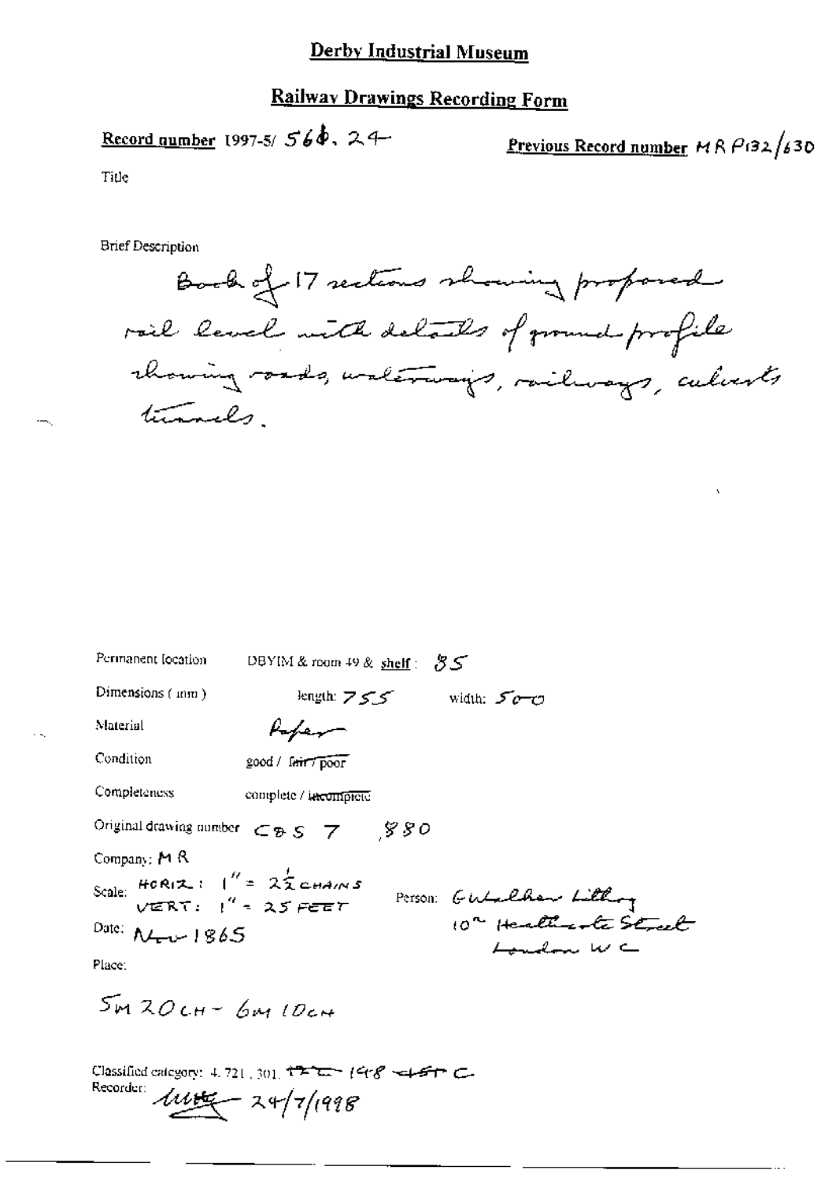# Derby Industrial Museum

## Railway Drawings Recording Form

**Record number** 1997-5/ 560. 24

**Previous Record number** MR P132/630

Title

Brief Description

Book of 17 sections showing proposed rail level with details of ground profile showing roads, waterways, railways, culverts tunnels.

Permanent location: DBYIM & room 49 & shelf: 85

Dimensions (mm): length: 755 width: 500

Material: Paper

Condition: good / ~~fair / poor~~

Completeness: complete / ~~incomplete~~

Original drawing number: CBS 7 , 880

Company: MR

Scale: HORIZ: 1" = 2½ CHAINS
VERT: 1" = 25 FEET

Person: G Walker Lilley
10a Heathcote Street
London WC

Date: Nov 1865

Place:

5M 20CH – 6M 10CH

Classified category: 4.721, 301, ~~172~~ 198 ~~45~~ C

Recorder: [signature] 24/7/1998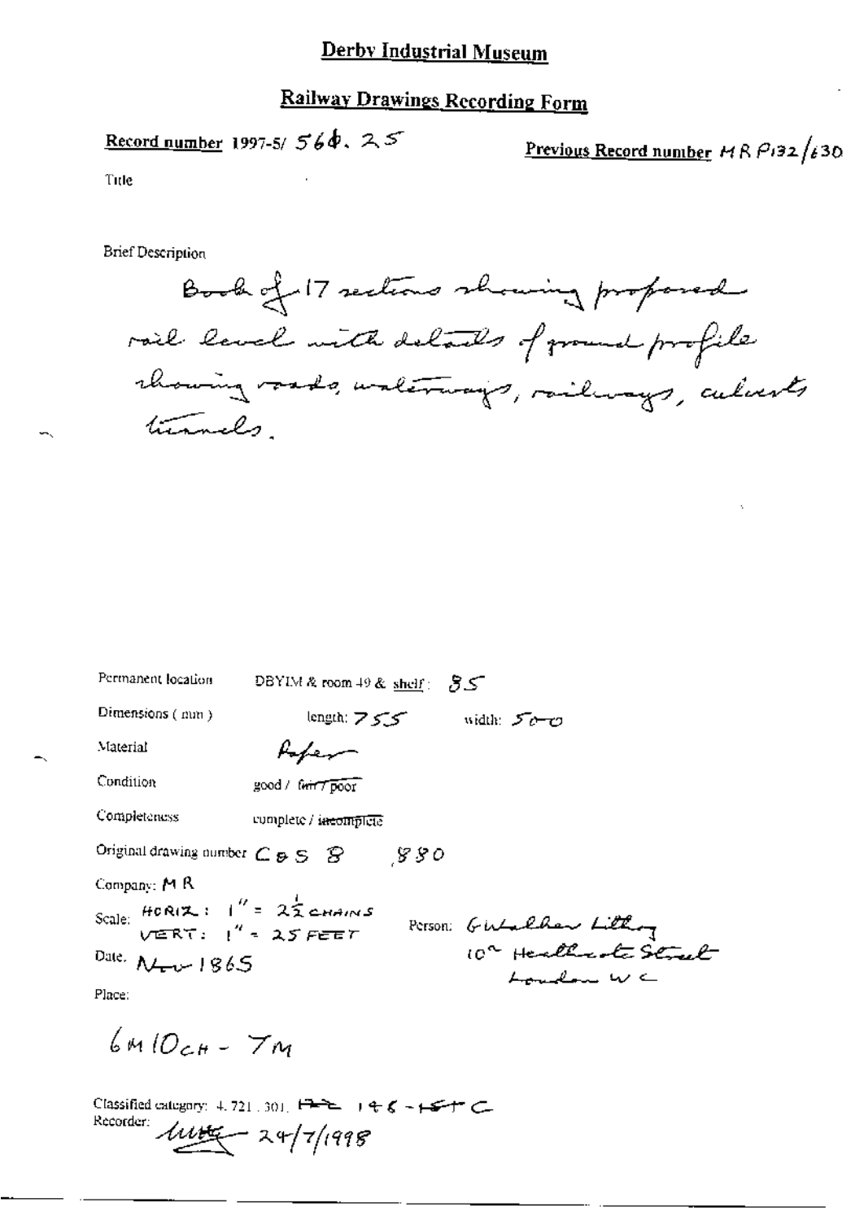# Derby Industrial Museum

## Railway Drawings Recording Form

**Record number** 1997-5/ 564. 25

**Previous Record number** MR P132/630

Title

Brief Description

Book of 17 sections showing proposed rail level with details of ground profile showing roads, waterways, railways, culverts tunnels.

Permanent location DBYIM & room 49 & shelf: 85

Dimensions (mm) length: 755 width: 500

Material Paper

Condition good / fair / poor

Completeness complete / incomplete

Original drawing number C & S 8 880

Company: MR

Scale: HORIZ: 1" = 2½ CHAINS
VERT: 1" = 25 FEET

Person: G Walker Lith
10a Heathcote Street
London WC

Date: Nov 1865

Place:

6M 10CH - 7M

Classified category: 4.721.301. 145 - 151 C

Recorder: 24/7/1998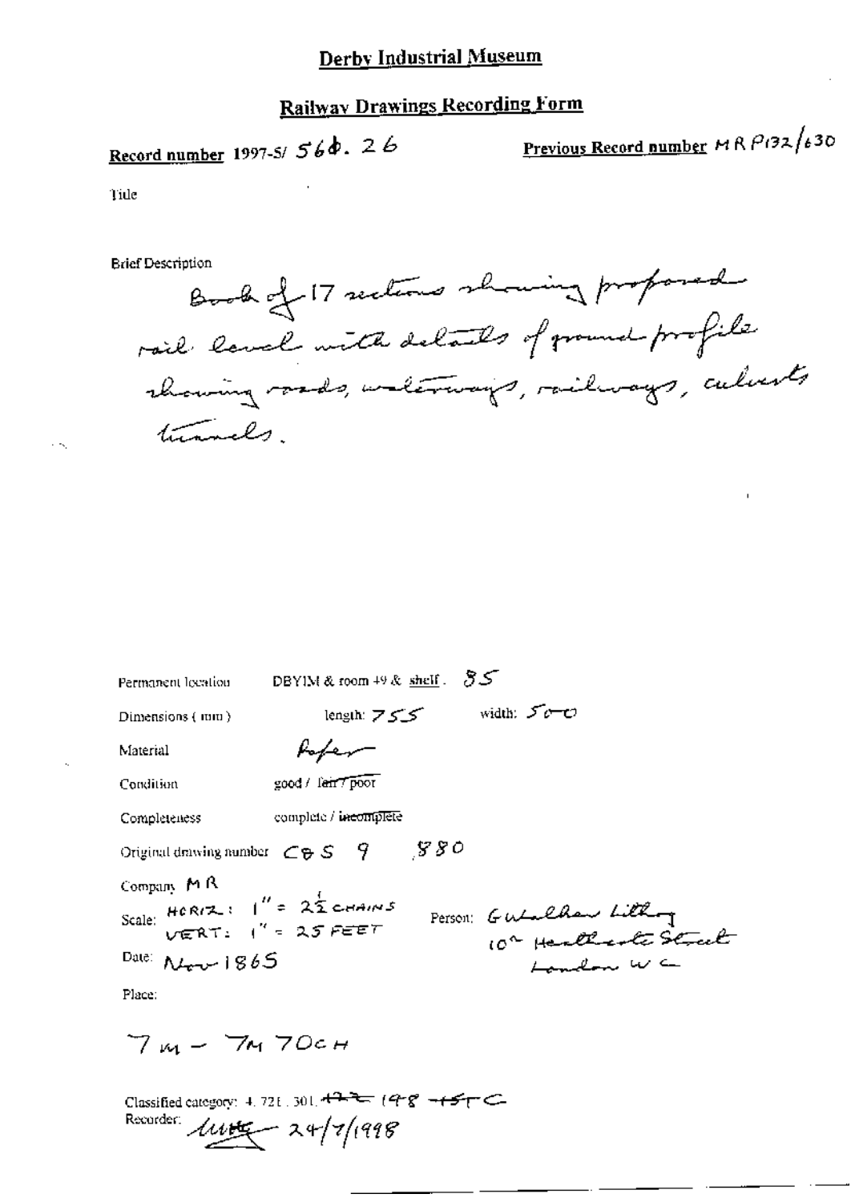# Derby Industrial Museum

## Railway Drawings Recording Form

**Record number** 1997-5/ 566. 26

**Previous Record number** MR P132/630

Title

Brief Description

Book of 17 sections showing proposed rail level with details of ground profile showing roads, waterways, railways, culverts tunnels.

Permanent location DBYIM & room 49 & shelf. 85

Dimensions (mm) length: 755 width: 500

Material Paper

Condition good / ~~fair / poor~~

Completeness complete / ~~incomplete~~

Original drawing number C&S 9 880

Company MR

Scale: HORIZ: 1" = 2½ CHAINS
VERT: 1" = 25 FEET

Person: Guildhall Litho
10a Heathcote Street
London WC

Date: Nov 1865

Place:

7M – 7M 70CH

Classified category: 4. 721. 301. ~~172~~ 198 ~~15~~ C

Recorder: [signature] 24/7/1998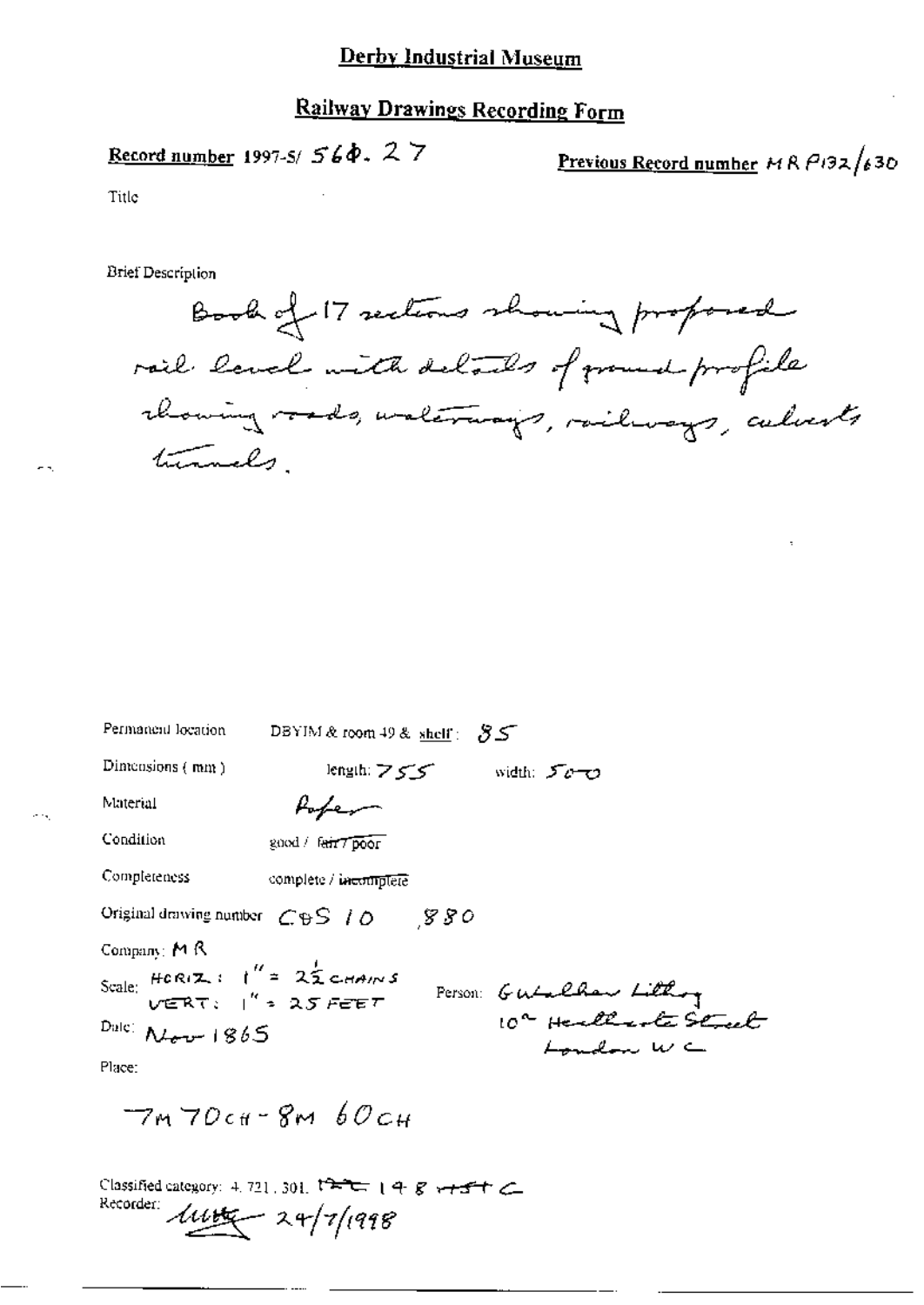# Derby Industrial Museum

## Railway Drawings Recording Form

**Record number** 1997-5/ 564. 27

**Previous Record number** MR P132/630

Title

Brief Description

Book of 17 sections showing proposed rail level with details of ground profile showing roads, waterways, railways, culverts tunnels.

Permanent location: DBYIM & room 49 & shelf: 85

Dimensions (mm): length: 755 width: 500

Material: Paper

Condition: good / ~~fair / poor~~

Completeness: complete / ~~incomplete~~

Original drawing number: CBS 10 ,880

Company: MR

Scale: HORIZ: 1" = 2½ CHAINS
VERT: 1" = 25 FEET

Person: Gutalker Lithog
10a Heathcote Street
London WC

Date: Nov 1865

Place:

7M 70CH - 8M 60CH

Classified category: 4. 721. 301. ~~??~~ 148 ~~+5+~~ C

Recorder: [signature] 24/7/1998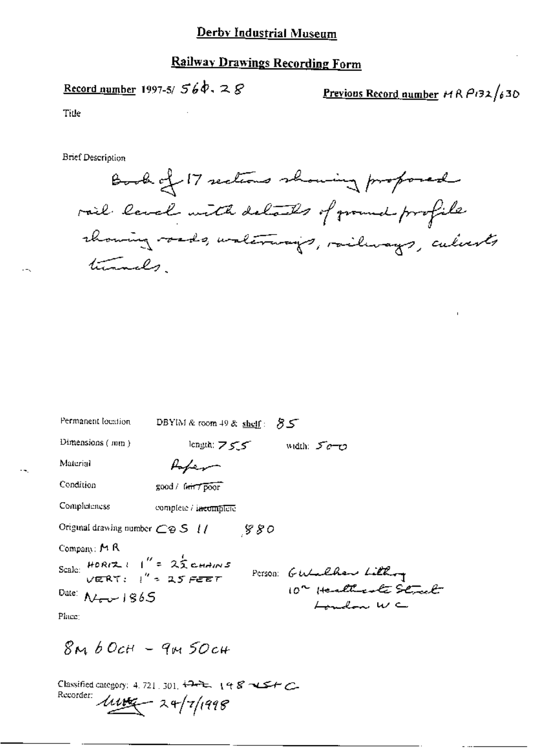# Derby Industrial Museum

## Railway Drawings Recording Form

**Record number** 1997-5/ 560. 28

**Previous Record number** MR P132/630

Title

Brief Description

Book of 17 sections showing proposed rail level with details of ground profile showing roads, waterways, railways, culverts tunnels.

Permanent location: DBYIM & room 49 & shelf: 85

Dimensions (mm): length: 755 width: 500

Material: Paper

Condition: good / ~~fair / poor~~

Completeness: complete / ~~incomplete~~

Original drawing number: COS 11 880

Company: MR

Scale: HORIZ: 1" = 2½ CHAINS
VERT: 1" = 25 FEET

Person: G Walker Lithog 10 Heathcote Street London WC

Date: Nov 1865

Place:

8M 60CH - 9M 50CH

Classified category: 4.721.301, ~~172~~ 148 ~~45~~ C

Recorder: [signature] 24/7/1998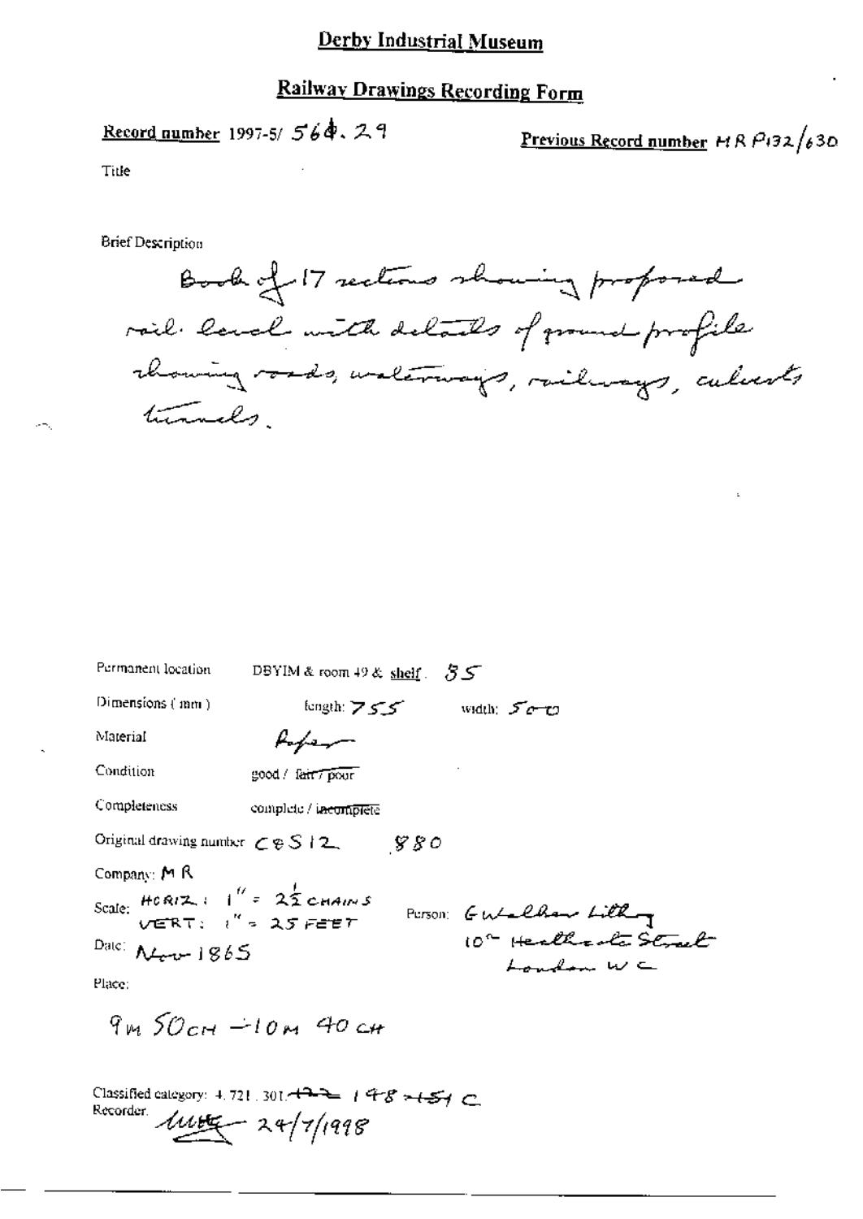# Derby Industrial Museum

## Railway Drawings Recording Form

**Record number** 1997-5/ 564. 29

**Previous Record number** MR P132/630

Title

Brief Description

Book of 17 sections showing proposed rail level with details of ground profile showing roads, waterways, railways, culverts tunnels.

Permanent location: DBYIM & room 49 & shelf: 35

Dimensions (mm): length: 755 width: 500

Material: Paper

Condition: good / ~~fair / poor~~

Completeness: complete / ~~incomplete~~

Original drawing number: C&S12 880

Company: MR

Scale: HORIZ: 1" = 2½ CHAINS
VERT: 1" = 25 FEET

Person: G Walker Lithog
10a Heathcote Street
London WC

Date: Nov 1865

Place:

9M 50CH – 10M 40CH

Classified category: 4.721.301.~~172~~ 148-151 C

Recorder: [signature] 24/7/1998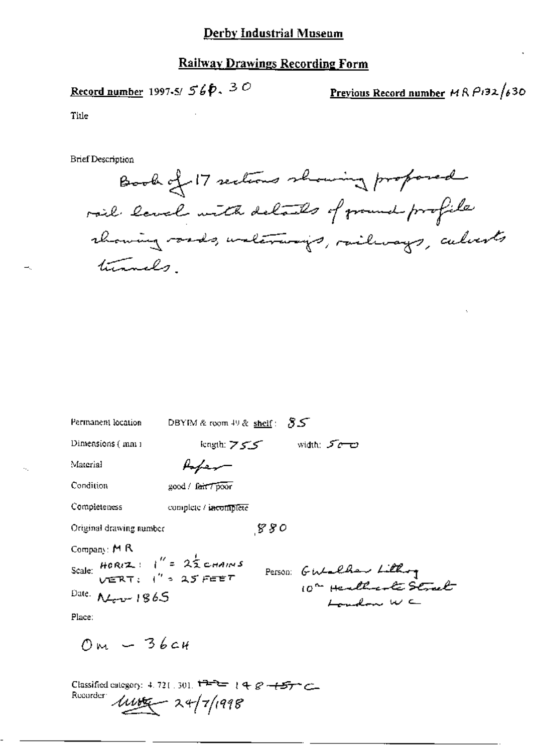# Derby Industrial Museum

## Railway Drawings Recording Form

**Record number** 1997-5/ 56p. 30

**Previous Record number** MR P132/630

Title

Brief Description

Book of 17 sections showing proposed rail level with details of ground profile showing roads, waterways, railways, culverts tunnels.

Permanent location DBYIM & room 49 & shelf: 85

Dimensions (mm) length: 755 width: 500

Material Paper

Condition good / ~~fair / poor~~

Completeness complete / ~~incomplete~~

Original drawing number 880

Company: M R

Scale: HORIZ: 1" = 2½ CHAINS
VERT: 1" = 25 FEET

Person: G Walker Lithog
10th Heathcote Street
London WC

Date: Nov 1865

Place:

0M – 36CH

Classified category: 4. 721. 301. ~~172~~ 148 ~~157~~ C

Recorder: [signature] 24/7/1998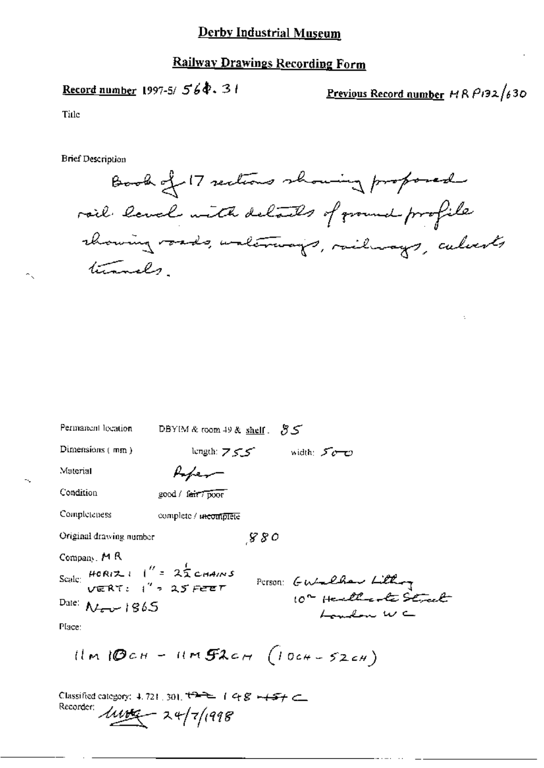# Derby Industrial Museum

## Railway Drawings Recording Form

**Record number** 1997-5/ 564. 31

**Previous Record number** MR P132/630

Title

Brief Description

Book of 17 sections showing proposed rail level with details of ground profile showing roads, waterways, railways, culverts tunnels.

Permanent location: DBYIM & room 49 & shelf. 85

Dimensions (mm): length: 755 width: 500

Material: Paper

Condition: good / fair / poor

Completeness: complete / incomplete

Original drawing number: 880

Company: MR

Scale: HORIZ: 1" = 2½ CHAINS VERT: 1" = 25 FEET

Person: G Walker Litho 10 Heathcote Street London WC

Date: Nov 1865

Place:

11M 10CH – 11M 52CH (10CH – 52CH)

Classified category: 4.721.301. 148 + 5 + C

Recorder: 24/7/1998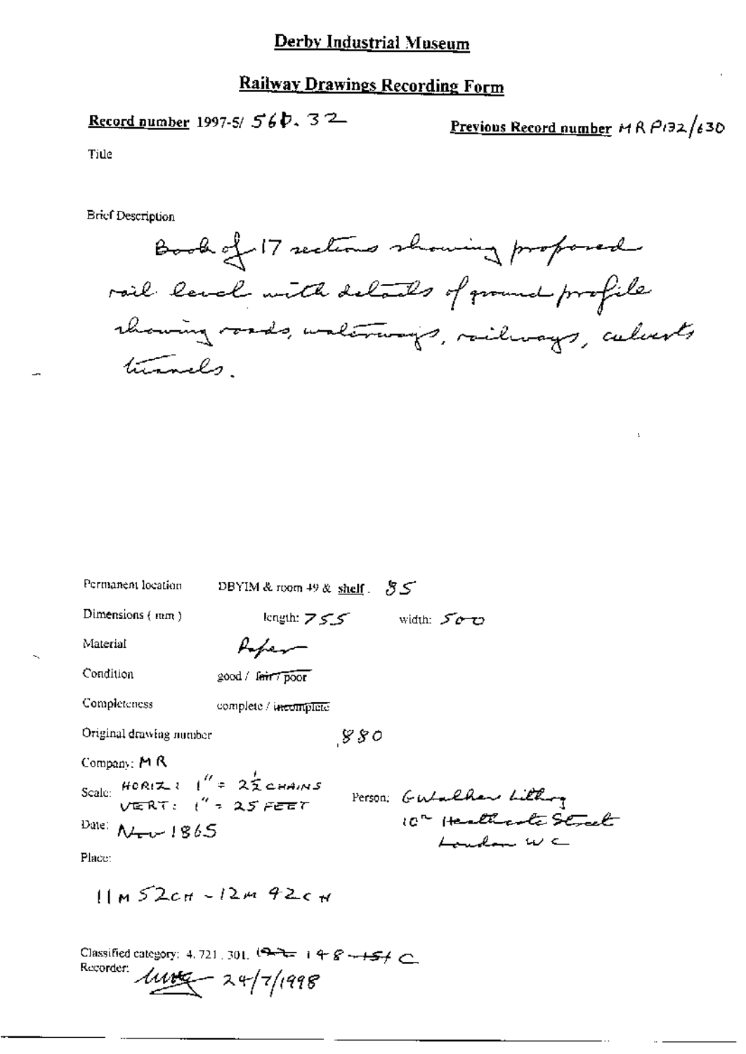# Derby Industrial Museum

## Railway Drawings Recording Form

**Record number** 1997-5/ 56b. 32

**Previous Record number** MR P132/630

Title

Brief Description

Book of 17 sections showing proposed rail level with details of ground profile showing roads, waterways, railways, culverts tunnels.

Permanent location: DBYIM & room 49 & shelf. 85

Dimensions (mm): length: 755 width: 500

Material: Paper

Condition: good / ~~fair / poor~~

Completeness: complete / ~~incomplete~~

Original drawing number: 880

Company: MR

Scale: HORIZ: 1" = 2½ CHAINS VERT: 1" = 25 FEET

Person: G Walker Lithog 10th Heathcote Street London WC

Date: Nov 1865

Place:

11M 52CH - 12M 42CH

Classified category: 4.721.301. ~~192~~ 148-154 C

Recorder: [signature] 24/7/1998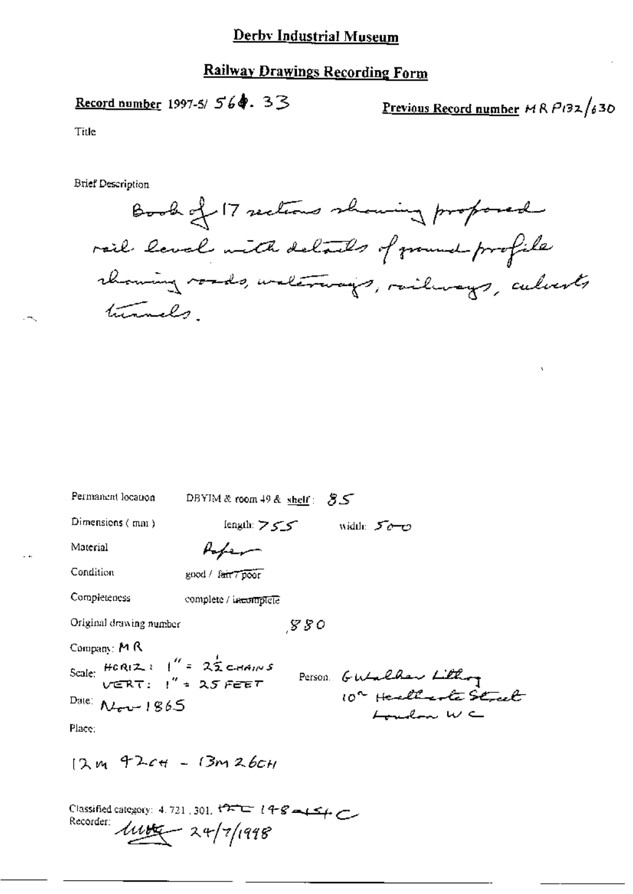# Derby Industrial Museum

## Railway Drawings Recording Form

**Record number** 1997-5/ 564. 33

**Previous Record number** MR P132/630

Title

Brief Description

Book of 17 sections showing proposed rail level with details of ground profile showing roads, waterways, railways, culverts tunnels.

Permanent location: DBYIM & room 49 & shelf: 85

Dimensions (mm): length: 755 width: 500

Material: Paper

Condition: good / ~~fair / poor~~

Completeness: complete / ~~incomplete~~

Original drawing number: 880

Company: MR

Scale: HORIZ: 1" = 2½ CHAINS VERT: 1" = 25 FEET

Person: G Walker Lithog 10a Heathcote Street London WC

Date: Nov 1865

Place:

12m 42ch - 13m 26ch

Classified category: 4.721.301. ~~TC~~ 148 and 154 C

Recorder: [initials] 24/7/1998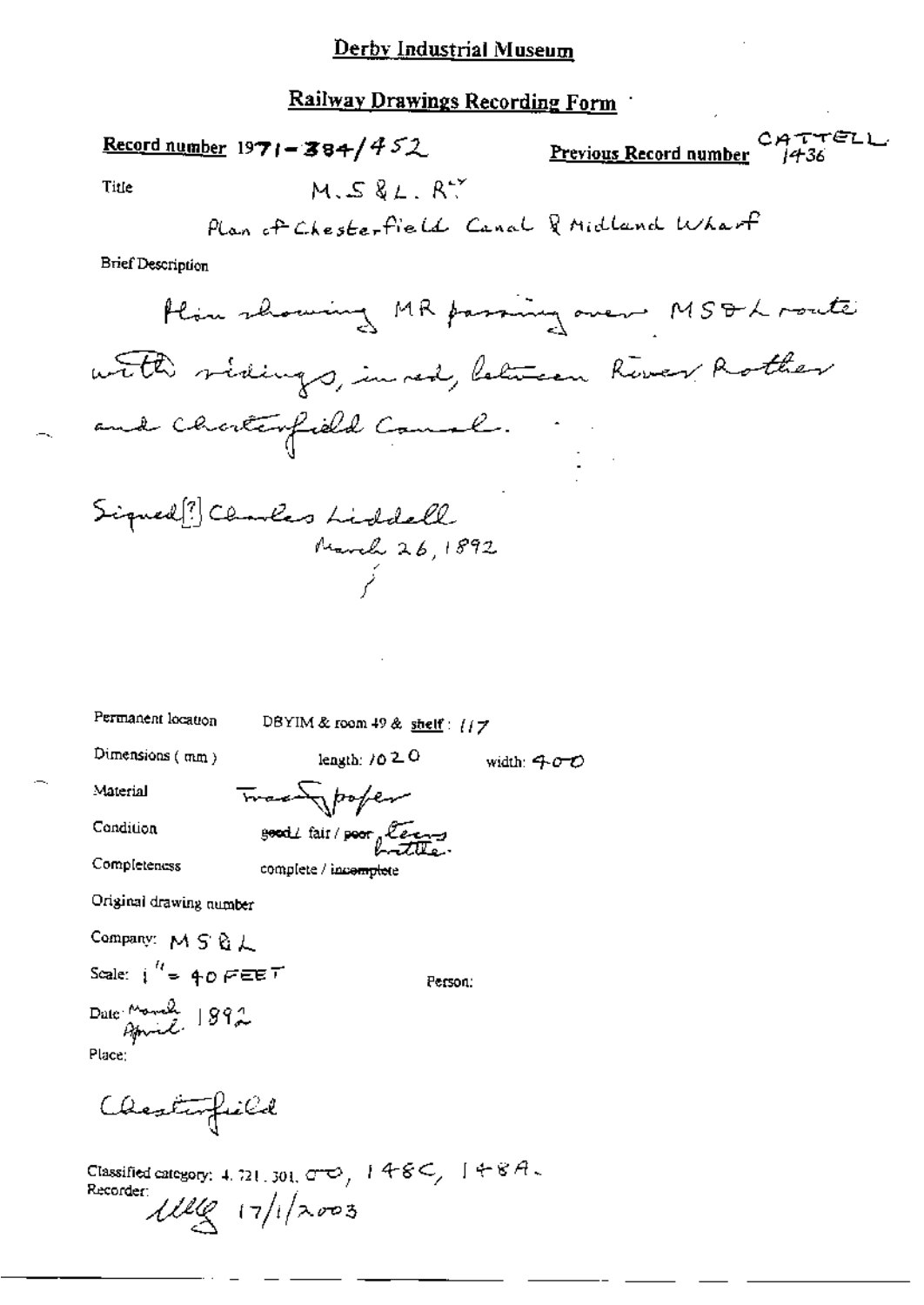# Derby Industrial Museum

## Railway Drawings Recording Form

**Record number** 1971-384/452 **Previous Record number** CATTELL 1436

Title M.S&L.R^{ly}

Plan of Chesterfield Canal & Midland Wharf

Brief Description

Plan showing MR passing over MS&L route with sidings, in red, between River Rother and Chesterfield Canal.

Signed[?] Charles Liddell
March 26, 1892

Permanent location DBYIM & room 49 & **shelf**: 117

Dimensions (mm) length: 1020 width: 400

Material Tracing paper

Condition ~~good~~ / fair / ~~poor~~, Tears brittle.

Completeness complete / ~~incomplete~~

Original drawing number

Company: MS&L

Scale: 1" = 40 FEET Person:

Date: March April 1892

Place:

Chesterfield

Classified category: 4.721.301, CO, 148C, 148A.

Recorder: ULLG 17/1/2003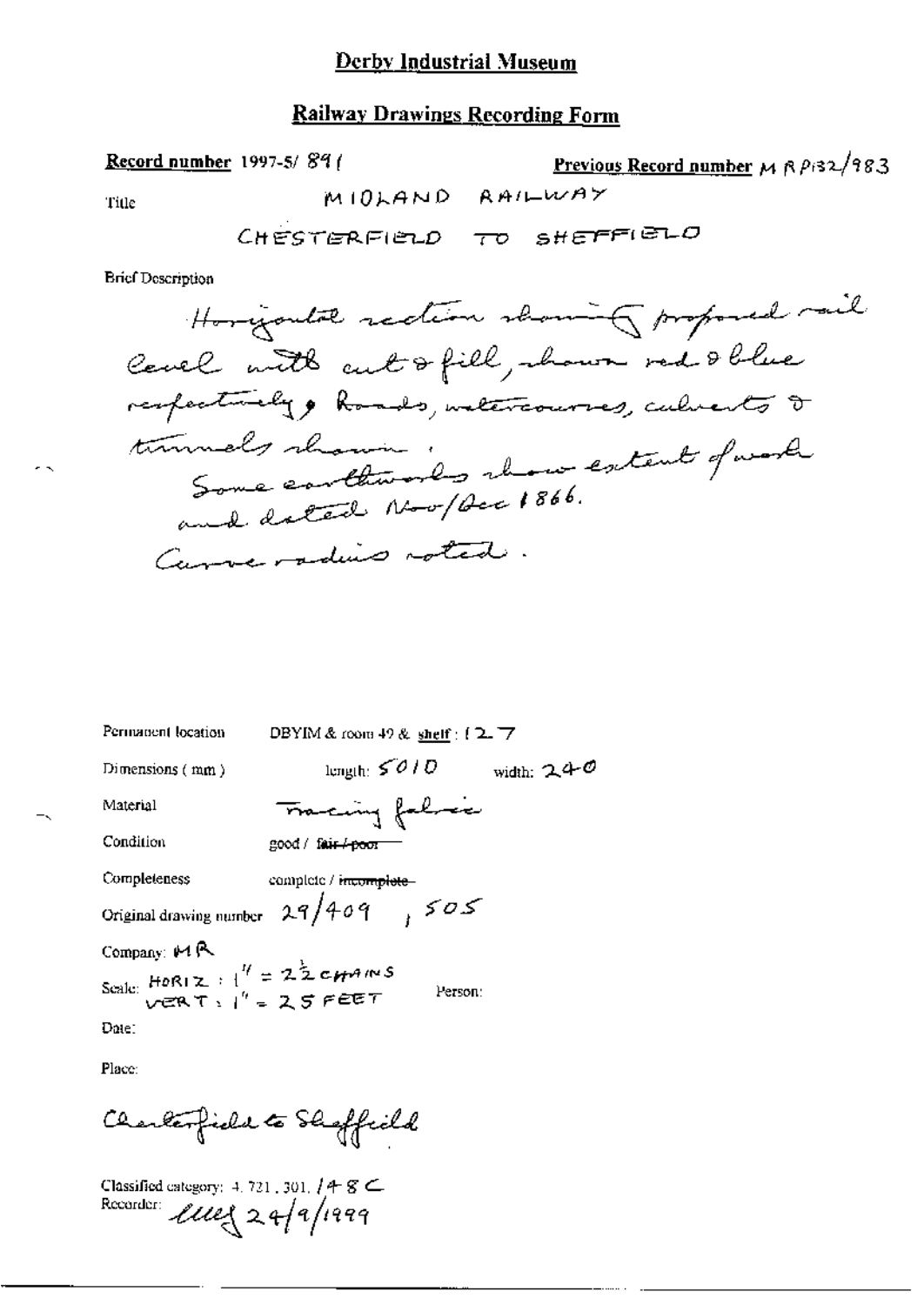# Derby Industrial Museum

## Railway Drawings Recording Form

**Record number** 1997-5/ 891

**Previous Record number** MRP132/983

Title

MIDLAND RAILWAY

CHESTERFIELD TO SHEFFIELD

Brief Description

Horizontal section showing proposed rail level with cut & fill, shown red & blue respectively, Roads, watercourses, culverts & tunnels shown.
Some earthworks show extent of work and dated Nov/Dec 1866.
Curve radius noted.

Permanent location: DBYIM & room 49 & shelf: 127

Dimensions (mm): length: 5010 width: 240

Material: Tracing fabric

Condition: good / ~~fair / poor~~

Completeness: complete / ~~incomplete~~

Original drawing number: 29/409, 505

Company: MR

Scale: HORIZ: 1" = 2½ CHAINS
VERT: 1" = 25 FEET

Person:

Date:

Place:

Chesterfield to Sheffield

Classified category: 4.721.301. /48C

Recorder: [signature] 24/9/1999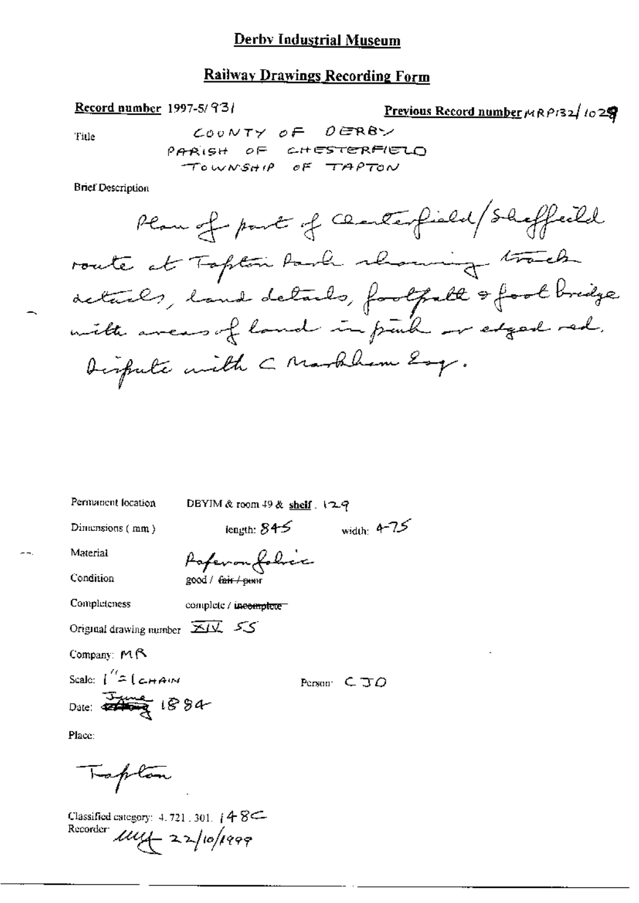# Derby Industrial Museum

## Railway Drawings Recording Form

**Record number** 1997-5/931

**Previous Record number** MRP132/1029

Title

COUNTY OF DERBY
PARISH OF CHESTERFIELD
TOWNSHIP OF TAPTON

Brief Description

Plan of part of Chesterfield/Sheffield route at Tapton Park showing track details, land details, footpath & foot bridge with areas of land in pink or edged red. Dispute with C Markham Esq.

Permanent location DBYIM & room 49 & shelf. 129

Dimensions (mm) length: 845 width: 475

Material Paper on fabric

Condition good / ~~fair / poor~~

Completeness complete / ~~incomplete~~

Original drawing number XIV 55

Company: MR

Scale: 1" = 1 chain

Person: CJO

Date: ~~[illegible]~~ June 1884

Place:

Tapton

Classified category: 4.721.301. 148C

Recorder: [signature] 22/10/1999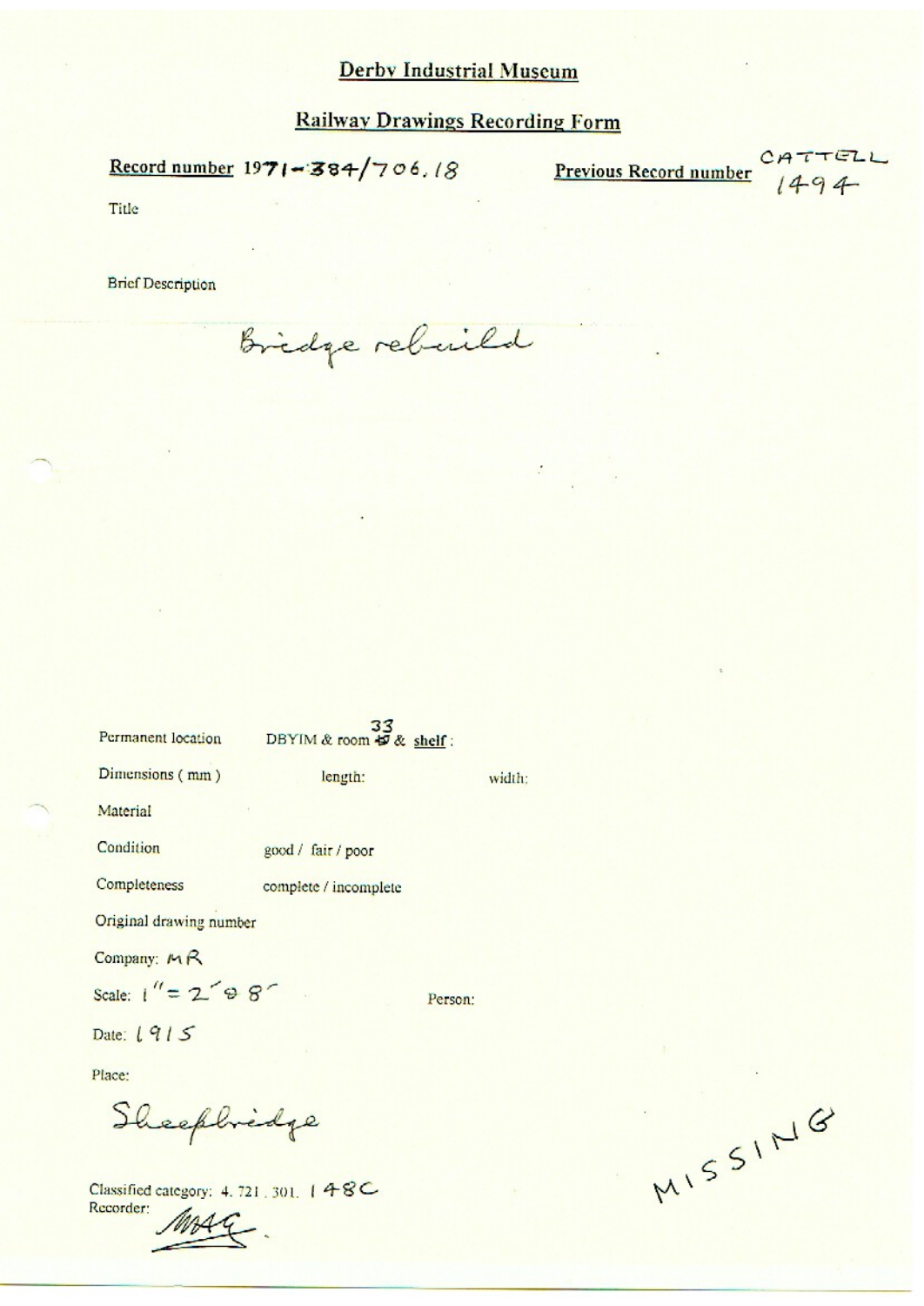# Derby Industrial Museum

## Railway Drawings Recording Form

**Record number** 1971-384/706.18

**Previous Record number** CATTELL 1494

Title

Brief Description

Bridge rebuild

Permanent location DBYIM & room 33 & **shelf**:

Dimensions (mm) length: width:

Material

Condition good / fair / poor

Completeness complete / incomplete

Original drawing number

Company: MR

Scale: 1" = 2' 8"

Person:

Date: 1915

Place:

Sheepbridge

Classified category: 4.721.301.148C

Recorder: MAG

MISSING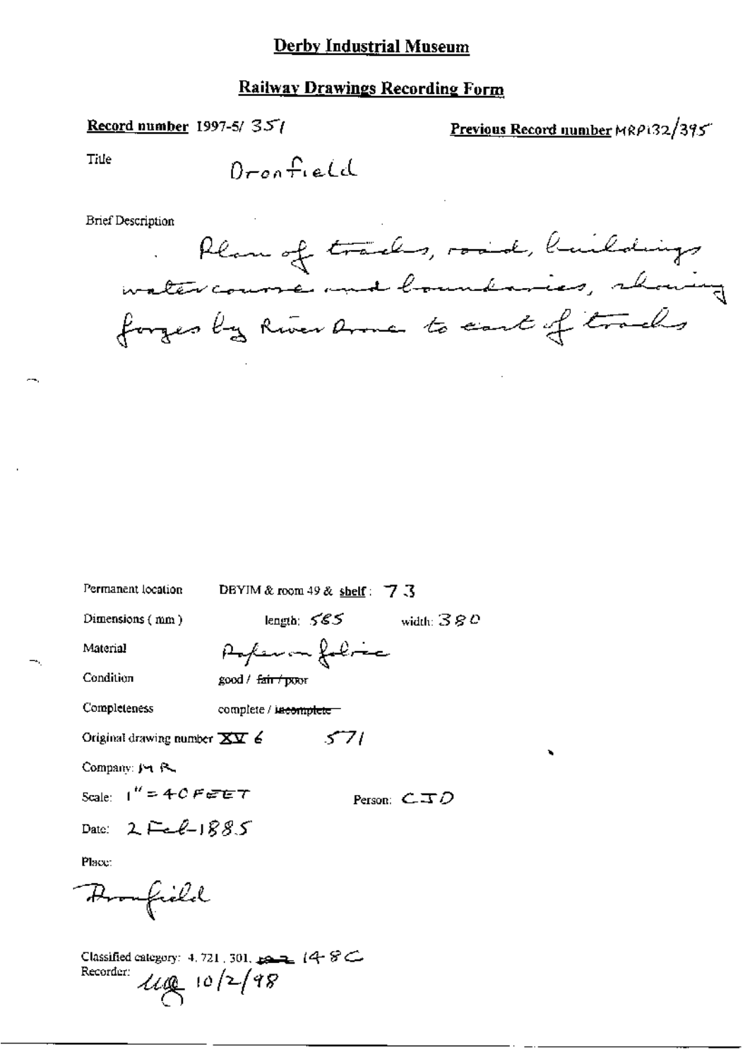# Derby Industrial Museum

## Railway Drawings Recording Form

**Record number** 1997-5/ 351

**Previous Record number** MRP132/395

Title

Dronfield

Brief Description

Plan of tracks, road, buildings watercourse and boundaries, showing forges by River Drone to east of tracks

Permanent location DBYIM & room 49 & **shelf**: 73

Dimensions (mm) length: 585 width: 380

Material Paper on fabric

Condition good / ~~fair / poor~~

Completeness complete / ~~incomplete~~

Original drawing number XV 6 571

Company: MR

Scale: 1" = 40 FEET

Person: CJD

Date: 2 Feb-1885

Place:

Dronfield

Classified category: 4.721, 301, ~~...~~ 148C

Recorder: ug 10/2/98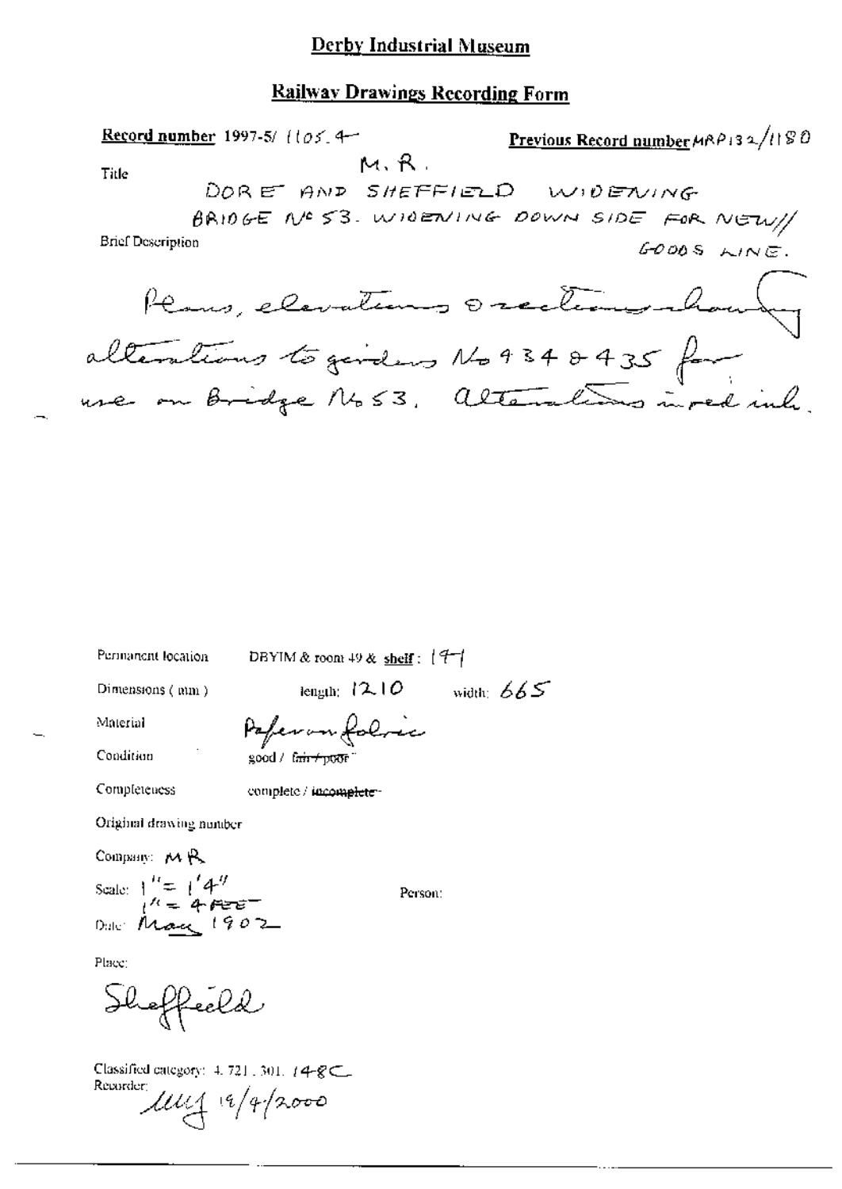# Derby Industrial Museum

## Railway Drawings Recording Form

**Record number** 1997-5/ 1105.4

**Previous Record number** MRP132/1180

Title

M.R.

DORE AND SHEFFIELD WIDENING

BRIDGE No 53. WIDENING DOWN SIDE FOR NEW GOODS LINE.

Brief Description

Plans, elevations & sections showing alterations to girders No 434 & 435 for use on Bridge No 53. Alterations in red ink.

Permanent location: DBYIM & room 49 & **shelf**: 197

Dimensions (mm): length: 1210 width: 665

Material: Paper on fabric

Condition: good / ~~fair / poor~~

Completeness: complete / ~~incomplete~~

Original drawing number

Company: MR

Scale: 1" = 1'4"
1" = 4 FEET

Person:

Date: May 1902

Place:

Sheffield

Classified category: 4.721.301.148C

Recorder: MJ 19/4/2000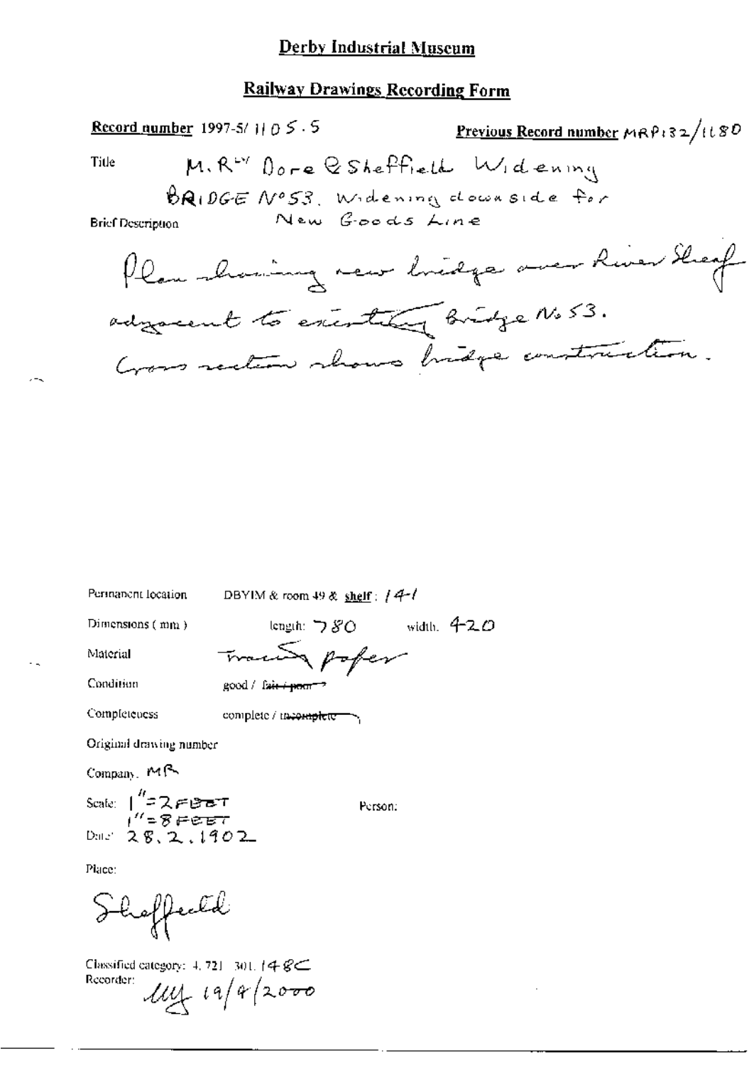# Derby Industrial Museum

## Railway Drawings Recording Form

**Record number** 1997-5/ 1105 . 5

**Previous Record number** MRP132/1180

Title: M. Rly Dore & Sheffield Widening
BRIDGE No 53. Widening downside for New Goods Line

Brief Description: Plan showing new bridge over River Sheaf adjacent to existing Bridge No 53.
Cross section shows bridge construction.

Permanent location: DBYIM & room 49 & **shelf**: 14-1

Dimensions (mm): length: 780 width: 420

Material: Tracing paper

Condition: good / ~~fair / poor~~

Completeness: complete / ~~incomplete~~

Original drawing number

Company: MR

Scale: 1" = 2 FEET
1" = 8 FEET

Person:

Date: 28.2.1902

Place:

Sheffield

Classified category: 4. 721. 301. 148C

Recorder: MY 19/4/2000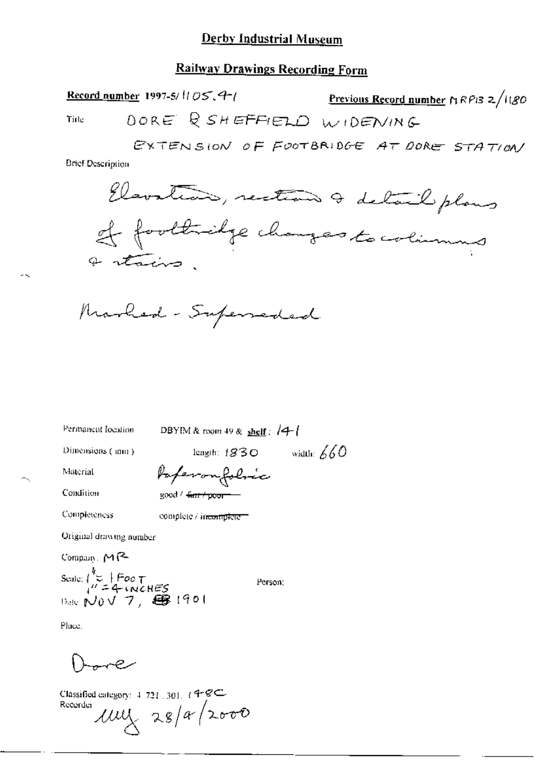# Derby Industrial Museum

## Railway Drawings Recording Form

**Record number** 1997-5/1105.41

**Previous Record number** MRP132/1180

Title: DORE & SHEFFIELD WIDENING

EXTENSION OF FOOTBRIDGE AT DORE STATION

Brief Description

Elevation, section & detail plans of footbridge changes to columns & stairs.

Marked - Superseded

Permanent location: DBYIM & room 49 & **shelf**: 141

Dimensions (mm): length: 1830 width: 660

Material: Paper on fabric

Condition: good / ~~fair / poor~~

Completeness: complete / ~~incomplete~~

Original drawing number

Company: MR

Scale: 1" = 1 Foot, 1" = 4 INCHES

Person:

Date: NOV 7, 1901

Place:

Dore

Classified category: 4.721.301.148C

Recorder: MW 28/4/2000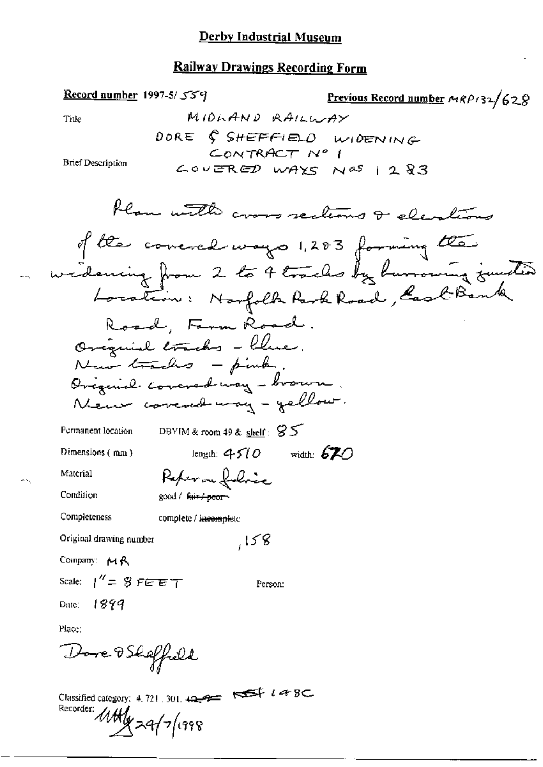**Derby Industrial Museum**

**Railway Drawings Recording Form**

**Record number** 1997-5/559

**Previous Record number** MRP132/628

Title: MIDLAND RAILWAY

DORE & SHEFFIELD WIDENING
CONTRACT No 1
COVERED WAYS Nos 1 2 & 3

Brief Description:

Plan with cross sections & elevations of the covered ways 1,2&3 forming the widening from 2 to 4 tracks by burrowing junction
Location: Norfolk Park Road, East Bank Road, Farm Road.
Original tracks - blue.
New tracks - pink.
Original covered way - brown.
New covered way - yellow.

Permanent location: DBYIM & room 49 & shelf: 85

Dimensions (mm): length: 4510 width: 670

Material: Paper on fabric

Condition: good / ~~fair / poor~~

Completeness: complete / ~~incomplete~~

Original drawing number: ,158

Company: MR

Scale: 1" = 8 FEET

Person:

Date: 1899

Place:

Dore & Sheffield

Classified category: 4.721.301. ~~12.9~~ ~~RST~~ 148C

Recorder: [signature] 29/7/1998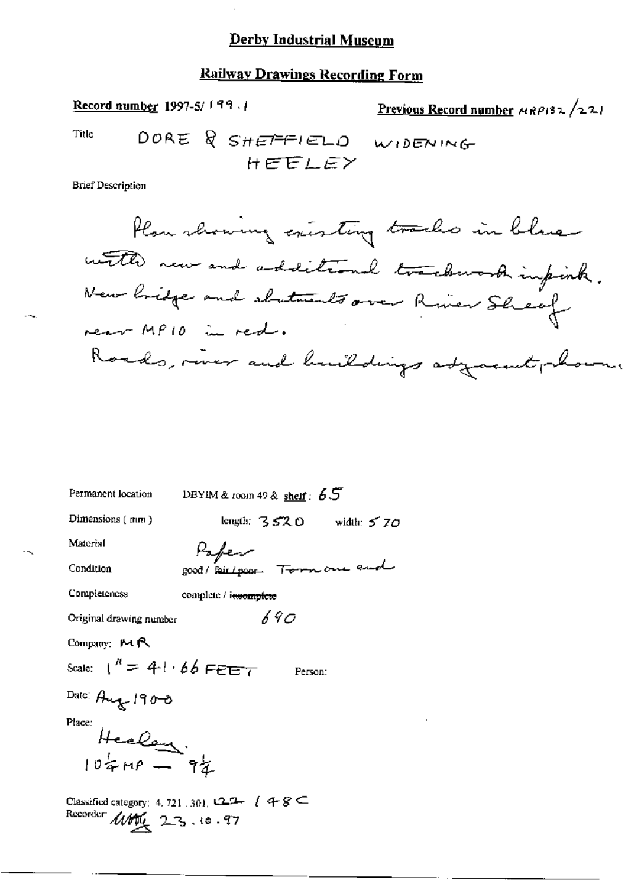## Derby Industrial Museum

### Railway Drawings Recording Form

**Record number** 1997-5/ 199 . 1

**Previous Record number** MRP132 /221

Title DORE & SHEFFIELD WIDENING HEELEY

Brief Description

Plan showing existing tracks in blue with new and additional trackwork in pink. New bridge and abutments over River Sheaf near MP10 in red. Roads, river and buildings adjacent shown.

Permanent location DBYIM & room 49 & shelf : 65

Dimensions ( mm ) length: 3520 width: 570

Material Paper

Condition good / ~~fair / poor~~ Torn one end

Completeness complete / ~~incomplete~~

Original drawing number 690

Company: MR

Scale: 1" = 41 · 66 FEET Person:

Date: Aug 1900

Place: Heeley. $10\frac{1}{4}$ MP — $9\frac{1}{4}$

Classified category: 4. 721 . 301. 122 148C

Recorder: [initials] 23 . 10 . 97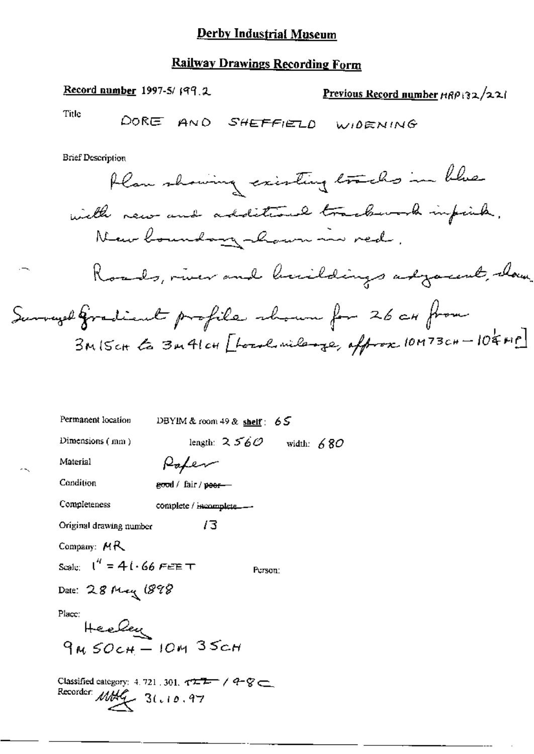# Derby Industrial Museum

## Railway Drawings Recording Form

**Record number** 1997-5/ 199.2

**Previous Record number** HRP132/221

Title

DORE AND SHEFFIELD WIDENING

Brief Description

Plan showing existing tracks in blue with new and additional trackwork in pink. New boundary shown in red.

Roads, river and buildings adjacent, shown.

Surveyed gradient profile shown for 26 CH from 3M 15CH to 3M 41CH [Local mileage, approx 10M 73CH – 10¼ MP]

Permanent location DBYIM & room 49 & shelf: 65

Dimensions (mm) length: 2560 width: 680

Material Paper

Condition good / fair / ~~poor~~

Completeness complete / ~~incomplete~~

Original drawing number 13

Company: MR

Scale: 1" = 41.66 FEET

Person:

Date: 28 May 1898

Place:

Heeley

9M 50CH – 10M 35CH

Classified category: 4.721.301. ~~TZZ~~ / 9-8C

Recorder: MHG 31.10.97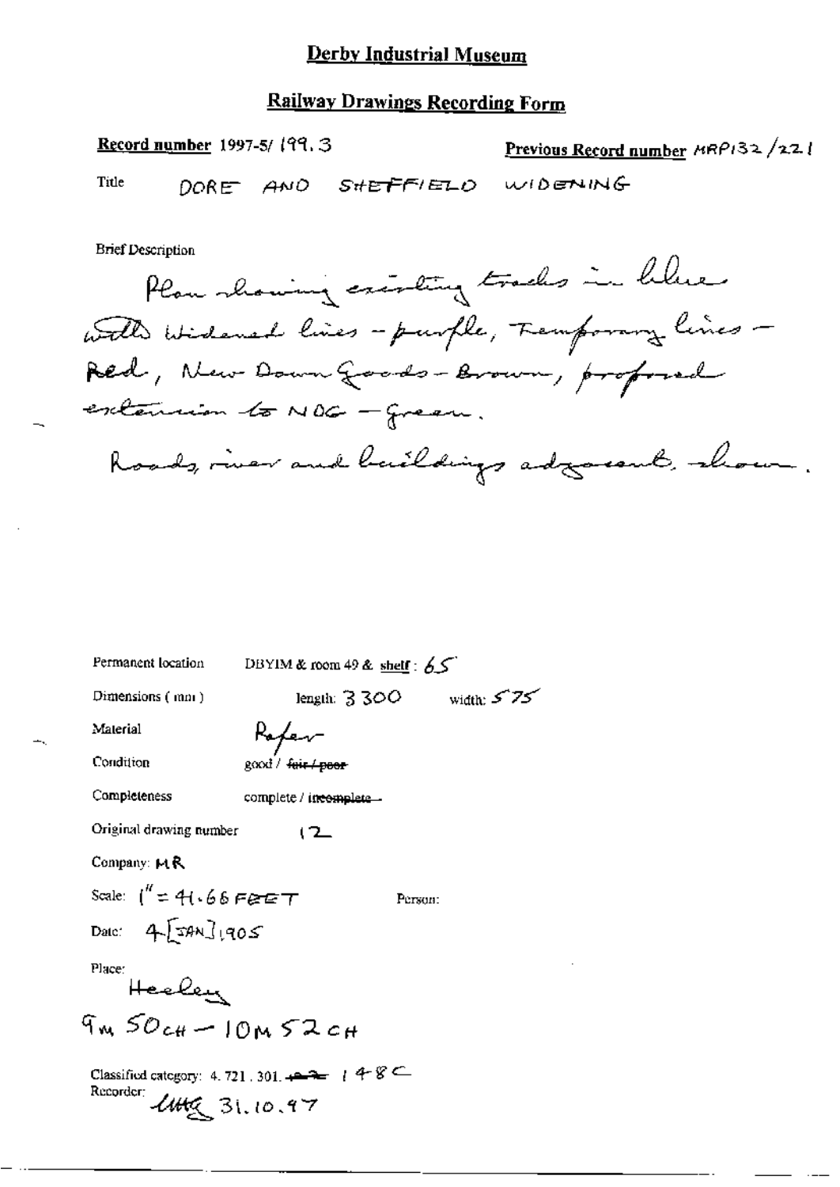# Derby Industrial Museum

## Railway Drawings Recording Form

**Record number** 1997-5/ 199.3

**Previous Record number** MRP132 /221

Title DORE AND SHEFFIELD WIDENING

Brief Description

Plan showing existing tracks in blue with Widened lines - purple, Temporary lines - Red, New Down Goods - Brown, proposed extension to NDG - Green.

Roads, river and buildings adjacent shown.

Permanent location DBYIM & room 49 & shelf : 65

Dimensions ( mm ) length: 3300 width: 575

Material Paper

Condition good / ~~fair / poor~~

Completeness complete / ~~incomplete~~

Original drawing number 12

Company: MR

Scale: 1" = 41.66 FEET

Person:

Date: 4 [JAN] 1905

Place: Heeley

9M 50CH - 10M 52CH

Classified category: 4. 721. 301. ~~~~ 148C

Recorder: UHG 31.10.97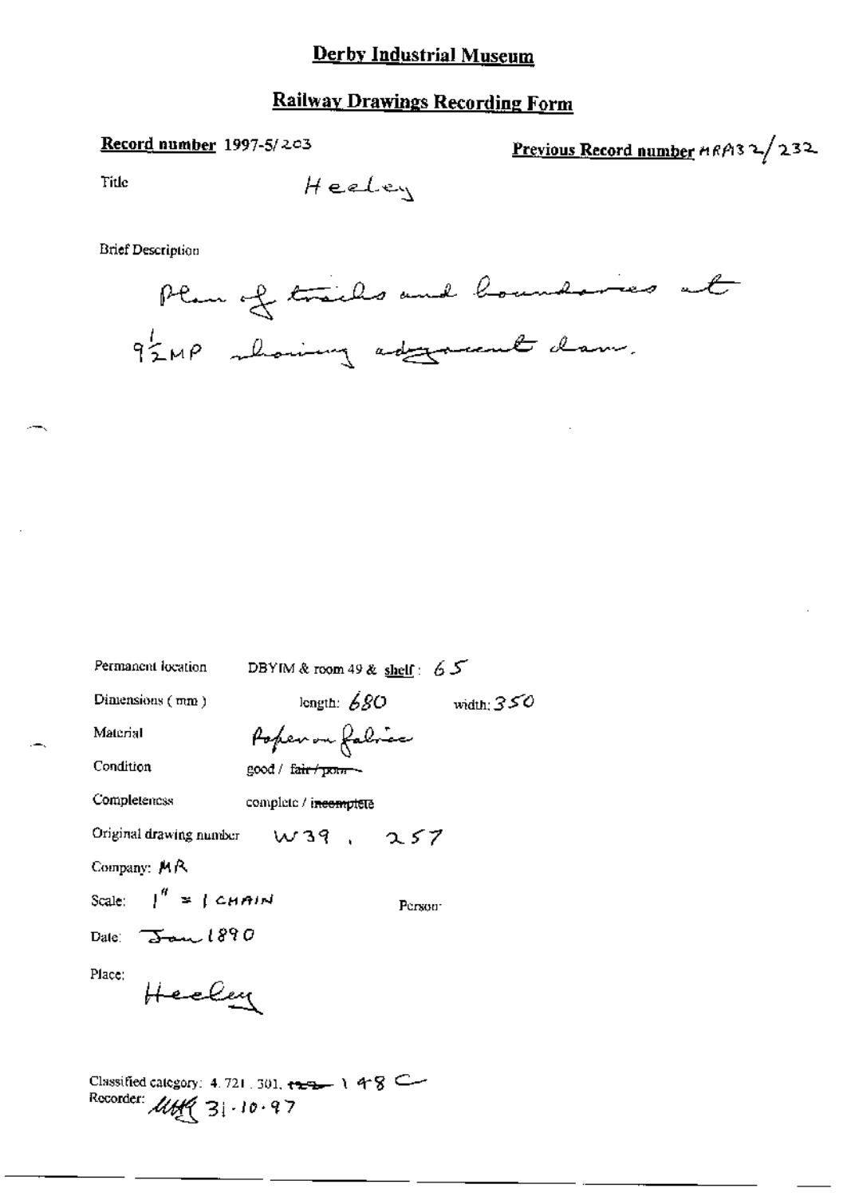# Derby Industrial Museum

## Railway Drawings Recording Form

**Record number** 1997-5/203

**Previous Record number** MRP132/232

Title Heeley

Brief Description

Plan of tracks and boundaries at $9\frac{1}{2}$MP showing adjacent dam.

Permanent location DBYIM & room 49 & shelf: 65

Dimensions (mm) length: 680 width: 350

Material Paper on fabric

Condition good / ~~fair / poor~~

Completeness complete / ~~incomplete~~

Original drawing number W39, 257

Company: MR

Scale: 1" = 1 CHAIN

Person:

Date: Jan 1890

Place: Heeley

Classified category: 4.721.301, ~~122~~ 148 C

Recorder: MHK 31-10-97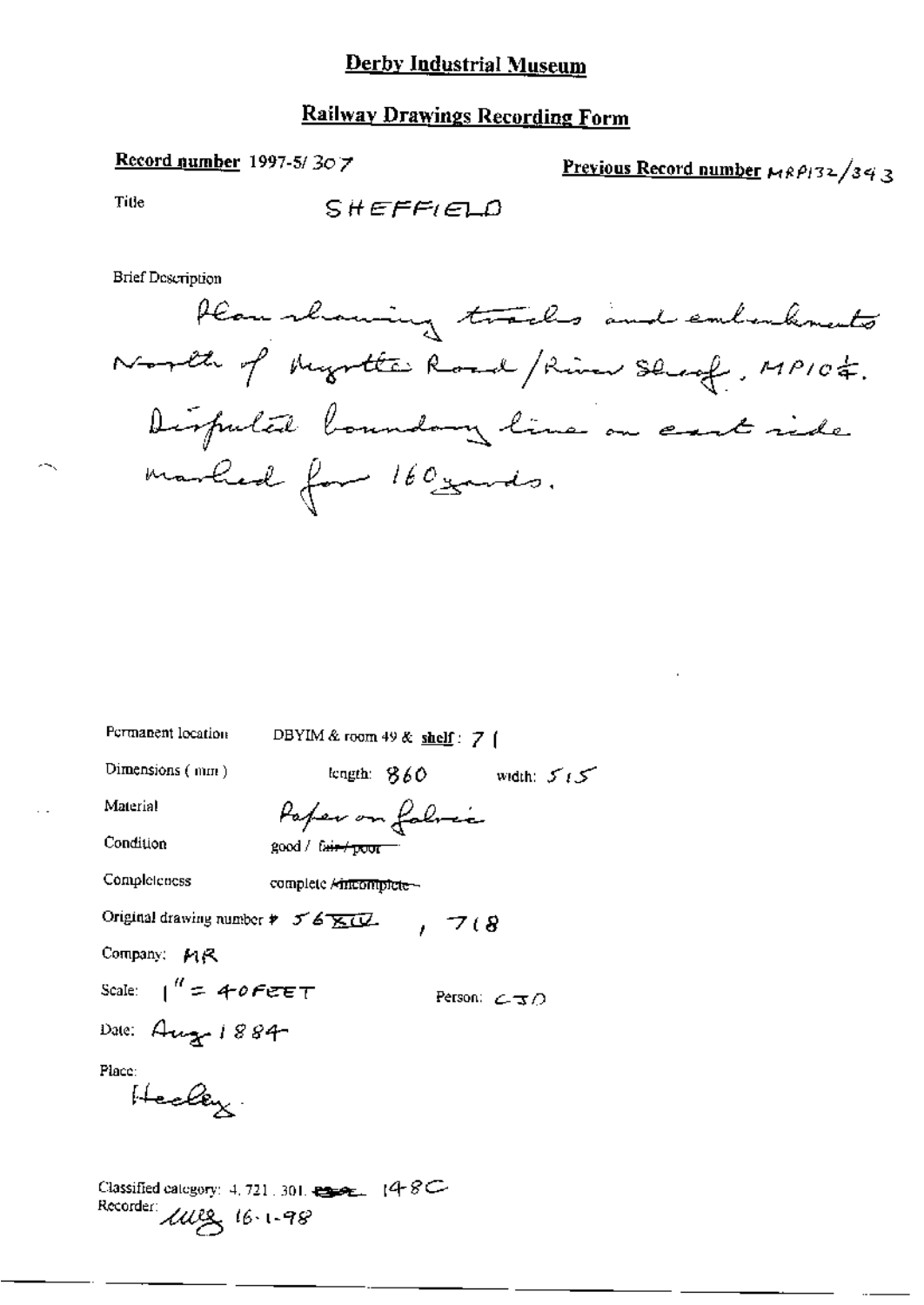# Derby Industrial Museum

## Railway Drawings Recording Form

**Record number** 1997-5/ 307

**Previous Record number** MRP132/343

Title SHEFFIELD

Brief Description

Plan showing tracks and embankments North of Myrtle Road / River Sheaf, MP10¾. Disputed boundary line on east side marked for 160 yards.

Permanent location DBYIM & room 49 & **shelf**: 7 (

Dimensions (mm) length: 860 width: 515

Material Paper on fabric

Condition good / ~~fair / poor~~

Completeness complete / ~~incomplete~~

Original drawing number # 56 XIV , 718

Company: MR

Scale: 1" = 40 FEET Person: CJD

Date: Aug 1884

Place: Heeley.

Classified category: 4, 721, 301, ~~~~ 148C

Recorder: ~~~ 16-1-98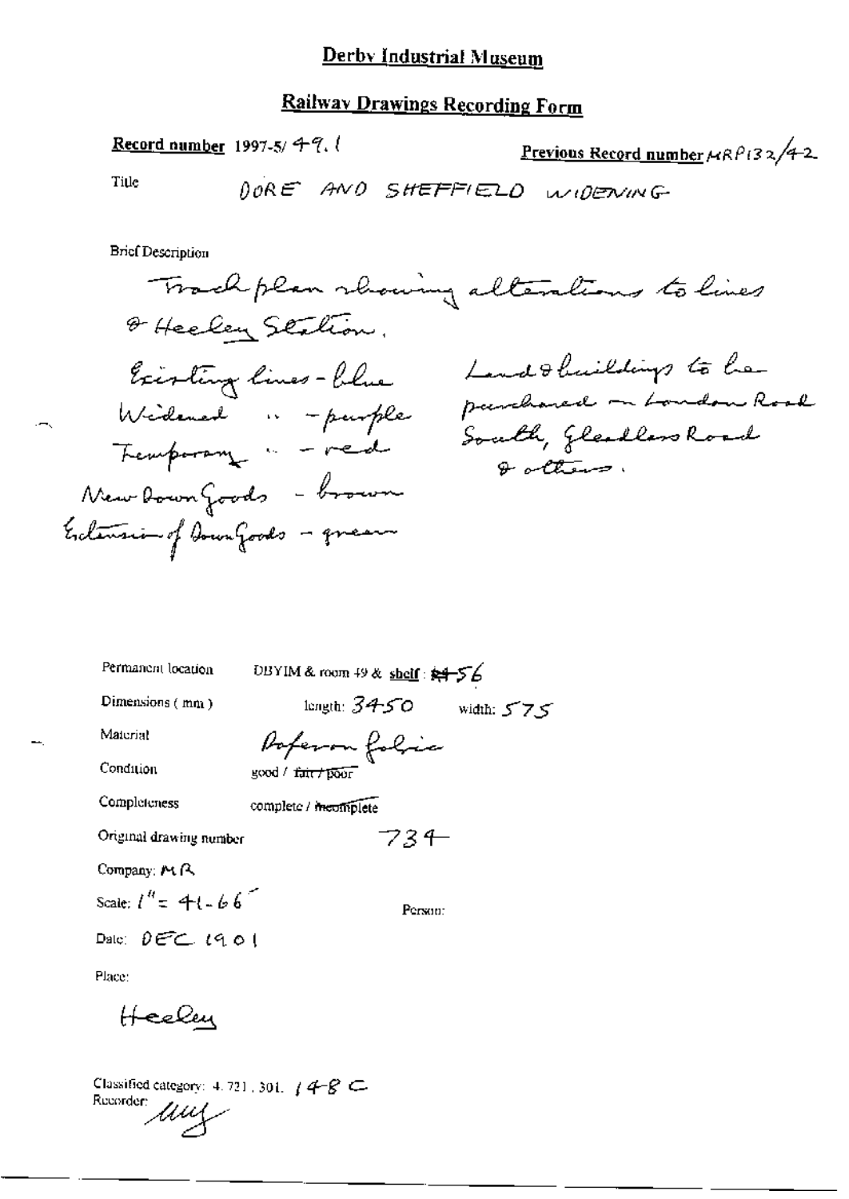# Derby Industrial Museum

## Railway Drawings Recording Form

**Record number** 1997-5/ 49.1

**Previous Record number** MRP132/42

Title DORE AND SHEFFIELD WIDENING

Brief Description

Track plan showing alterations to lines & Heeley Station.

Existing lines - blue
Widened " - purple
Temporary " - red
New Down Goods - brown
Extension of Down Goods - green

Land & buildings to be purchased in London Road South, Gleadless Road & others.

Permanent location DBYIM & room 49 & shelf: ~~84~~ 56

Dimensions (mm) length: 3450 width: 575

Material Paper on fabric

Condition good / ~~fair / poor~~

Completeness complete / ~~incomplete~~

Original drawing number 734

Company: MR

Scale: 1" = 41.66'

Person:

Date: DEC 1901

Place:

Heeley

Classified category: 4.721.301. 148 C

Recorder: MY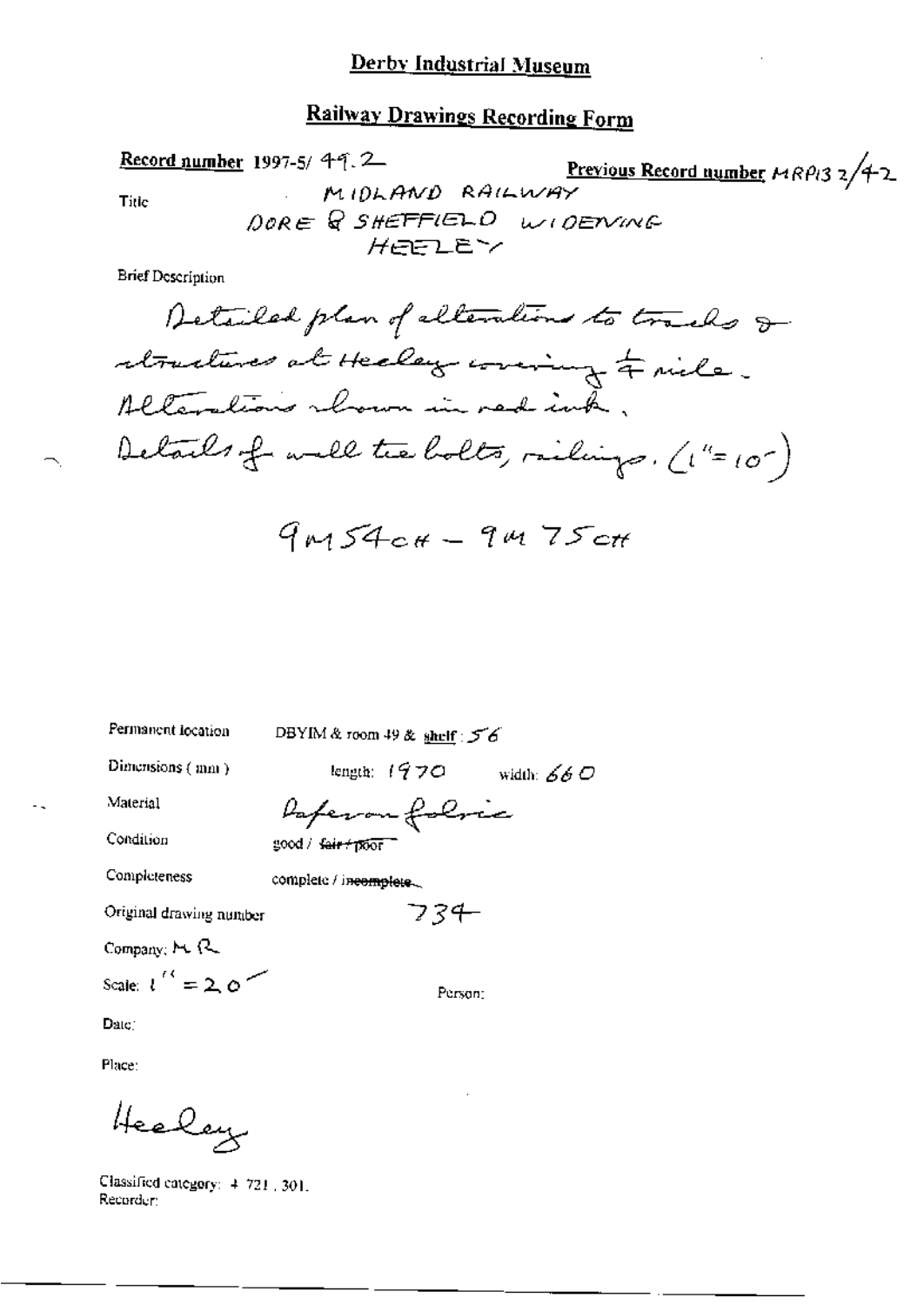# Derby Industrial Museum

## Railway Drawings Recording Form

**Record number** 1997-5/ 49.2

**Previous Record number** MRP132/42

Title

MIDLAND RAILWAY
DORE & SHEFFIELD WIDENING
HEELEY

Brief Description

Detailed plan of alterations to tracks & structures at Heeley covering ¼ mile. Alterations shown in red ink. Details of wall tie bolts, railings. (1" = 10')

9M 54CH – 9M 75CH

Permanent location DBYIM & room 49 & shelf : 56

Dimensions (mm) length: 1970 width: 660

Material Paper on fabric

Condition good / ~~fair / poor~~

Completeness complete / ~~incomplete~~

Original drawing number 734

Company: MR

Scale: 1" = 20'

Person:

Date:

Place:

Heeley

Classified category: 4 721 . 301.

Recorder: